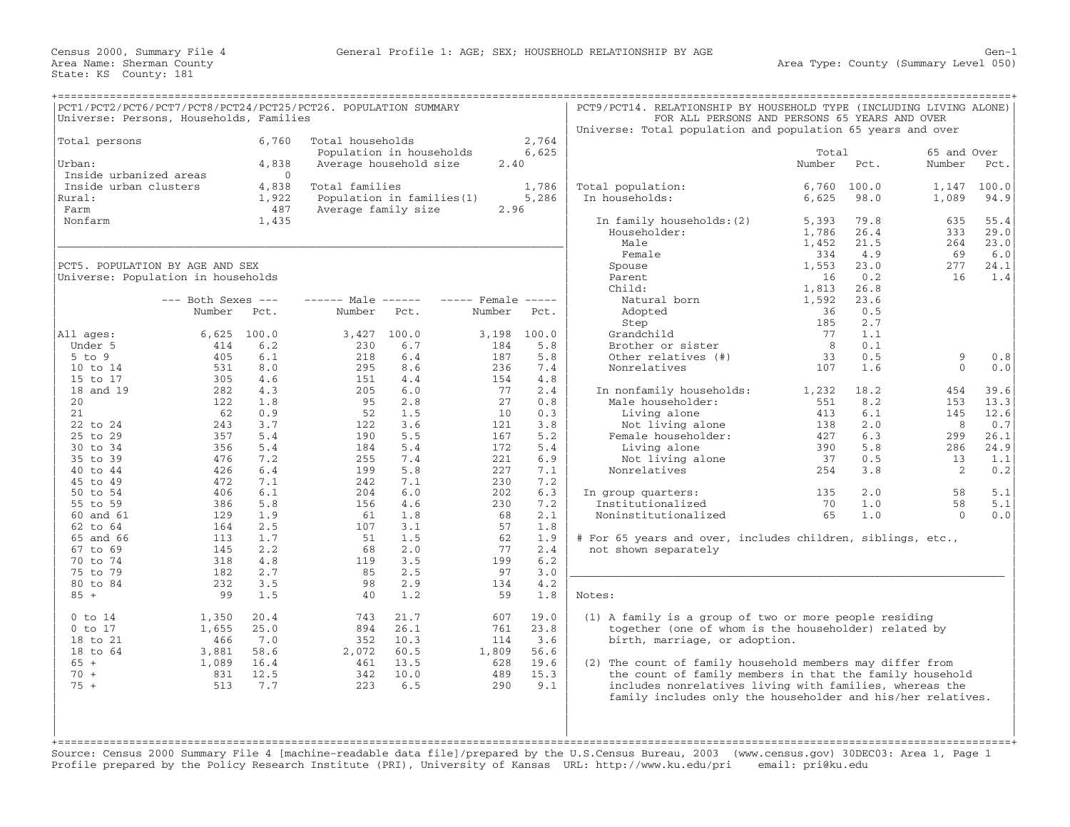Census 2000, Summary File 4 — General Profile 1: AGE; SEX; HOUSEHOLD RELATIONSHIP BY AGE — Gen-1

Area Name: Sherman County — Area Type: County (Summary Level 050)

State: KS County: 181

## PCT1/PCT2/PCT6/PCT7/PCT8/PCT24/PCT25/PCT26. POPULATION SUMMARY

Universe: Persons, Households, Families

| | | | |
|---|---|---|---|
| Total persons | 6,760 | Total households | 2,764 |
| | | Population in households | 6,625 |
| Urban: | 4,838 | Average household size | 2.40 |
| Inside urbanized areas | 0 | | |
| Inside urban clusters | 4,838 | Total families | 1,786 |
| Rural: | 1,922 | Population in families(1) | 5,286 |
| Farm | 487 | Average family size | 2.96 |
| Nonfarm | 1,435 | | |

## PCT5. POPULATION BY AGE AND SEX

Universe: Population in households

| | --- Both Sexes --- | | ------ Male ------ | | ----- Female ----- | |
|---|---|---|---|---|---|---|
| | Number | Pct. | Number | Pct. | Number | Pct. |
| All ages: | 6,625 | 100.0 | 3,427 | 100.0 | 3,198 | 100.0 |
| Under 5 | 414 | 6.2 | 230 | 6.7 | 184 | 5.8 |
| 5 to 9 | 405 | 6.1 | 218 | 6.4 | 187 | 5.8 |
| 10 to 14 | 531 | 8.0 | 295 | 8.6 | 236 | 7.4 |
| 15 to 17 | 305 | 4.6 | 151 | 4.4 | 154 | 4.8 |
| 18 and 19 | 282 | 4.3 | 205 | 6.0 | 77 | 2.4 |
| 20 | 122 | 1.8 | 95 | 2.8 | 27 | 0.8 |
| 21 | 62 | 0.9 | 52 | 1.5 | 10 | 0.3 |
| 22 to 24 | 243 | 3.7 | 122 | 3.6 | 121 | 3.8 |
| 25 to 29 | 357 | 5.4 | 190 | 5.5 | 167 | 5.2 |
| 30 to 34 | 356 | 5.4 | 184 | 5.4 | 172 | 5.4 |
| 35 to 39 | 476 | 7.2 | 255 | 7.4 | 221 | 6.9 |
| 40 to 44 | 426 | 6.4 | 199 | 5.8 | 227 | 7.1 |
| 45 to 49 | 472 | 7.1 | 242 | 7.1 | 230 | 7.2 |
| 50 to 54 | 406 | 6.1 | 204 | 6.0 | 202 | 6.3 |
| 55 to 59 | 386 | 5.8 | 156 | 4.6 | 230 | 7.2 |
| 60 and 61 | 129 | 1.9 | 61 | 1.8 | 68 | 2.1 |
| 62 to 64 | 164 | 2.5 | 107 | 3.1 | 57 | 1.8 |
| 65 and 66 | 113 | 1.7 | 51 | 1.5 | 62 | 1.9 |
| 67 to 69 | 145 | 2.2 | 68 | 2.0 | 77 | 2.4 |
| 70 to 74 | 318 | 4.8 | 119 | 3.5 | 199 | 6.2 |
| 75 to 79 | 182 | 2.7 | 85 | 2.5 | 97 | 3.0 |
| 80 to 84 | 232 | 3.5 | 98 | 2.9 | 134 | 4.2 |
| 85 + | 99 | 1.5 | 40 | 1.2 | 59 | 1.8 |
| 0 to 14 | 1,350 | 20.4 | 743 | 21.7 | 607 | 19.0 |
| 0 to 17 | 1,655 | 25.0 | 894 | 26.1 | 761 | 23.8 |
| 18 to 21 | 466 | 7.0 | 352 | 10.3 | 114 | 3.6 |
| 18 to 64 | 3,881 | 58.6 | 2,072 | 60.5 | 1,809 | 56.6 |
| 65 + | 1,089 | 16.4 | 461 | 13.5 | 628 | 19.6 |
| 70 + | 831 | 12.5 | 342 | 10.0 | 489 | 15.3 |
| 75 + | 513 | 7.7 | 223 | 6.5 | 290 | 9.1 |

## PCT9/PCT14. RELATIONSHIP BY HOUSEHOLD TYPE (INCLUDING LIVING ALONE) FOR ALL PERSONS AND PERSONS 65 YEARS AND OVER

Universe: Total population and population 65 years and over

| | Total | | 65 and Over | |
|---|---|---|---|---|
| | Number | Pct. | Number | Pct. |
| Total population: | 6,760 | 100.0 | 1,147 | 100.0 |
| In households: | 6,625 | 98.0 | 1,089 | 94.9 |
| In family households:(2) | 5,393 | 79.8 | 635 | 55.4 |
| Householder: | 1,786 | 26.4 | 333 | 29.0 |
| Male | 1,452 | 21.5 | 264 | 23.0 |
| Female | 334 | 4.9 | 69 | 6.0 |
| Spouse | 1,553 | 23.0 | 277 | 24.1 |
| Parent | 16 | 0.2 | 16 | 1.4 |
| Child: | 1,813 | 26.8 | | |
| Natural born | 1,592 | 23.6 | | |
| Adopted | 36 | 0.5 | | |
| Step | 185 | 2.7 | | |
| Grandchild | 77 | 1.1 | | |
| Brother or sister | 8 | 0.1 | | |
| Other relatives (#) | 33 | 0.5 | 9 | 0.8 |
| Nonrelatives | 107 | 1.6 | 0 | 0.0 |
| In nonfamily households: | 1,232 | 18.2 | 454 | 39.6 |
| Male householder: | 551 | 8.2 | 153 | 13.3 |
| Living alone | 413 | 6.1 | 145 | 12.6 |
| Not living alone | 138 | 2.0 | 8 | 0.7 |
| Female householder: | 427 | 6.3 | 299 | 26.1 |
| Living alone | 390 | 5.8 | 286 | 24.9 |
| Not living alone | 37 | 0.5 | 13 | 1.1 |
| Nonrelatives | 254 | 3.8 | 2 | 0.2 |
| In group quarters: | 135 | 2.0 | 58 | 5.1 |
| Institutionalized | 70 | 1.0 | 58 | 5.1 |
| Noninstitutionalized | 65 | 1.0 | 0 | 0.0 |

# For 65 years and over, includes children, siblings, etc., not shown separately

Notes:

(1) A family is a group of two or more people residing together (one of whom is the householder) related by birth, marriage, or adoption.

(2) The count of family household members may differ from the count of family members in that the family household includes nonrelatives living with families, whereas the family includes only the householder and his/her relatives.

Source: Census 2000 Summary File 4 [machine-readable data file]/prepared by the U.S.Census Bureau, 2003 (www.census.gov) 30DEC03: Area 1, Page 1
Profile prepared by the Policy Research Institute (PRI), University of Kansas URL: http://www.ku.edu/pri email: pri@ku.edu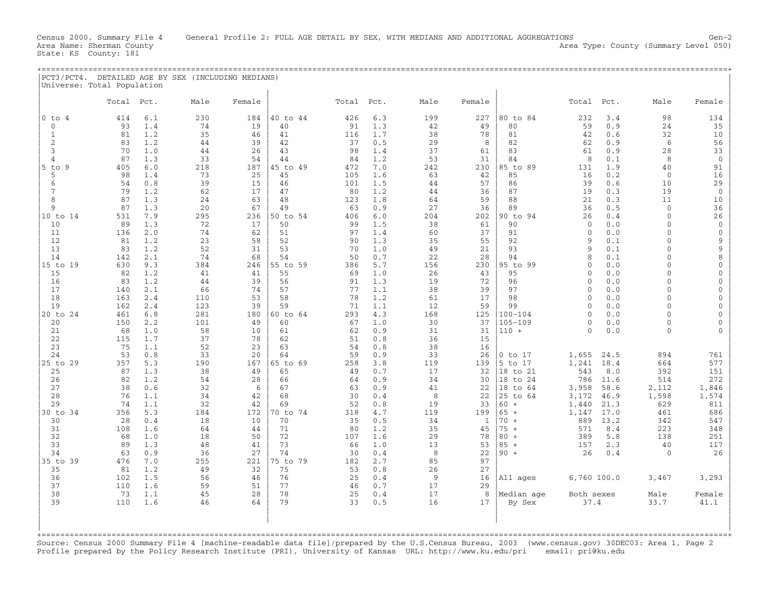Census 2000, Summary File 4 General Profile 2: FULL AGE DETAIL BY SEX, WITH MEDIANS AND ADDITIONAL AGGREGATIONS Gen-2
Area Name: Sherman County Area Type: County (Summary Level 050)
State: KS County: 181

## PCT3/PCT4. DETAILED AGE BY SEX (INCLUDING MEDIANS)

Universe: Total Population

| | Total | Pct. | Male | Female | | Total | Pct. | Male | Female | | Total | Pct. | Male | Female |
|---|---|---|---|---|---|---|---|---|---|---|---|---|---|---|
| 0 to 4 | 414 | 6.1 | 230 | 184 | 40 to 44 | 426 | 6.3 | 199 | 227 | 80 to 84 | 232 | 3.4 | 98 | 134 |
| 0 | 93 | 1.4 | 74 | 19 | 40 | 91 | 1.3 | 42 | 49 | 80 | 59 | 0.9 | 24 | 35 |
| 1 | 81 | 1.2 | 35 | 46 | 41 | 116 | 1.7 | 38 | 78 | 81 | 42 | 0.6 | 32 | 10 |
| 2 | 83 | 1.2 | 44 | 39 | 42 | 37 | 0.5 | 29 | 8 | 82 | 62 | 0.9 | 6 | 56 |
| 3 | 70 | 1.0 | 44 | 26 | 43 | 98 | 1.4 | 37 | 61 | 83 | 61 | 0.9 | 28 | 33 |
| 4 | 87 | 1.3 | 33 | 54 | 44 | 84 | 1.2 | 53 | 31 | 84 | 8 | 0.1 | 8 | 0 |
| 5 to 9 | 405 | 6.0 | 218 | 187 | 45 to 49 | 472 | 7.0 | 242 | 230 | 85 to 89 | 131 | 1.9 | 40 | 91 |
| 5 | 98 | 1.4 | 73 | 25 | 45 | 105 | 1.6 | 63 | 42 | 85 | 16 | 0.2 | 0 | 16 |
| 6 | 54 | 0.8 | 39 | 15 | 46 | 101 | 1.5 | 44 | 57 | 86 | 39 | 0.6 | 10 | 29 |
| 7 | 79 | 1.2 | 62 | 17 | 47 | 80 | 1.2 | 44 | 36 | 87 | 19 | 0.3 | 19 | 0 |
| 8 | 87 | 1.3 | 24 | 63 | 48 | 123 | 1.8 | 64 | 59 | 88 | 21 | 0.3 | 11 | 10 |
| 9 | 87 | 1.3 | 20 | 67 | 49 | 63 | 0.9 | 27 | 36 | 89 | 36 | 0.5 | 0 | 36 |
| 10 to 14 | 531 | 7.9 | 295 | 236 | 50 to 54 | 406 | 6.0 | 204 | 202 | 90 to 94 | 26 | 0.4 | 0 | 26 |
| 10 | 89 | 1.3 | 72 | 17 | 50 | 99 | 1.5 | 38 | 61 | 90 | 0 | 0.0 | 0 | 0 |
| 11 | 136 | 2.0 | 74 | 62 | 51 | 97 | 1.4 | 60 | 37 | 91 | 0 | 0.0 | 0 | 0 |
| 12 | 81 | 1.2 | 23 | 58 | 52 | 90 | 1.3 | 35 | 55 | 92 | 9 | 0.1 | 0 | 9 |
| 13 | 83 | 1.2 | 52 | 31 | 53 | 70 | 1.0 | 49 | 21 | 93 | 9 | 0.1 | 0 | 9 |
| 14 | 142 | 2.1 | 74 | 68 | 54 | 50 | 0.7 | 22 | 28 | 94 | 8 | 0.1 | 0 | 8 |
| 15 to 19 | 630 | 9.3 | 384 | 246 | 55 to 59 | 386 | 5.7 | 156 | 230 | 95 to 99 | 0 | 0.0 | 0 | 0 |
| 15 | 82 | 1.2 | 41 | 41 | 55 | 69 | 1.0 | 26 | 43 | 95 | 0 | 0.0 | 0 | 0 |
| 16 | 83 | 1.2 | 44 | 39 | 56 | 91 | 1.3 | 19 | 72 | 96 | 0 | 0.0 | 0 | 0 |
| 17 | 140 | 2.1 | 66 | 74 | 57 | 77 | 1.1 | 38 | 39 | 97 | 0 | 0.0 | 0 | 0 |
| 18 | 163 | 2.4 | 110 | 53 | 58 | 78 | 1.2 | 61 | 17 | 98 | 0 | 0.0 | 0 | 0 |
| 19 | 162 | 2.4 | 123 | 39 | 59 | 71 | 1.1 | 12 | 59 | 99 | 0 | 0.0 | 0 | 0 |
| 20 to 24 | 461 | 6.8 | 281 | 180 | 60 to 64 | 293 | 4.3 | 168 | 125 | 100-104 | 0 | 0.0 | 0 | 0 |
| 20 | 150 | 2.2 | 101 | 49 | 60 | 67 | 1.0 | 30 | 37 | 105-109 | 0 | 0.0 | 0 | 0 |
| 21 | 68 | 1.0 | 58 | 10 | 61 | 62 | 0.9 | 31 | 31 | 110 + | 0 | 0.0 | 0 | 0 |
| 22 | 115 | 1.7 | 37 | 78 | 62 | 51 | 0.8 | 36 | 15 | | | | | |
| 23 | 75 | 1.1 | 52 | 23 | 63 | 54 | 0.8 | 38 | 16 | | | | | |
| 24 | 53 | 0.8 | 33 | 20 | 64 | 59 | 0.9 | 33 | 26 | 0 to 17 | 1,655 | 24.5 | 894 | 761 |
| 25 to 29 | 357 | 5.3 | 190 | 167 | 65 to 69 | 258 | 3.8 | 119 | 139 | 5 to 17 | 1,241 | 18.4 | 664 | 577 |
| 25 | 87 | 1.3 | 38 | 49 | 65 | 49 | 0.7 | 17 | 32 | 18 to 21 | 543 | 8.0 | 392 | 151 |
| 26 | 82 | 1.2 | 54 | 28 | 66 | 64 | 0.9 | 34 | 30 | 18 to 24 | 786 | 11.6 | 514 | 272 |
| 27 | 38 | 0.6 | 32 | 6 | 67 | 63 | 0.9 | 41 | 22 | 18 to 64 | 3,958 | 58.6 | 2,112 | 1,846 |
| 28 | 76 | 1.1 | 34 | 42 | 68 | 30 | 0.4 | 8 | 22 | 25 to 64 | 3,172 | 46.9 | 1,598 | 1,574 |
| 29 | 74 | 1.1 | 32 | 42 | 69 | 52 | 0.8 | 19 | 33 | 60 + | 1,440 | 21.3 | 629 | 811 |
| 30 to 34 | 356 | 5.3 | 184 | 172 | 70 to 74 | 318 | 4.7 | 119 | 199 | 65 + | 1,147 | 17.0 | 461 | 686 |
| 30 | 28 | 0.4 | 18 | 10 | 70 | 35 | 0.5 | 34 | 1 | 70 + | 889 | 13.2 | 342 | 547 |
| 31 | 108 | 1.6 | 64 | 44 | 71 | 80 | 1.2 | 35 | 45 | 75 + | 571 | 8.4 | 223 | 348 |
| 32 | 68 | 1.0 | 18 | 50 | 72 | 107 | 1.6 | 29 | 78 | 80 + | 389 | 5.8 | 138 | 251 |
| 33 | 89 | 1.3 | 48 | 41 | 73 | 66 | 1.0 | 13 | 53 | 85 + | 157 | 2.3 | 40 | 117 |
| 34 | 63 | 0.9 | 36 | 27 | 74 | 30 | 0.4 | 8 | 22 | 90 + | 26 | 0.4 | 0 | 26 |
| 35 to 39 | 476 | 7.0 | 255 | 221 | 75 to 79 | 182 | 2.7 | 85 | 97 | | | | | |
| 35 | 81 | 1.2 | 49 | 32 | 75 | 53 | 0.8 | 26 | 27 | | | | | |
| 36 | 102 | 1.5 | 56 | 46 | 76 | 25 | 0.4 | 9 | 16 | All ages | 6,760 | 100.0 | 3,467 | 3,293 |
| 37 | 110 | 1.6 | 59 | 51 | 77 | 46 | 0.7 | 17 | 29 | | | | | |
| 38 | 73 | 1.1 | 45 | 28 | 78 | 25 | 0.4 | 17 | 8 | Median age | Both sexes | | Male | Female |
| 39 | 110 | 1.6 | 46 | 64 | 79 | 33 | 0.5 | 16 | 17 | By Sex | 37.4 | | 33.7 | 41.1 |

Source: Census 2000 Summary File 4 [machine-readable data file]/prepared by the U.S.Census Bureau, 2003 (www.census.gov) 30DEC03: Area 1, Page 2
Profile prepared by the Policy Research Institute (PRI), University of Kansas URL: http://www.ku.edu/pri email: pri@ku.edu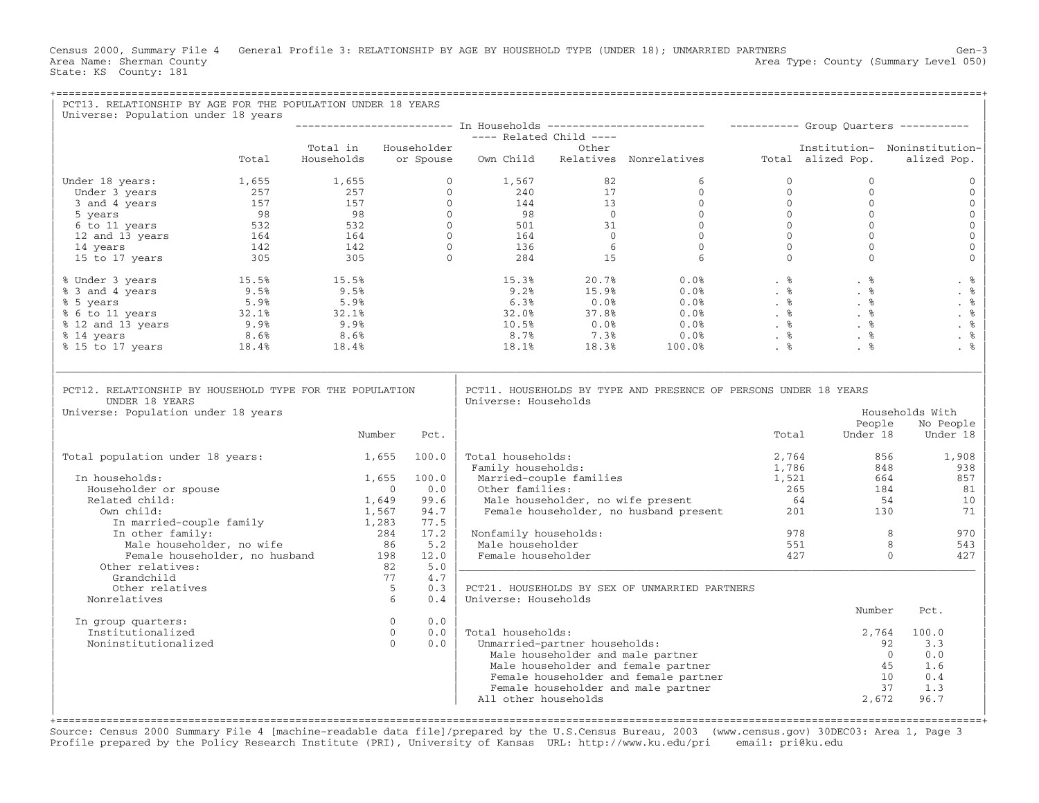Census 2000, Summary File 4 General Profile 3: RELATIONSHIP BY AGE BY HOUSEHOLD TYPE (UNDER 18); UNMARRIED PARTNERS Gen-3
Area Name: Sherman County Area Type: County (Summary Level 050)
State: KS County: 181

## PCT13. RELATIONSHIP BY AGE FOR THE POPULATION UNDER 18 YEARS

Universe: Population under 18 years

| | | In Households | | | | | Group Quarters | | |
|---|---|---|---|---|---|---|---|---|---|
| | | | | Related Child | | | | | |
| | Total | Total in Households | Householder or Spouse | Own Child | Other Relatives | Nonrelatives | Total | Institutionalized Pop. | Noninstitutionalized Pop. |
| Under 18 years: | 1,655 | 1,655 | 0 | 1,567 | 82 | 6 | 0 | 0 | 0 |
| Under 3 years | 257 | 257 | 0 | 240 | 17 | 0 | 0 | 0 | 0 |
| 3 and 4 years | 157 | 157 | 0 | 144 | 13 | 0 | 0 | 0 | 0 |
| 5 years | 98 | 98 | 0 | 98 | 0 | 0 | 0 | 0 | 0 |
| 6 to 11 years | 532 | 532 | 0 | 501 | 31 | 0 | 0 | 0 | 0 |
| 12 and 13 years | 164 | 164 | 0 | 164 | 0 | 0 | 0 | 0 | 0 |
| 14 years | 142 | 142 | 0 | 136 | 6 | 0 | 0 | 0 | 0 |
| 15 to 17 years | 305 | 305 | 0 | 284 | 15 | 6 | 0 | 0 | 0 |
| % Under 3 years | 15.5% | 15.5% | | 15.3% | 20.7% | 0.0% | . % | . % | . % |
| % 3 and 4 years | 9.5% | 9.5% | | 9.2% | 15.9% | 0.0% | . % | . % | . % |
| % 5 years | 5.9% | 5.9% | | 6.3% | 0.0% | 0.0% | . % | . % | . % |
| % 6 to 11 years | 32.1% | 32.1% | | 32.0% | 37.8% | 0.0% | . % | . % | . % |
| % 12 and 13 years | 9.9% | 9.9% | | 10.5% | 0.0% | 0.0% | . % | . % | . % |
| % 14 years | 8.6% | 8.6% | | 8.7% | 7.3% | 0.0% | . % | . % | . % |
| % 15 to 17 years | 18.4% | 18.4% | | 18.1% | 18.3% | 100.0% | . % | . % | . % |

## PCT12. RELATIONSHIP BY HOUSEHOLD TYPE FOR THE POPULATION UNDER 18 YEARS

Universe: Population under 18 years

| | Number | Pct. |
|---|---|---|
| Total population under 18 years: | 1,655 | 100.0 |
| In households: | 1,655 | 100.0 |
| Householder or spouse | 0 | 0.0 |
| Related child: | 1,649 | 99.6 |
| Own child: | 1,567 | 94.7 |
| In married-couple family | 1,283 | 77.5 |
| In other family: | 284 | 17.2 |
| Male householder, no wife | 86 | 5.2 |
| Female householder, no husband | 198 | 12.0 |
| Other relatives: | 82 | 5.0 |
| Grandchild | 77 | 4.7 |
| Other relatives | 5 | 0.3 |
| Nonrelatives | 6 | 0.4 |
| In group quarters: | 0 | 0.0 |
| Institutionalized | 0 | 0.0 |
| Noninstitutionalized | 0 | 0.0 |

## PCT11. HOUSEHOLDS BY TYPE AND PRESENCE OF PERSONS UNDER 18 YEARS

Universe: Households

| | Total | Households With People Under 18 | Households With No People Under 18 |
|---|---|---|---|
| Total households: | 2,764 | 856 | 1,908 |
| Family households: | 1,786 | 848 | 938 |
| Married-couple families | 1,521 | 664 | 857 |
| Other families: | 265 | 184 | 81 |
| Male householder, no wife present | 64 | 54 | 10 |
| Female householder, no husband present | 201 | 130 | 71 |
| Nonfamily households: | 978 | 8 | 970 |
| Male householder | 551 | 8 | 543 |
| Female householder | 427 | 0 | 427 |

## PCT21. HOUSEHOLDS BY SEX OF UNMARRIED PARTNERS

Universe: Households

| | Number | Pct. |
|---|---|---|
| Total households: | 2,764 | 100.0 |
| Unmarried-partner households: | 92 | 3.3 |
| Male householder and male partner | 0 | 0.0 |
| Male householder and female partner | 45 | 1.6 |
| Female householder and female partner | 10 | 0.4 |
| Female householder and male partner | 37 | 1.3 |
| All other households | 2,672 | 96.7 |

Source: Census 2000 Summary File 4 [machine-readable data file]/prepared by the U.S.Census Bureau, 2003 (www.census.gov) 30DEC03: Area 1, Page 3
Profile prepared by the Policy Research Institute (PRI), University of Kansas URL: http://www.ku.edu/pri email: pri@ku.edu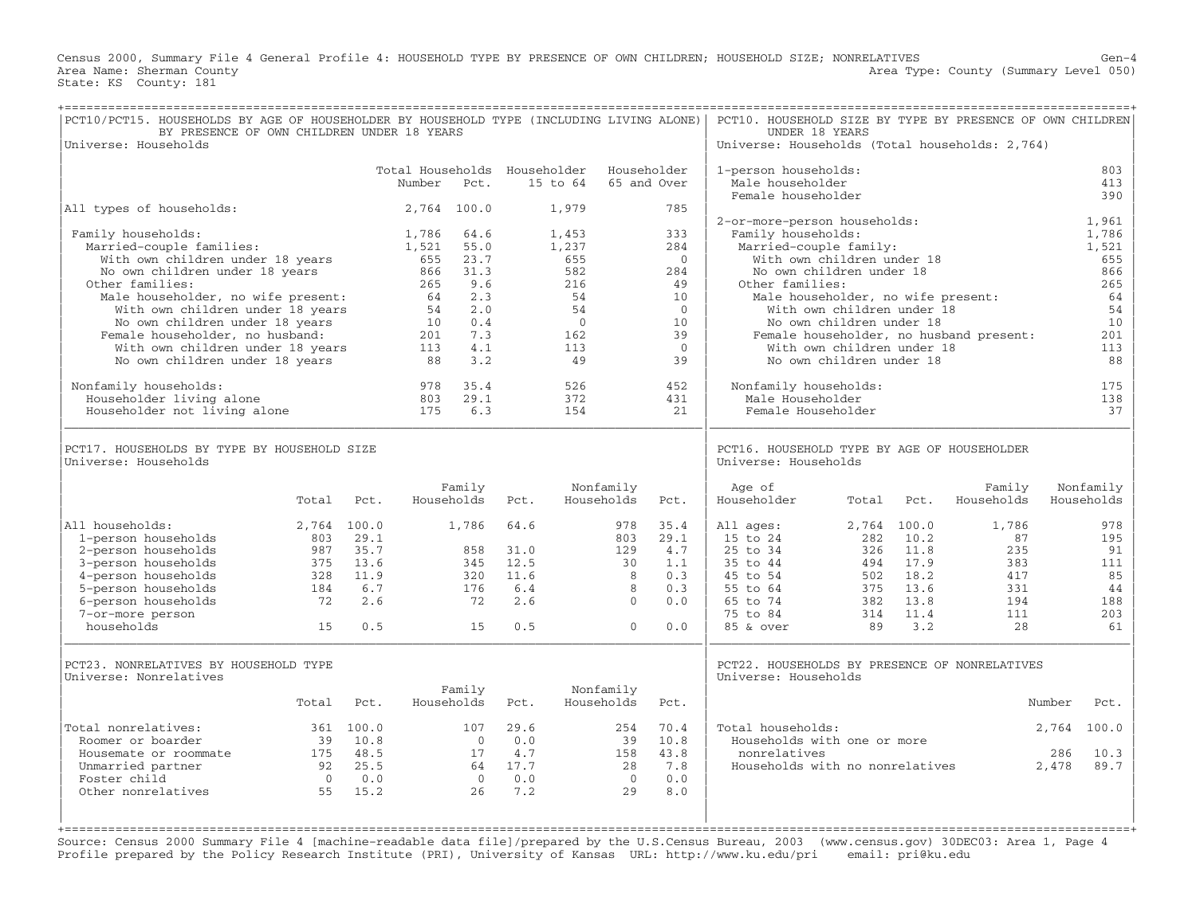Census 2000, Summary File 4 General Profile 4: HOUSEHOLD TYPE BY PRESENCE OF OWN CHILDREN; HOUSEHOLD SIZE; NONRELATIVES

Area Name: Sherman County
State: KS County: 181

Gen-4
Area Type: County (Summary Level 050)

## PCT10/PCT15. HOUSEHOLDS BY AGE OF HOUSEHOLDER BY HOUSEHOLD TYPE (INCLUDING LIVING ALONE) BY PRESENCE OF OWN CHILDREN UNDER 18 YEARS

Universe: Households

| | Total Households Number | Pct. | Householder 15 to 64 | Householder 65 and Over |
|---|---|---|---|---|
| All types of households: | 2,764 | 100.0 | 1,979 | 785 |
| Family households: | 1,786 | 64.6 | 1,453 | 333 |
| Married-couple families: | 1,521 | 55.0 | 1,237 | 284 |
| With own children under 18 years | 655 | 23.7 | 655 | 0 |
| No own children under 18 years | 866 | 31.3 | 582 | 284 |
| Other families: | 265 | 9.6 | 216 | 49 |
| Male householder, no wife present: | 64 | 2.3 | 54 | 10 |
| With own children under 18 years | 54 | 2.0 | 54 | 0 |
| No own children under 18 years | 10 | 0.4 | 0 | 10 |
| Female householder, no husband: | 201 | 7.3 | 162 | 39 |
| With own children under 18 years | 113 | 4.1 | 113 | 0 |
| No own children under 18 years | 88 | 3.2 | 49 | 39 |
| Nonfamily households: | 978 | 35.4 | 526 | 452 |
| Householder living alone | 803 | 29.1 | 372 | 431 |
| Householder not living alone | 175 | 6.3 | 154 | 21 |

## PCT10. HOUSEHOLD SIZE BY TYPE BY PRESENCE OF OWN CHILDREN UNDER 18 YEARS

Universe: Households (Total households: 2,764)

| | |
|---|---|
| 1-person households: | 803 |
| Male householder | 413 |
| Female householder | 390 |
| 2-or-more-person households: | 1,961 |
| Family households: | 1,786 |
| Married-couple family: | 1,521 |
| With own children under 18 | 655 |
| No own children under 18 | 866 |
| Other families: | 265 |
| Male householder, no wife present: | 64 |
| With own children under 18 | 54 |
| No own children under 18 | 10 |
| Female householder, no husband present: | 201 |
| With own children under 18 | 113 |
| No own children under 18 | 88 |
| Nonfamily households: | 175 |
| Male Householder | 138 |
| Female Householder | 37 |

## PCT17. HOUSEHOLDS BY TYPE BY HOUSEHOLD SIZE

Universe: Households

| | Total | Pct. | Family Households | Pct. | Nonfamily Households | Pct. |
|---|---|---|---|---|---|---|
| All households: | 2,764 | 100.0 | 1,786 | 64.6 | 978 | 35.4 |
| 1-person households | 803 | 29.1 | | | 803 | 29.1 |
| 2-person households | 987 | 35.7 | 858 | 31.0 | 129 | 4.7 |
| 3-person households | 375 | 13.6 | 345 | 12.5 | 30 | 1.1 |
| 4-person households | 328 | 11.9 | 320 | 11.6 | 8 | 0.3 |
| 5-person households | 184 | 6.7 | 176 | 6.4 | 8 | 0.3 |
| 6-person households | 72 | 2.6 | 72 | 2.6 | 0 | 0.0 |
| 7-or-more person households | 15 | 0.5 | 15 | 0.5 | 0 | 0.0 |

## PCT16. HOUSEHOLD TYPE BY AGE OF HOUSEHOLDER

Universe: Households

| Age of Householder | Total | Pct. | Family Households | Nonfamily Households |
|---|---|---|---|---|
| All ages: | 2,764 | 100.0 | 1,786 | 978 |
| 15 to 24 | 282 | 10.2 | 87 | 195 |
| 25 to 34 | 326 | 11.8 | 235 | 91 |
| 35 to 44 | 494 | 17.9 | 383 | 111 |
| 45 to 54 | 502 | 18.2 | 417 | 85 |
| 55 to 64 | 375 | 13.6 | 331 | 44 |
| 65 to 74 | 382 | 13.8 | 194 | 188 |
| 75 to 84 | 314 | 11.4 | 111 | 203 |
| 85 & over | 89 | 3.2 | 28 | 61 |

## PCT23. NONRELATIVES BY HOUSEHOLD TYPE

Universe: Nonrelatives

| | Total | Pct. | Family Households | Pct. | Nonfamily Households | Pct. |
|---|---|---|---|---|---|---|
| Total nonrelatives: | 361 | 100.0 | 107 | 29.6 | 254 | 70.4 |
| Roomer or boarder | 39 | 10.8 | 0 | 0.0 | 39 | 10.8 |
| Housemate or roommate | 175 | 48.5 | 17 | 4.7 | 158 | 43.8 |
| Unmarried partner | 92 | 25.5 | 64 | 17.7 | 28 | 7.8 |
| Foster child | 0 | 0.0 | 0 | 0.0 | 0 | 0.0 |
| Other nonrelatives | 55 | 15.2 | 26 | 7.2 | 29 | 8.0 |

## PCT22. HOUSEHOLDS BY PRESENCE OF NONRELATIVES

Universe: Households

| | Number | Pct. |
|---|---|---|
| Total households: | 2,764 | 100.0 |
| Households with one or more nonrelatives | 286 | 10.3 |
| Households with no nonrelatives | 2,478 | 89.7 |

Source: Census 2000 Summary File 4 [machine-readable data file]/prepared by the U.S.Census Bureau, 2003 (www.census.gov) 30DEC03: Area 1, Page 4
Profile prepared by the Policy Research Institute (PRI), University of Kansas URL: http://www.ku.edu/pri email: pri@ku.edu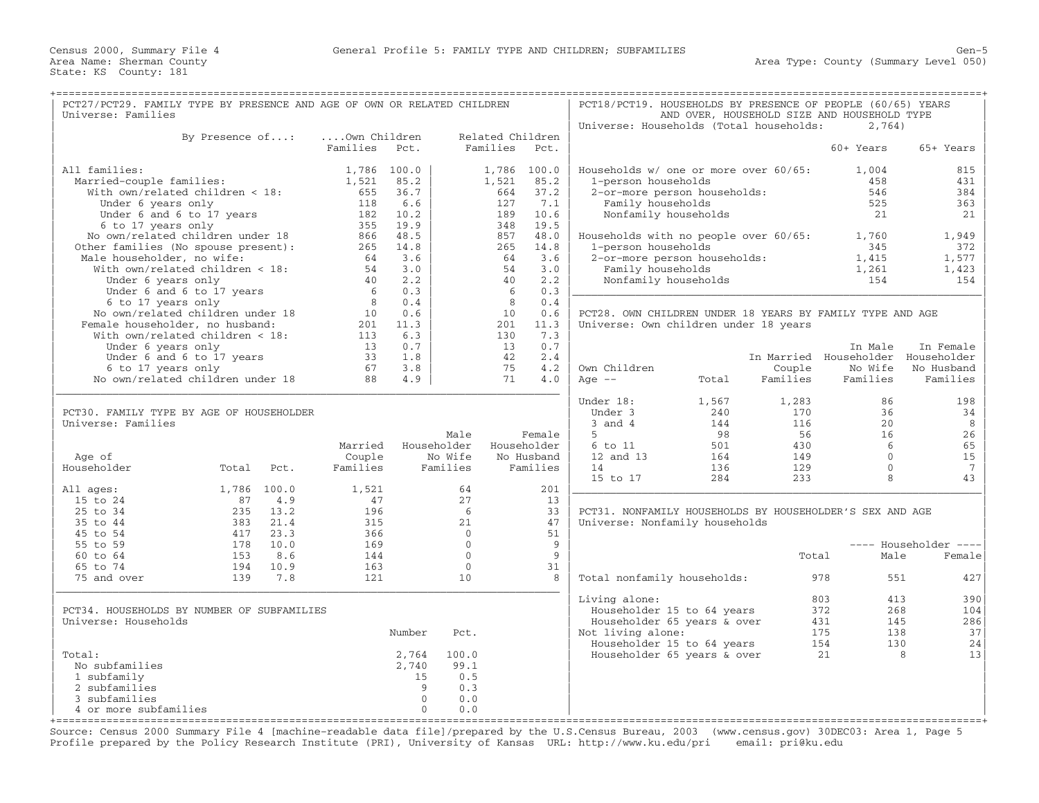Census 2000, Summary File 4 — General Profile 5: FAMILY TYPE AND CHILDREN; SUBFAMILIES — Gen-5

Area Name: Sherman County — Area Type: County (Summary Level 050)

State: KS County: 181

## PCT27/PCT29. FAMILY TYPE BY PRESENCE AND AGE OF OWN OR RELATED CHILDREN

Universe: Families

| By Presence of...: | Own Children Families | Own Children Pct. | Related Children Families | Related Children Pct. |
|---|---|---|---|---|
| All families: | 1,786 | 100.0 | 1,786 | 100.0 |
| Married-couple families: | 1,521 | 85.2 | 1,521 | 85.2 |
| With own/related children < 18: | 655 | 36.7 | 664 | 37.2 |
| Under 6 years only | 118 | 6.6 | 127 | 7.1 |
| Under 6 and 6 to 17 years | 182 | 10.2 | 189 | 10.6 |
| 6 to 17 years only | 355 | 19.9 | 348 | 19.5 |
| No own/related children under 18 | 866 | 48.5 | 857 | 48.0 |
| Other families (No spouse present): | 265 | 14.8 | 265 | 14.8 |
| Male householder, no wife: | 64 | 3.6 | 64 | 3.6 |
| With own/related children < 18: | 54 | 3.0 | 54 | 3.0 |
| Under 6 years only | 40 | 2.2 | 40 | 2.2 |
| Under 6 and 6 to 17 years | 6 | 0.3 | 6 | 0.3 |
| 6 to 17 years only | 8 | 0.4 | 8 | 0.4 |
| No own/related children under 18 | 10 | 0.6 | 10 | 0.6 |
| Female householder, no husband: | 201 | 11.3 | 201 | 11.3 |
| With own/related children < 18: | 113 | 6.3 | 130 | 7.3 |
| Under 6 years only | 13 | 0.7 | 13 | 0.7 |
| Under 6 and 6 to 17 years | 33 | 1.8 | 42 | 2.4 |
| 6 to 17 years only | 67 | 3.8 | 75 | 4.2 |
| No own/related children under 18 | 88 | 4.9 | 71 | 4.0 |

## PCT30. FAMILY TYPE BY AGE OF HOUSEHOLDER

Universe: Families

| Age of Householder | Total | Pct. | Married Couple Families | Male Householder No Wife Families | Female Householder No Husband Families |
|---|---|---|---|---|---|
| All ages: | 1,786 | 100.0 | 1,521 | 64 | 201 |
| 15 to 24 | 87 | 4.9 | 47 | 27 | 13 |
| 25 to 34 | 235 | 13.2 | 196 | 6 | 33 |
| 35 to 44 | 383 | 21.4 | 315 | 21 | 47 |
| 45 to 54 | 417 | 23.3 | 366 | 0 | 51 |
| 55 to 59 | 178 | 10.0 | 169 | 0 | 9 |
| 60 to 64 | 153 | 8.6 | 144 | 0 | 9 |
| 65 to 74 | 194 | 10.9 | 163 | 0 | 31 |
| 75 and over | 139 | 7.8 | 121 | 10 | 8 |

## PCT34. HOUSEHOLDS BY NUMBER OF SUBFAMILIES

Universe: Households

| | Number | Pct. |
|---|---|---|
| Total: | 2,764 | 100.0 |
| No subfamilies | 2,740 | 99.1 |
| 1 subfamily | 15 | 0.5 |
| 2 subfamilies | 9 | 0.3 |
| 3 subfamilies | 0 | 0.0 |
| 4 or more subfamilies | 0 | 0.0 |

## PCT18/PCT19. HOUSEHOLDS BY PRESENCE OF PEOPLE (60/65) YEARS AND OVER, HOUSEHOLD SIZE AND HOUSEHOLD TYPE

Universe: Households (Total households: 2,764)

| | 60+ Years | 65+ Years |
|---|---|---|
| Households w/ one or more over 60/65: | 1,004 | 815 |
| 1-person households | 458 | 431 |
| 2-or-more person households: | 546 | 384 |
| Family households | 525 | 363 |
| Nonfamily households | 21 | 21 |
| Households with no people over 60/65: | 1,760 | 1,949 |
| 1-person households | 345 | 372 |
| 2-or-more person households: | 1,415 | 1,577 |
| Family households | 1,261 | 1,423 |
| Nonfamily households | 154 | 154 |

## PCT28. OWN CHILDREN UNDER 18 YEARS BY FAMILY TYPE AND AGE

Universe: Own children under 18 years

| Own Children Age -- | Total | In Married Couple Families | In Male Householder No Wife Families | In Female Householder No Husband Families |
|---|---|---|---|---|
| Under 18: | 1,567 | 1,283 | 86 | 198 |
| Under 3 | 240 | 170 | 36 | 34 |
| 3 and 4 | 144 | 116 | 20 | 8 |
| 5 | 98 | 56 | 16 | 26 |
| 6 to 11 | 501 | 430 | 6 | 65 |
| 12 and 13 | 164 | 149 | 0 | 15 |
| 14 | 136 | 129 | 0 | 7 |
| 15 to 17 | 284 | 233 | 8 | 43 |

## PCT31. NONFAMILY HOUSEHOLDS BY HOUSEHOLDER'S SEX AND AGE

Universe: Nonfamily households

| | Total | Householder Male | Householder Female |
|---|---|---|---|
| Total nonfamily households: | 978 | 551 | 427 |
| Living alone: | 803 | 413 | 390 |
| Householder 15 to 64 years | 372 | 268 | 104 |
| Householder 65 years & over | 431 | 145 | 286 |
| Not living alone: | 175 | 138 | 37 |
| Householder 15 to 64 years | 154 | 130 | 24 |
| Householder 65 years & over | 21 | 8 | 13 |

Source: Census 2000 Summary File 4 [machine-readable data file]/prepared by the U.S.Census Bureau, 2003 (www.census.gov) 30DEC03: Area 1, Page 5
Profile prepared by the Policy Research Institute (PRI), University of Kansas URL: http://www.ku.edu/pri email: pri@ku.edu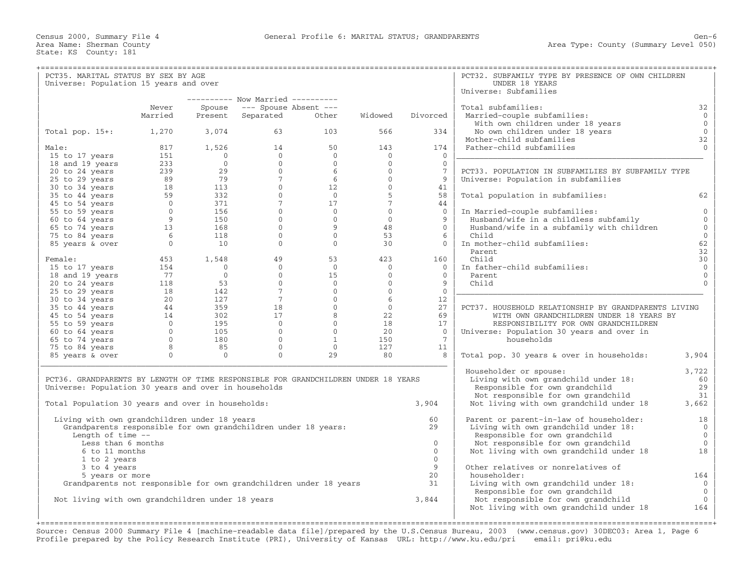Census 2000, Summary File 4 — General Profile 6: MARITAL STATUS; GRANDPARENTS — Gen-6

Area Name: Sherman County — Area Type: County (Summary Level 050)

State: KS County: 181

## PCT35. MARITAL STATUS BY SEX BY AGE

Universe: Population 15 years and over

| | Never Married | Now Married: Spouse Present | Now Married: Spouse Absent: Separated | Now Married: Spouse Absent: Other | Widowed | Divorced |
|---|---|---|---|---|---|---|
| Total pop. 15+: | 1,270 | 3,074 | 63 | 103 | 566 | 334 |
| **Male:** | 817 | 1,526 | 14 | 50 | 143 | 174 |
| 15 to 17 years | 151 | 0 | 0 | 0 | 0 | 0 |
| 18 and 19 years | 233 | 0 | 0 | 0 | 0 | 0 |
| 20 to 24 years | 239 | 29 | 0 | 6 | 0 | 7 |
| 25 to 29 years | 89 | 79 | 7 | 6 | 0 | 9 |
| 30 to 34 years | 18 | 113 | 0 | 12 | 0 | 41 |
| 35 to 44 years | 59 | 332 | 0 | 0 | 5 | 58 |
| 45 to 54 years | 0 | 371 | 7 | 17 | 7 | 44 |
| 55 to 59 years | 0 | 156 | 0 | 0 | 0 | 0 |
| 60 to 64 years | 9 | 150 | 0 | 0 | 0 | 9 |
| 65 to 74 years | 13 | 168 | 0 | 9 | 48 | 0 |
| 75 to 84 years | 6 | 118 | 0 | 0 | 53 | 6 |
| 85 years & over | 0 | 10 | 0 | 0 | 30 | 0 |
| **Female:** | 453 | 1,548 | 49 | 53 | 423 | 160 |
| 15 to 17 years | 154 | 0 | 0 | 0 | 0 | 0 |
| 18 and 19 years | 77 | 0 | 0 | 15 | 0 | 0 |
| 20 to 24 years | 118 | 53 | 0 | 0 | 0 | 9 |
| 25 to 29 years | 18 | 142 | 7 | 0 | 0 | 0 |
| 30 to 34 years | 20 | 127 | 7 | 0 | 6 | 12 |
| 35 to 44 years | 44 | 359 | 18 | 0 | 0 | 27 |
| 45 to 54 years | 14 | 302 | 17 | 8 | 22 | 69 |
| 55 to 59 years | 0 | 195 | 0 | 0 | 18 | 17 |
| 60 to 64 years | 0 | 105 | 0 | 0 | 20 | 0 |
| 65 to 74 years | 0 | 180 | 0 | 1 | 150 | 7 |
| 75 to 84 years | 8 | 85 | 0 | 0 | 127 | 11 |
| 85 years & over | 0 | 0 | 0 | 29 | 80 | 8 |

## PCT36. GRANDPARENTS BY LENGTH OF TIME RESPONSIBLE FOR GRANDCHILDREN UNDER 18 YEARS

Universe: Population 30 years and over in households

| | |
|---|---|
| Total Population 30 years and over in households: | 3,904 |
| Living with own grandchildren under 18 years | 60 |
| Grandparents responsible for own grandchildren under 18 years: | 29 |
| Length of time -- | |
| Less than 6 months | 0 |
| 6 to 11 months | 0 |
| 1 to 2 years | 0 |
| 3 to 4 years | 9 |
| 5 years or more | 20 |
| Grandparents not responsible for own grandchildren under 18 years | 31 |
| Not living with own grandchildren under 18 years | 3,844 |

## PCT32. SUBFAMILY TYPE BY PRESENCE OF OWN CHILDREN UNDER 18 YEARS

Universe: Subfamilies

| | |
|---|---|
| Total subfamilies: | 32 |
| Married-couple subfamilies: | 0 |
| With own children under 18 years | 0 |
| No own children under 18 years | 0 |
| Mother-child subfamilies | 32 |
| Father-child subfamilies | 0 |

## PCT33. POPULATION IN SUBFAMILIES BY SUBFAMILY TYPE

Universe: Population in subfamilies

| | |
|---|---|
| Total population in subfamilies: | 62 |
| In Married-couple subfamilies: | 0 |
| Husband/wife in a childless subfamily | 0 |
| Husband/wife in a subfamily with children | 0 |
| Child | 0 |
| In mother-child subfamilies: | 62 |
| Parent | 32 |
| Child | 30 |
| In father-child subfamilies: | 0 |
| Parent | 0 |
| Child | 0 |

## PCT37. HOUSEHOLD RELATIONSHIP BY GRANDPARENTS LIVING WITH OWN GRANDCHILDREN UNDER 18 YEARS BY RESPONSIBILITY FOR OWN GRANDCHILDREN

Universe: Population 30 years and over in households

| | |
|---|---|
| Total pop. 30 years & over in households: | 3,904 |
| Householder or spouse: | 3,722 |
| Living with own grandchild under 18: | 60 |
| Responsible for own grandchild | 29 |
| Not responsible for own grandchild | 31 |
| Not living with own grandchild under 18 | 3,662 |
| Parent or parent-in-law of householder: | 18 |
| Living with own grandchild under 18: | 0 |
| Responsible for own grandchild | 0 |
| Not responsible for own grandchild | 0 |
| Not living with own grandchild under 18 | 18 |
| Other relatives or nonrelatives of householder: | 164 |
| Living with own grandchild under 18: | 0 |
| Responsible for own grandchild | 0 |
| Not responsible for own grandchild | 0 |
| Not living with own grandchild under 18 | 164 |

Source: Census 2000 Summary File 4 [machine-readable data file]/prepared by the U.S.Census Bureau, 2003 (www.census.gov) 30DEC03: Area 1, Page 6
Profile prepared by the Policy Research Institute (PRI), University of Kansas URL: http://www.ku.edu/pri email: pri@ku.edu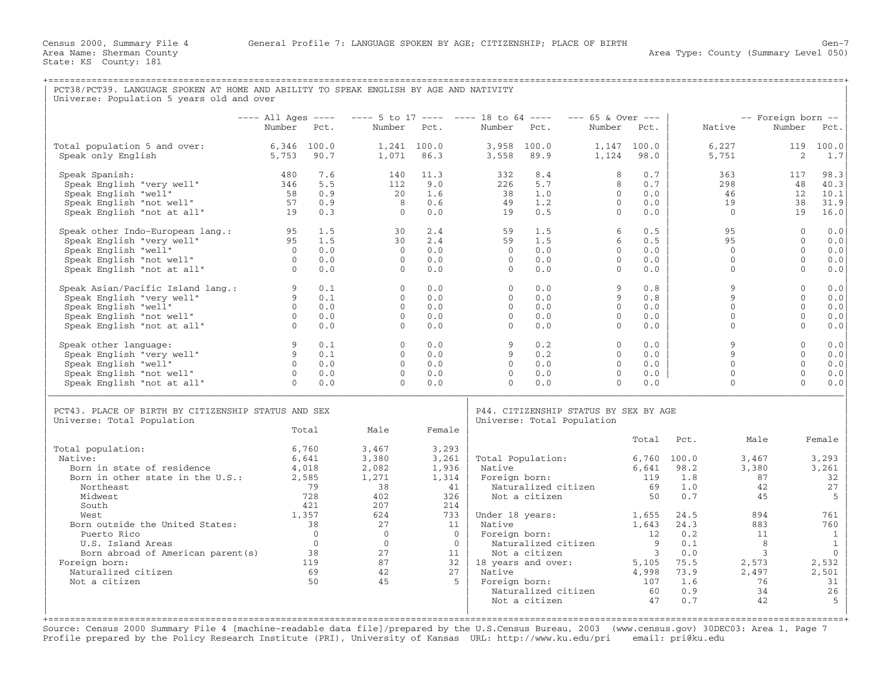Census 2000, Summary File 4 General Profile 7: LANGUAGE SPOKEN BY AGE; CITIZENSHIP; PLACE OF BIRTH Gen-7
Area Name: Sherman County Area Type: County (Summary Level 050)
State: KS County: 181

## PCT38/PCT39. LANGUAGE SPOKEN AT HOME AND ABILITY TO SPEAK ENGLISH BY AGE AND NATIVITY

Universe: Population 5 years old and over

| | All Ages | | 5 to 17 | | 18 to 64 | | 65 & Over | | | Foreign born | |
|---|---|---|---|---|---|---|---|---|---|---|---|
| | Number | Pct. | Number | Pct. | Number | Pct. | Number | Pct. | Native | Number | Pct. |
| Total population 5 and over: | 6,346 | 100.0 | 1,241 | 100.0 | 3,958 | 100.0 | 1,147 | 100.0 | 6,227 | 119 | 100.0 |
| Speak only English | 5,753 | 90.7 | 1,071 | 86.3 | 3,558 | 89.9 | 1,124 | 98.0 | 5,751 | 2 | 1.7 |
| Speak Spanish: | 480 | 7.6 | 140 | 11.3 | 332 | 8.4 | 8 | 0.7 | 363 | 117 | 98.3 |
| Speak English "very well" | 346 | 5.5 | 112 | 9.0 | 226 | 5.7 | 8 | 0.7 | 298 | 48 | 40.3 |
| Speak English "well" | 58 | 0.9 | 20 | 1.6 | 38 | 1.0 | 0 | 0.0 | 46 | 12 | 10.1 |
| Speak English "not well" | 57 | 0.9 | 8 | 0.6 | 49 | 1.2 | 0 | 0.0 | 19 | 38 | 31.9 |
| Speak English "not at all" | 19 | 0.3 | 0 | 0.0 | 19 | 0.5 | 0 | 0.0 | 0 | 19 | 16.0 |
| Speak other Indo-European lang.: | 95 | 1.5 | 30 | 2.4 | 59 | 1.5 | 6 | 0.5 | 95 | 0 | 0.0 |
| Speak English "very well" | 95 | 1.5 | 30 | 2.4 | 59 | 1.5 | 6 | 0.5 | 95 | 0 | 0.0 |
| Speak English "well" | 0 | 0.0 | 0 | 0.0 | 0 | 0.0 | 0 | 0.0 | 0 | 0 | 0.0 |
| Speak English "not well" | 0 | 0.0 | 0 | 0.0 | 0 | 0.0 | 0 | 0.0 | 0 | 0 | 0.0 |
| Speak English "not at all" | 0 | 0.0 | 0 | 0.0 | 0 | 0.0 | 0 | 0.0 | 0 | 0 | 0.0 |
| Speak Asian/Pacific Island lang.: | 9 | 0.1 | 0 | 0.0 | 0 | 0.0 | 9 | 0.8 | 9 | 0 | 0.0 |
| Speak English "very well" | 9 | 0.1 | 0 | 0.0 | 0 | 0.0 | 9 | 0.8 | 9 | 0 | 0.0 |
| Speak English "well" | 0 | 0.0 | 0 | 0.0 | 0 | 0.0 | 0 | 0.0 | 0 | 0 | 0.0 |
| Speak English "not well" | 0 | 0.0 | 0 | 0.0 | 0 | 0.0 | 0 | 0.0 | 0 | 0 | 0.0 |
| Speak English "not at all" | 0 | 0.0 | 0 | 0.0 | 0 | 0.0 | 0 | 0.0 | 0 | 0 | 0.0 |
| Speak other language: | 9 | 0.1 | 0 | 0.0 | 9 | 0.2 | 0 | 0.0 | 9 | 0 | 0.0 |
| Speak English "very well" | 9 | 0.1 | 0 | 0.0 | 9 | 0.2 | 0 | 0.0 | 9 | 0 | 0.0 |
| Speak English "well" | 0 | 0.0 | 0 | 0.0 | 0 | 0.0 | 0 | 0.0 | 0 | 0 | 0.0 |
| Speak English "not well" | 0 | 0.0 | 0 | 0.0 | 0 | 0.0 | 0 | 0.0 | 0 | 0 | 0.0 |
| Speak English "not at all" | 0 | 0.0 | 0 | 0.0 | 0 | 0.0 | 0 | 0.0 | 0 | 0 | 0.0 |

## PCT43. PLACE OF BIRTH BY CITIZENSHIP STATUS AND SEX

Universe: Total Population

| | Total | Male | Female |
|---|---|---|---|
| Total population: | 6,760 | 3,467 | 3,293 |
| Native: | 6,641 | 3,380 | 3,261 |
| Born in state of residence | 4,018 | 2,082 | 1,936 |
| Born in other state in the U.S.: | 2,585 | 1,271 | 1,314 |
| Northeast | 79 | 38 | 41 |
| Midwest | 728 | 402 | 326 |
| South | 421 | 207 | 214 |
| West | 1,357 | 624 | 733 |
| Born outside the United States: | 38 | 27 | 11 |
| Puerto Rico | 0 | 0 | 0 |
| U.S. Island Areas | 0 | 0 | 0 |
| Born abroad of American parent(s) | 38 | 27 | 11 |
| Foreign born: | 119 | 87 | 32 |
| Naturalized citizen | 69 | 42 | 27 |
| Not a citizen | 50 | 45 | 5 |

## P44. CITIZENSHIP STATUS BY SEX BY AGE

Universe: Total Population

| | Total | Pct. | Male | Female |
|---|---|---|---|---|
| Total Population: | 6,760 | 100.0 | 3,467 | 3,293 |
| Native | 6,641 | 98.2 | 3,380 | 3,261 |
| Foreign born: | 119 | 1.8 | 87 | 32 |
| Naturalized citizen | 69 | 1.0 | 42 | 27 |
| Not a citizen | 50 | 0.7 | 45 | 5 |
| Under 18 years: | 1,655 | 24.5 | 894 | 761 |
| Native | 1,643 | 24.3 | 883 | 760 |
| Foreign born: | 12 | 0.2 | 11 | 1 |
| Naturalized citizen | 9 | 0.1 | 8 | 1 |
| Not a citizen | 3 | 0.0 | 3 | 0 |
| 18 years and over: | 5,105 | 75.5 | 2,573 | 2,532 |
| Native | 4,998 | 73.9 | 2,497 | 2,501 |
| Foreign born: | 107 | 1.6 | 76 | 31 |
| Naturalized citizen | 60 | 0.9 | 34 | 26 |
| Not a citizen | 47 | 0.7 | 42 | 5 |

Source: Census 2000 Summary File 4 [machine-readable data file]/prepared by the U.S.Census Bureau, 2003 (www.census.gov) 30DEC03: Area 1, Page 7
Profile prepared by the Policy Research Institute (PRI), University of Kansas URL: http://www.ku.edu/pri email: pri@ku.edu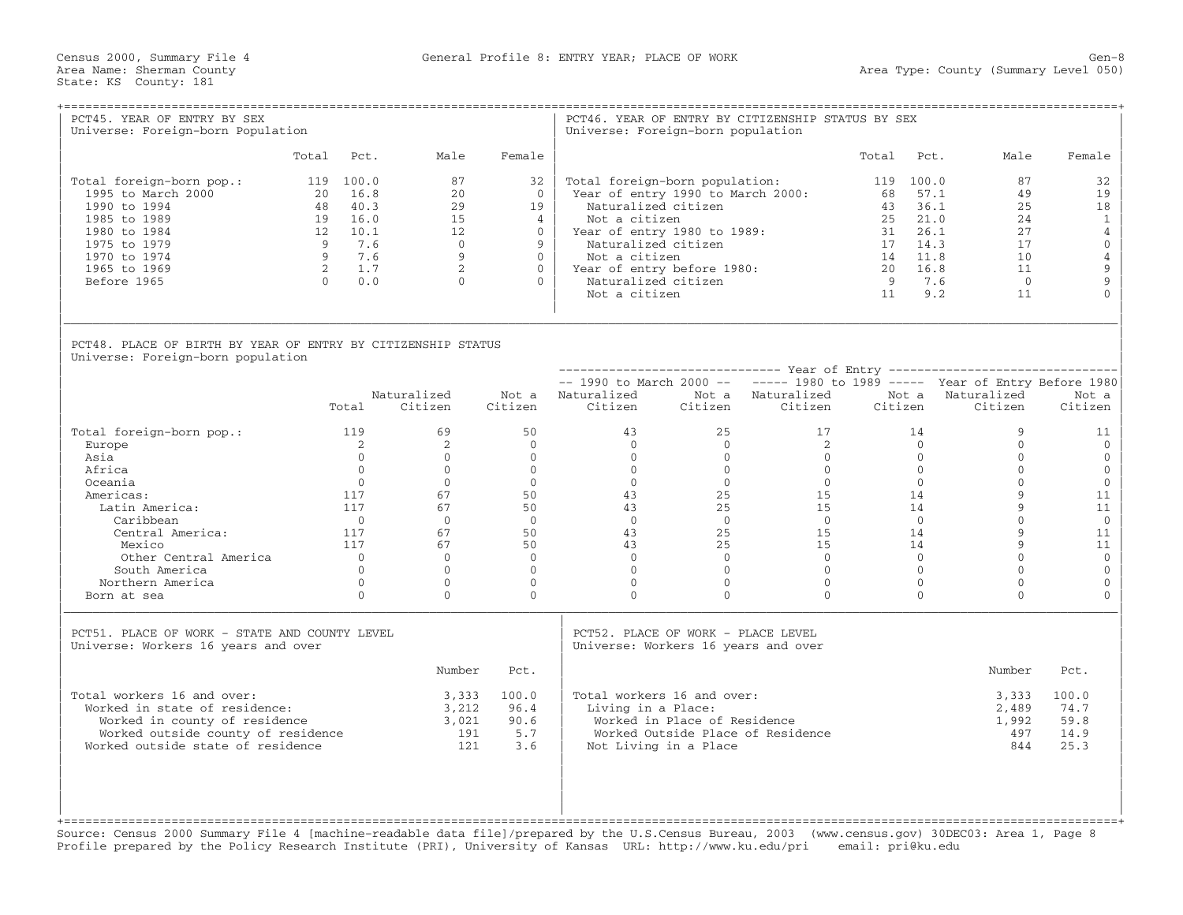Census 2000, Summary File 4 — General Profile 8: ENTRY YEAR; PLACE OF WORK — Gen-8

Area Name: Sherman County — Area Type: County (Summary Level 050)

State: KS County: 181

## PCT45. YEAR OF ENTRY BY SEX

Universe: Foreign-born Population

| | Total | Pct. | Male | Female |
|---|---|---|---|---|
| Total foreign-born pop.: | 119 | 100.0 | 87 | 32 |
| 1995 to March 2000 | 20 | 16.8 | 20 | 0 |
| 1990 to 1994 | 48 | 40.3 | 29 | 19 |
| 1985 to 1989 | 19 | 16.0 | 15 | 4 |
| 1980 to 1984 | 12 | 10.1 | 12 | 0 |
| 1975 to 1979 | 9 | 7.6 | 0 | 9 |
| 1970 to 1974 | 9 | 7.6 | 9 | 0 |
| 1965 to 1969 | 2 | 1.7 | 2 | 0 |
| Before 1965 | 0 | 0.0 | 0 | 0 |

## PCT46. YEAR OF ENTRY BY CITIZENSHIP STATUS BY SEX

Universe: Foreign-born population

| | Total | Pct. | Male | Female |
|---|---|---|---|---|
| Total foreign-born population: | 119 | 100.0 | 87 | 32 |
| Year of entry 1990 to March 2000: | 68 | 57.1 | 49 | 19 |
| Naturalized citizen | 43 | 36.1 | 25 | 18 |
| Not a citizen | 25 | 21.0 | 24 | 1 |
| Year of entry 1980 to 1989: | 31 | 26.1 | 27 | 4 |
| Naturalized citizen | 17 | 14.3 | 17 | 0 |
| Not a citizen | 14 | 11.8 | 10 | 4 |
| Year of entry before 1980: | 20 | 16.8 | 11 | 9 |
| Naturalized citizen | 9 | 7.6 | 0 | 9 |
| Not a citizen | 11 | 9.2 | 11 | 0 |

## PCT48. PLACE OF BIRTH BY YEAR OF ENTRY BY CITIZENSHIP STATUS

Universe: Foreign-born population

| | | | | Year of Entry | | | | | |
|---|---|---|---|---|---|---|---|---|---|
| | | | | 1990 to March 2000 | | 1980 to 1989 | | Year of Entry Before 1980 | |
| | Total | Naturalized Citizen | Not a Citizen | Naturalized Citizen | Not a Citizen | Naturalized Citizen | Not a Citizen | Naturalized Citizen | Not a Citizen |
| Total foreign-born pop.: | 119 | 69 | 50 | 43 | 25 | 17 | 14 | 9 | 11 |
| Europe | 2 | 2 | 0 | 0 | 0 | 2 | 0 | 0 | 0 |
| Asia | 0 | 0 | 0 | 0 | 0 | 0 | 0 | 0 | 0 |
| Africa | 0 | 0 | 0 | 0 | 0 | 0 | 0 | 0 | 0 |
| Oceania | 0 | 0 | 0 | 0 | 0 | 0 | 0 | 0 | 0 |
| Americas: | 117 | 67 | 50 | 43 | 25 | 15 | 14 | 9 | 11 |
| Latin America: | 117 | 67 | 50 | 43 | 25 | 15 | 14 | 9 | 11 |
| Caribbean | 0 | 0 | 0 | 0 | 0 | 0 | 0 | 0 | 0 |
| Central America: | 117 | 67 | 50 | 43 | 25 | 15 | 14 | 9 | 11 |
| Mexico | 117 | 67 | 50 | 43 | 25 | 15 | 14 | 9 | 11 |
| Other Central America | 0 | 0 | 0 | 0 | 0 | 0 | 0 | 0 | 0 |
| South America | 0 | 0 | 0 | 0 | 0 | 0 | 0 | 0 | 0 |
| Northern America | 0 | 0 | 0 | 0 | 0 | 0 | 0 | 0 | 0 |
| Born at sea | 0 | 0 | 0 | 0 | 0 | 0 | 0 | 0 | 0 |

## PCT51. PLACE OF WORK - STATE AND COUNTY LEVEL

Universe: Workers 16 years and over

| | Number | Pct. |
|---|---|---|
| Total workers 16 and over: | 3,333 | 100.0 |
| Worked in state of residence: | 3,212 | 96.4 |
| Worked in county of residence | 3,021 | 90.6 |
| Worked outside county of residence | 191 | 5.7 |
| Worked outside state of residence | 121 | 3.6 |

## PCT52. PLACE OF WORK - PLACE LEVEL

Universe: Workers 16 years and over

| | Number | Pct. |
|---|---|---|
| Total workers 16 and over: | 3,333 | 100.0 |
| Living in a Place: | 2,489 | 74.7 |
| Worked in Place of Residence | 1,992 | 59.8 |
| Worked Outside Place of Residence | 497 | 14.9 |
| Not Living in a Place | 844 | 25.3 |

Source: Census 2000 Summary File 4 [machine-readable data file]/prepared by the U.S.Census Bureau, 2003 (www.census.gov) 30DEC03: Area 1, Page 8
Profile prepared by the Policy Research Institute (PRI), University of Kansas URL: http://www.ku.edu/pri email: pri@ku.edu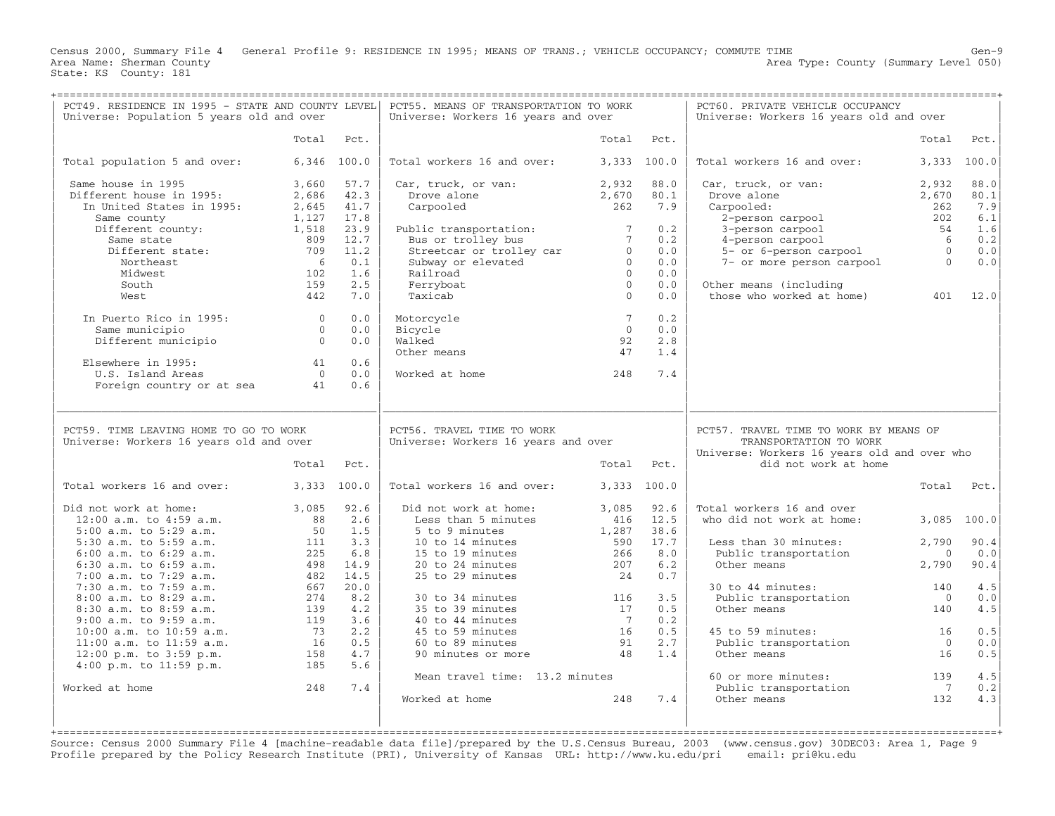Census 2000, Summary File 4 General Profile 9: RESIDENCE IN 1995; MEANS OF TRANS.; VEHICLE OCCUPANCY; COMMUTE TIME Gen-9
Area Name: Sherman County Area Type: County (Summary Level 050)
State: KS County: 181

## PCT49. RESIDENCE IN 1995 - STATE AND COUNTY LEVEL
Universe: Population 5 years old and over

| | Total | Pct. |
|---|---|---|
| Total population 5 and over: | 6,346 | 100.0 |
| Same house in 1995 | 3,660 | 57.7 |
| Different house in 1995: | 2,686 | 42.3 |
| In United States in 1995: | 2,645 | 41.7 |
| Same county | 1,127 | 17.8 |
| Different county: | 1,518 | 23.9 |
| Same state | 809 | 12.7 |
| Different state: | 709 | 11.2 |
| Northeast | 6 | 0.1 |
| Midwest | 102 | 1.6 |
| South | 159 | 2.5 |
| West | 442 | 7.0 |
| In Puerto Rico in 1995: | 0 | 0.0 |
| Same municipio | 0 | 0.0 |
| Different municipio | 0 | 0.0 |
| Elsewhere in 1995: | 41 | 0.6 |
| U.S. Island Areas | 0 | 0.0 |
| Foreign country or at sea | 41 | 0.6 |

## PCT55. MEANS OF TRANSPORTATION TO WORK
Universe: Workers 16 years and over

| | Total | Pct. |
|---|---|---|
| Total workers 16 and over: | 3,333 | 100.0 |
| Car, truck, or van: | 2,932 | 88.0 |
| Drove alone | 2,670 | 80.1 |
| Carpooled | 262 | 7.9 |
| Public transportation: | 7 | 0.2 |
| Bus or trolley bus | 7 | 0.2 |
| Streetcar or trolley car | 0 | 0.0 |
| Subway or elevated | 0 | 0.0 |
| Railroad | 0 | 0.0 |
| Ferryboat | 0 | 0.0 |
| Taxicab | 0 | 0.0 |
| Motorcycle | 7 | 0.2 |
| Bicycle | 0 | 0.0 |
| Walked | 92 | 2.8 |
| Other means | 47 | 1.4 |
| Worked at home | 248 | 7.4 |

## PCT60. PRIVATE VEHICLE OCCUPANCY
Universe: Workers 16 years old and over

| | Total | Pct. |
|---|---|---|
| Total workers 16 and over: | 3,333 | 100.0 |
| Car, truck, or van: | 2,932 | 88.0 |
| Drove alone | 2,670 | 80.1 |
| Carpooled: | 262 | 7.9 |
| 2-person carpool | 202 | 6.1 |
| 3-person carpool | 54 | 1.6 |
| 4-person carpool | 6 | 0.2 |
| 5- or 6-person carpool | 0 | 0.0 |
| 7- or more person carpool | 0 | 0.0 |
| Other means (including those who worked at home) | 401 | 12.0 |

## PCT59. TIME LEAVING HOME TO GO TO WORK
Universe: Workers 16 years old and over

| | Total | Pct. |
|---|---|---|
| Total workers 16 and over: | 3,333 | 100.0 |
| Did not work at home: | 3,085 | 92.6 |
| 12:00 a.m. to 4:59 a.m. | 88 | 2.6 |
| 5:00 a.m. to 5:29 a.m. | 50 | 1.5 |
| 5:30 a.m. to 5:59 a.m. | 111 | 3.3 |
| 6:00 a.m. to 6:29 a.m. | 225 | 6.8 |
| 6:30 a.m. to 6:59 a.m. | 498 | 14.9 |
| 7:00 a.m. to 7:29 a.m. | 482 | 14.5 |
| 7:30 a.m. to 7:59 a.m. | 667 | 20.0 |
| 8:00 a.m. to 8:29 a.m. | 274 | 8.2 |
| 8:30 a.m. to 8:59 a.m. | 139 | 4.2 |
| 9:00 a.m. to 9:59 a.m. | 119 | 3.6 |
| 10:00 a.m. to 10:59 a.m. | 73 | 2.2 |
| 11:00 a.m. to 11:59 a.m. | 16 | 0.5 |
| 12:00 p.m. to 3:59 p.m. | 158 | 4.7 |
| 4:00 p.m. to 11:59 p.m. | 185 | 5.6 |
| Worked at home | 248 | 7.4 |

## PCT56. TRAVEL TIME TO WORK
Universe: Workers 16 years and over

| | Total | Pct. |
|---|---|---|
| Total workers 16 and over: | 3,333 | 100.0 |
| Did not work at home: | 3,085 | 92.6 |
| Less than 5 minutes | 416 | 12.5 |
| 5 to 9 minutes | 1,287 | 38.6 |
| 10 to 14 minutes | 590 | 17.7 |
| 15 to 19 minutes | 266 | 8.0 |
| 20 to 24 minutes | 207 | 6.2 |
| 25 to 29 minutes | 24 | 0.7 |
| 30 to 34 minutes | 116 | 3.5 |
| 35 to 39 minutes | 17 | 0.5 |
| 40 to 44 minutes | 7 | 0.2 |
| 45 to 59 minutes | 16 | 0.5 |
| 60 to 89 minutes | 91 | 2.7 |
| 90 minutes or more | 48 | 1.4 |
| Mean travel time: 13.2 minutes | | |
| Worked at home | 248 | 7.4 |

## PCT57. TRAVEL TIME TO WORK BY MEANS OF TRANSPORTATION TO WORK
Universe: Workers 16 years old and over who did not work at home

| | Total | Pct. |
|---|---|---|
| Total workers 16 and over who did not work at home: | 3,085 | 100.0 |
| Less than 30 minutes: | 2,790 | 90.4 |
| Public transportation | 0 | 0.0 |
| Other means | 2,790 | 90.4 |
| 30 to 44 minutes: | 140 | 4.5 |
| Public transportation | 0 | 0.0 |
| Other means | 140 | 4.5 |
| 45 to 59 minutes: | 16 | 0.5 |
| Public transportation | 0 | 0.0 |
| Other means | 16 | 0.5 |
| 60 or more minutes: | 139 | 4.5 |
| Public transportation | 7 | 0.2 |
| Other means | 132 | 4.3 |

Source: Census 2000 Summary File 4 [machine-readable data file]/prepared by the U.S.Census Bureau, 2003 (www.census.gov) 30DEC03: Area 1, Page 9
Profile prepared by the Policy Research Institute (PRI), University of Kansas URL: http://www.ku.edu/pri email: pri@ku.edu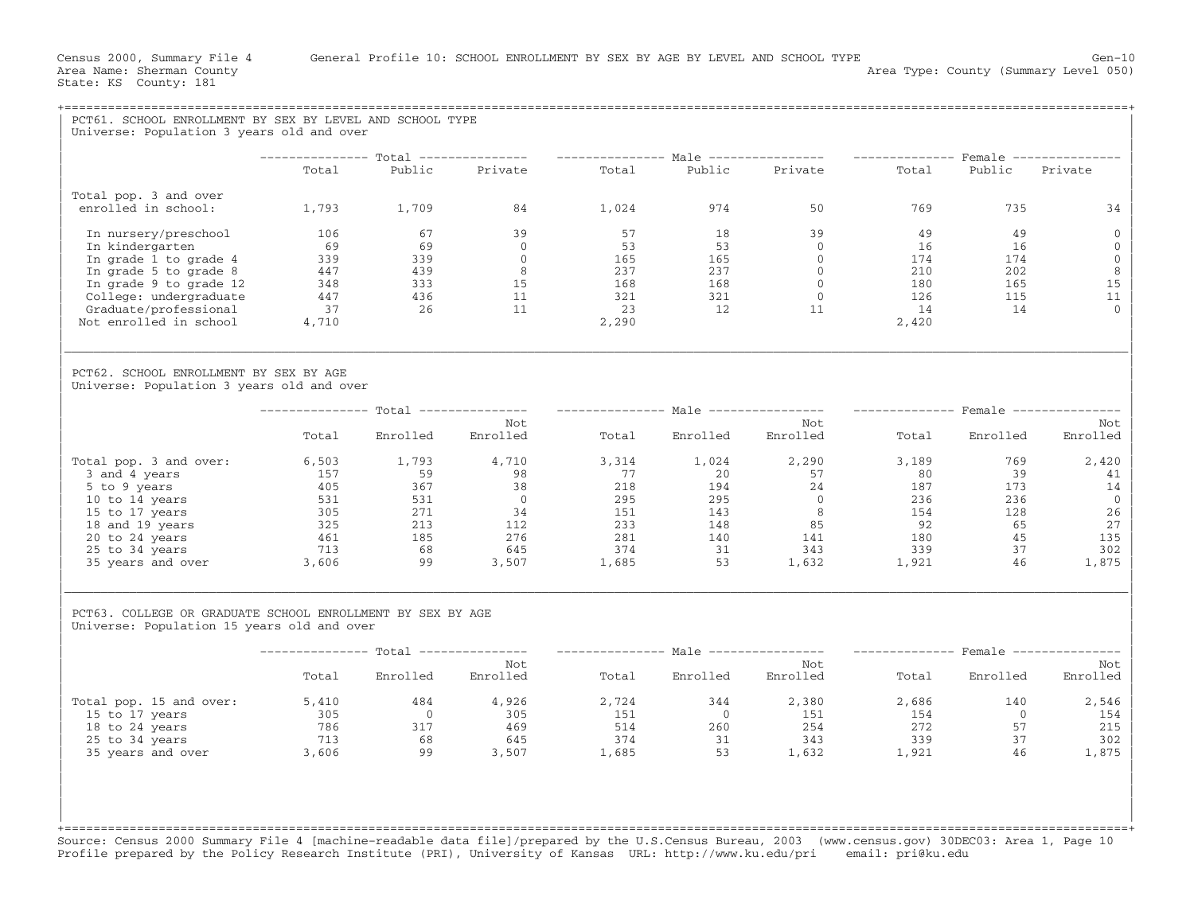Census 2000, Summary File 4 General Profile 10: SCHOOL ENROLLMENT BY SEX BY AGE BY LEVEL AND SCHOOL TYPE Gen-10
Area Name: Sherman County Area Type: County (Summary Level 050)
State: KS County: 181

## PCT61. SCHOOL ENROLLMENT BY SEX BY LEVEL AND SCHOOL TYPE

Universe: Population 3 years old and over

| | Total | | | Male | | | Female | | |
|---|---|---|---|---|---|---|---|---|---|
| | Total | Public | Private | Total | Public | Private | Total | Public | Private |
| Total pop. 3 and over enrolled in school: | 1,793 | 1,709 | 84 | 1,024 | 974 | 50 | 769 | 735 | 34 |
| In nursery/preschool | 106 | 67 | 39 | 57 | 18 | 39 | 49 | 49 | 0 |
| In kindergarten | 69 | 69 | 0 | 53 | 53 | 0 | 16 | 16 | 0 |
| In grade 1 to grade 4 | 339 | 339 | 0 | 165 | 165 | 0 | 174 | 174 | 0 |
| In grade 5 to grade 8 | 447 | 439 | 8 | 237 | 237 | 0 | 210 | 202 | 8 |
| In grade 9 to grade 12 | 348 | 333 | 15 | 168 | 168 | 0 | 180 | 165 | 15 |
| College: undergraduate | 447 | 436 | 11 | 321 | 321 | 0 | 126 | 115 | 11 |
| Graduate/professional | 37 | 26 | 11 | 23 | 12 | 11 | 14 | 14 | 0 |
| Not enrolled in school | 4,710 | | | 2,290 | | | 2,420 | | |

## PCT62. SCHOOL ENROLLMENT BY SEX BY AGE

Universe: Population 3 years old and over

| | Total | | | Male | | | Female | | |
|---|---|---|---|---|---|---|---|---|---|
| | Total | Enrolled | Not Enrolled | Total | Enrolled | Not Enrolled | Total | Enrolled | Not Enrolled |
| Total pop. 3 and over: | 6,503 | 1,793 | 4,710 | 3,314 | 1,024 | 2,290 | 3,189 | 769 | 2,420 |
| 3 and 4 years | 157 | 59 | 98 | 77 | 20 | 57 | 80 | 39 | 41 |
| 5 to 9 years | 405 | 367 | 38 | 218 | 194 | 24 | 187 | 173 | 14 |
| 10 to 14 years | 531 | 531 | 0 | 295 | 295 | 0 | 236 | 236 | 0 |
| 15 to 17 years | 305 | 271 | 34 | 151 | 143 | 8 | 154 | 128 | 26 |
| 18 and 19 years | 325 | 213 | 112 | 233 | 148 | 85 | 92 | 65 | 27 |
| 20 to 24 years | 461 | 185 | 276 | 281 | 140 | 141 | 180 | 45 | 135 |
| 25 to 34 years | 713 | 68 | 645 | 374 | 31 | 343 | 339 | 37 | 302 |
| 35 years and over | 3,606 | 99 | 3,507 | 1,685 | 53 | 1,632 | 1,921 | 46 | 1,875 |

## PCT63. COLLEGE OR GRADUATE SCHOOL ENROLLMENT BY SEX BY AGE

Universe: Population 15 years old and over

| | Total | | | Male | | | Female | | |
|---|---|---|---|---|---|---|---|---|---|
| | Total | Enrolled | Not Enrolled | Total | Enrolled | Not Enrolled | Total | Enrolled | Not Enrolled |
| Total pop. 15 and over: | 5,410 | 484 | 4,926 | 2,724 | 344 | 2,380 | 2,686 | 140 | 2,546 |
| 15 to 17 years | 305 | 0 | 305 | 151 | 0 | 151 | 154 | 0 | 154 |
| 18 to 24 years | 786 | 317 | 469 | 514 | 260 | 254 | 272 | 57 | 215 |
| 25 to 34 years | 713 | 68 | 645 | 374 | 31 | 343 | 339 | 37 | 302 |
| 35 years and over | 3,606 | 99 | 3,507 | 1,685 | 53 | 1,632 | 1,921 | 46 | 1,875 |

Source: Census 2000 Summary File 4 [machine-readable data file]/prepared by the U.S.Census Bureau, 2003 (www.census.gov) 30DEC03: Area 1, Page 10
Profile prepared by the Policy Research Institute (PRI), University of Kansas URL: http://www.ku.edu/pri email: pri@ku.edu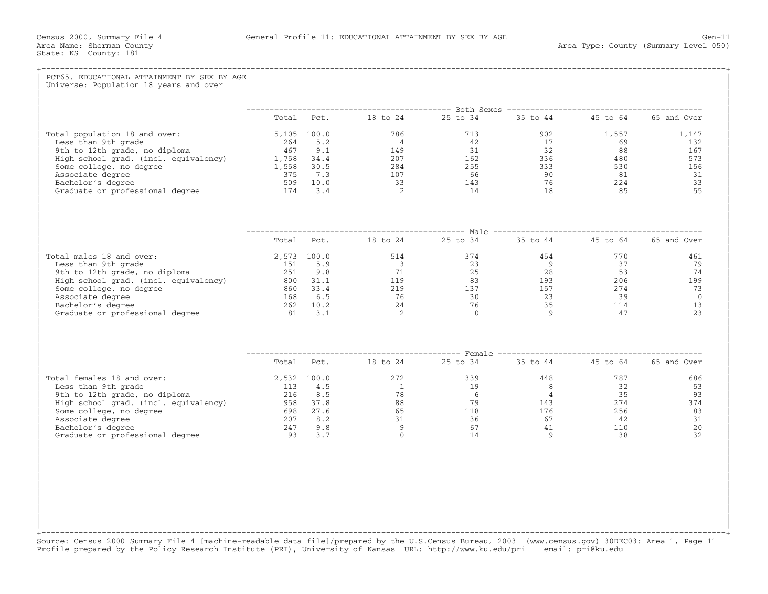Census 2000, Summary File 4 — General Profile 11: EDUCATIONAL ATTAINMENT BY SEX BY AGE — Gen-11

Area Name: Sherman County — Area Type: County (Summary Level 050)

State: KS County: 181

## PCT65. EDUCATIONAL ATTAINMENT BY SEX BY AGE

Universe: Population 18 years and over

| Both Sexes | Total | Pct. | 18 to 24 | 25 to 34 | 35 to 44 | 45 to 64 | 65 and Over |
|---|---|---|---|---|---|---|---|
| Total population 18 and over: | 5,105 | 100.0 | 786 | 713 | 902 | 1,557 | 1,147 |
| Less than 9th grade | 264 | 5.2 | 4 | 42 | 17 | 69 | 132 |
| 9th to 12th grade, no diploma | 467 | 9.1 | 149 | 31 | 32 | 88 | 167 |
| High school grad. (incl. equivalency) | 1,758 | 34.4 | 207 | 162 | 336 | 480 | 573 |
| Some college, no degree | 1,558 | 30.5 | 284 | 255 | 333 | 530 | 156 |
| Associate degree | 375 | 7.3 | 107 | 66 | 90 | 81 | 31 |
| Bachelor's degree | 509 | 10.0 | 33 | 143 | 76 | 224 | 33 |
| Graduate or professional degree | 174 | 3.4 | 2 | 14 | 18 | 85 | 55 |

| Male | Total | Pct. | 18 to 24 | 25 to 34 | 35 to 44 | 45 to 64 | 65 and Over |
|---|---|---|---|---|---|---|---|
| Total males 18 and over: | 2,573 | 100.0 | 514 | 374 | 454 | 770 | 461 |
| Less than 9th grade | 151 | 5.9 | 3 | 23 | 9 | 37 | 79 |
| 9th to 12th grade, no diploma | 251 | 9.8 | 71 | 25 | 28 | 53 | 74 |
| High school grad. (incl. equivalency) | 800 | 31.1 | 119 | 83 | 193 | 206 | 199 |
| Some college, no degree | 860 | 33.4 | 219 | 137 | 157 | 274 | 73 |
| Associate degree | 168 | 6.5 | 76 | 30 | 23 | 39 | 0 |
| Bachelor's degree | 262 | 10.2 | 24 | 76 | 35 | 114 | 13 |
| Graduate or professional degree | 81 | 3.1 | 2 | 0 | 9 | 47 | 23 |

| Female | Total | Pct. | 18 to 24 | 25 to 34 | 35 to 44 | 45 to 64 | 65 and Over |
|---|---|---|---|---|---|---|---|
| Total females 18 and over: | 2,532 | 100.0 | 272 | 339 | 448 | 787 | 686 |
| Less than 9th grade | 113 | 4.5 | 1 | 19 | 8 | 32 | 53 |
| 9th to 12th grade, no diploma | 216 | 8.5 | 78 | 6 | 4 | 35 | 93 |
| High school grad. (incl. equivalency) | 958 | 37.8 | 88 | 79 | 143 | 274 | 374 |
| Some college, no degree | 698 | 27.6 | 65 | 118 | 176 | 256 | 83 |
| Associate degree | 207 | 8.2 | 31 | 36 | 67 | 42 | 31 |
| Bachelor's degree | 247 | 9.8 | 9 | 67 | 41 | 110 | 20 |
| Graduate or professional degree | 93 | 3.7 | 0 | 14 | 9 | 38 | 32 |

Source: Census 2000 Summary File 4 [machine-readable data file]/prepared by the U.S.Census Bureau, 2003 (www.census.gov) 30DEC03: Area 1, Page 11
Profile prepared by the Policy Research Institute (PRI), University of Kansas URL: http://www.ku.edu/pri email: pri@ku.edu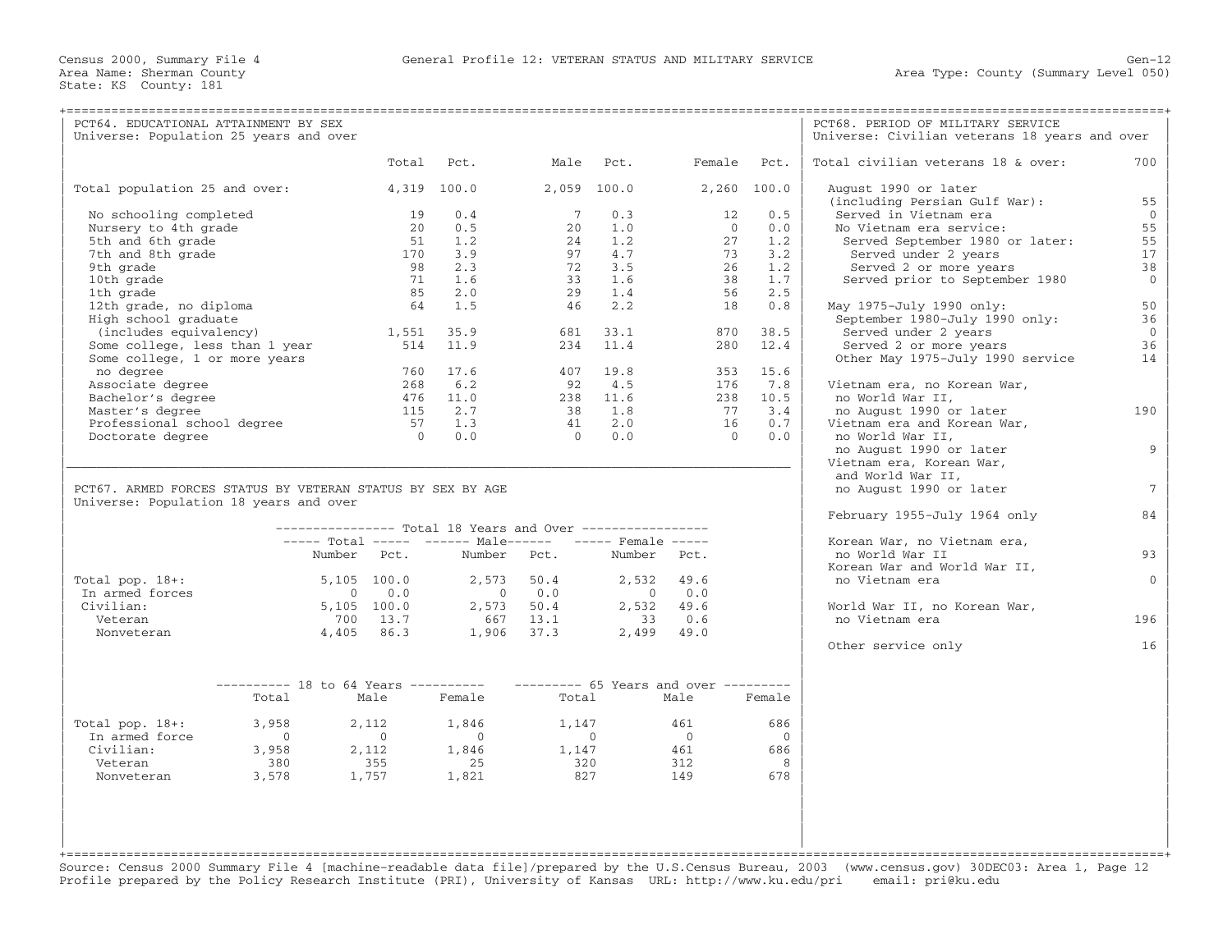Census 2000, Summary File 4 — General Profile 12: VETERAN STATUS AND MILITARY SERVICE — Gen-12

Area Name: Sherman County — Area Type: County (Summary Level 050)

State: KS County: 181

## PCT64. EDUCATIONAL ATTAINMENT BY SEX

Universe: Population 25 years and over

| | Total | Pct. | Male | Pct. | Female | Pct. |
|---|---|---|---|---|---|---|
| Total population 25 and over: | 4,319 | 100.0 | 2,059 | 100.0 | 2,260 | 100.0 |
| No schooling completed | 19 | 0.4 | 7 | 0.3 | 12 | 0.5 |
| Nursery to 4th grade | 20 | 0.5 | 20 | 1.0 | 0 | 0.0 |
| 5th and 6th grade | 51 | 1.2 | 24 | 1.2 | 27 | 1.2 |
| 7th and 8th grade | 170 | 3.9 | 97 | 4.7 | 73 | 3.2 |
| 9th grade | 98 | 2.3 | 72 | 3.5 | 26 | 1.2 |
| 10th grade | 71 | 1.6 | 33 | 1.6 | 38 | 1.7 |
| 1th grade | 85 | 2.0 | 29 | 1.4 | 56 | 2.5 |
| 12th grade, no diploma | 64 | 1.5 | 46 | 2.2 | 18 | 0.8 |
| High school graduate (includes equivalency) | 1,551 | 35.9 | 681 | 33.1 | 870 | 38.5 |
| Some college, less than 1 year | 514 | 11.9 | 234 | 11.4 | 280 | 12.4 |
| Some college, 1 or more years no degree | 760 | 17.6 | 407 | 19.8 | 353 | 15.6 |
| Associate degree | 268 | 6.2 | 92 | 4.5 | 176 | 7.8 |
| Bachelor's degree | 476 | 11.0 | 238 | 11.6 | 238 | 10.5 |
| Master's degree | 115 | 2.7 | 38 | 1.8 | 77 | 3.4 |
| Professional school degree | 57 | 1.3 | 41 | 2.0 | 16 | 0.7 |
| Doctorate degree | 0 | 0.0 | 0 | 0.0 | 0 | 0.0 |

## PCT67. ARMED FORCES STATUS BY VETERAN STATUS BY SEX BY AGE

Universe: Population 18 years and over

| | Total 18 Years and Over: Total Number | Pct. | Male Number | Pct. | Female Number | Pct. |
|---|---|---|---|---|---|---|
| Total pop. 18+: | 5,105 | 100.0 | 2,573 | 50.4 | 2,532 | 49.6 |
| In armed forces | 0 | 0.0 | 0 | 0.0 | 0 | 0.0 |
| Civilian: | 5,105 | 100.0 | 2,573 | 50.4 | 2,532 | 49.6 |
| Veteran | 700 | 13.7 | 667 | 13.1 | 33 | 0.6 |
| Nonveteran | 4,405 | 86.3 | 1,906 | 37.3 | 2,499 | 49.0 |

| | 18 to 64 Years: Total | Male | Female | 65 Years and over: Total | Male | Female |
|---|---|---|---|---|---|---|
| Total pop. 18+: | 3,958 | 2,112 | 1,846 | 1,147 | 461 | 686 |
| In armed force | 0 | 0 | 0 | 0 | 0 | 0 |
| Civilian: | 3,958 | 2,112 | 1,846 | 1,147 | 461 | 686 |
| Veteran | 380 | 355 | 25 | 320 | 312 | 8 |
| Nonveteran | 3,578 | 1,757 | 1,821 | 827 | 149 | 678 |

## PCT68. PERIOD OF MILITARY SERVICE

Universe: Civilian veterans 18 years and over

| | |
|---|---|
| Total civilian veterans 18 & over: | 700 |
| August 1990 or later (including Persian Gulf War): | 55 |
| Served in Vietnam era | 0 |
| No Vietnam era service: | 55 |
| Served September 1980 or later: | 55 |
| Served under 2 years | 17 |
| Served 2 or more years | 38 |
| Served prior to September 1980 | 0 |
| May 1975-July 1990 only: | 50 |
| September 1980-July 1990 only: | 36 |
| Served under 2 years | 0 |
| Served 2 or more years | 36 |
| Other May 1975-July 1990 service | 14 |
| Vietnam era, no Korean War, no World War II, no August 1990 or later | 190 |
| Vietnam era and Korean War, no World War II, no August 1990 or later | 9 |
| Vietnam era, Korean War, and World War II, no August 1990 or later | 7 |
| February 1955-July 1964 only | 84 |
| Korean War, no Vietnam era, no World War II | 93 |
| Korean War and World War II, no Vietnam era | 0 |
| World War II, no Korean War, no Vietnam era | 196 |
| Other service only | 16 |

Source: Census 2000 Summary File 4 [machine-readable data file]/prepared by the U.S.Census Bureau, 2003 (www.census.gov) 30DEC03: Area 1, Page 12
Profile prepared by the Policy Research Institute (PRI), University of Kansas URL: http://www.ku.edu/pri email: pri@ku.edu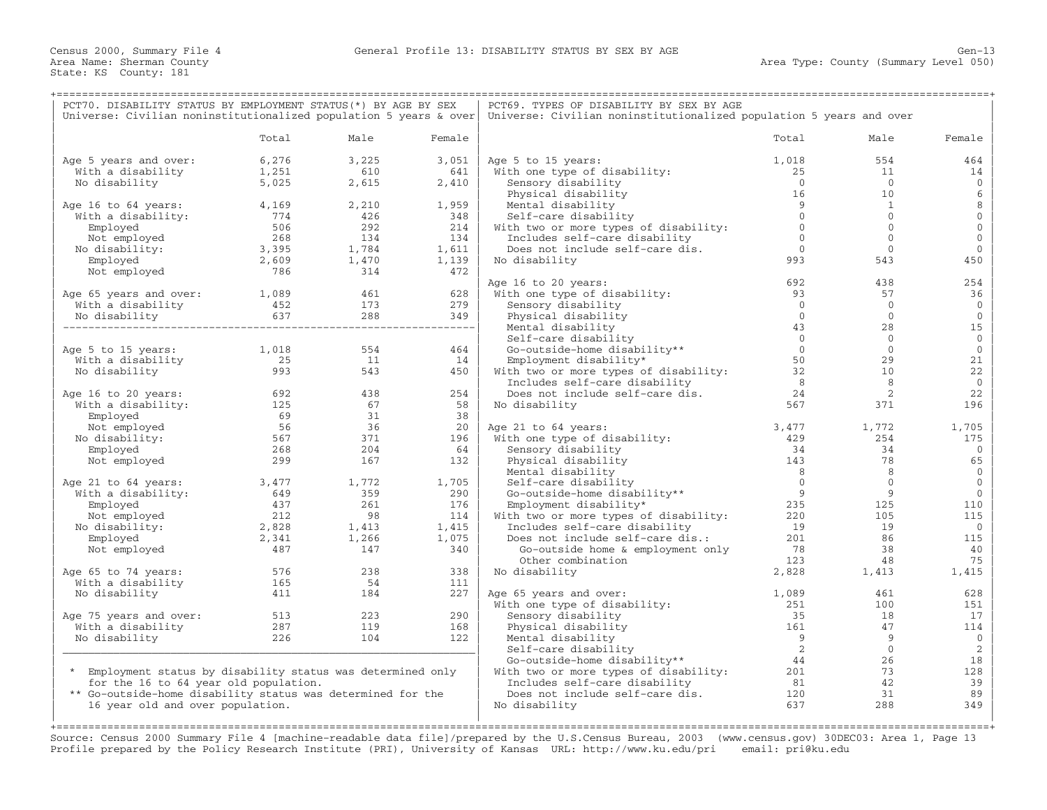Census 2000, Summary File 4 — General Profile 13: DISABILITY STATUS BY SEX BY AGE — Gen-13

Area Name: Sherman County — Area Type: County (Summary Level 050)

State: KS County: 181

## PCT70. DISABILITY STATUS BY EMPLOYMENT STATUS(*) BY AGE BY SEX

Universe: Civilian noninstitutionalized population 5 years & over

| | Total | Male | Female |
|---|---|---|---|
| Age 5 years and over: | 6,276 | 3,225 | 3,051 |
| With a disability | 1,251 | 610 | 641 |
| No disability | 5,025 | 2,615 | 2,410 |
| Age 16 to 64 years: | 4,169 | 2,210 | 1,959 |
| With a disability: | 774 | 426 | 348 |
| Employed | 506 | 292 | 214 |
| Not employed | 268 | 134 | 134 |
| No disability: | 3,395 | 1,784 | 1,611 |
| Employed | 2,609 | 1,470 | 1,139 |
| Not employed | 786 | 314 | 472 |
| Age 65 years and over: | 1,089 | 461 | 628 |
| With a disability | 452 | 173 | 279 |
| No disability | 637 | 288 | 349 |
| Age 5 to 15 years: | 1,018 | 554 | 464 |
| With a disability | 25 | 11 | 14 |
| No disability | 993 | 543 | 450 |
| Age 16 to 20 years: | 692 | 438 | 254 |
| With a disability: | 125 | 67 | 58 |
| Employed | 69 | 31 | 38 |
| Not employed | 56 | 36 | 20 |
| No disability: | 567 | 371 | 196 |
| Employed | 268 | 204 | 64 |
| Not employed | 299 | 167 | 132 |
| Age 21 to 64 years: | 3,477 | 1,772 | 1,705 |
| With a disability: | 649 | 359 | 290 |
| Employed | 437 | 261 | 176 |
| Not employed | 212 | 98 | 114 |
| No disability: | 2,828 | 1,413 | 1,415 |
| Employed | 2,341 | 1,266 | 1,075 |
| Not employed | 487 | 147 | 340 |
| Age 65 to 74 years: | 576 | 238 | 338 |
| With a disability | 165 | 54 | 111 |
| No disability | 411 | 184 | 227 |
| Age 75 years and over: | 513 | 223 | 290 |
| With a disability | 287 | 119 | 168 |
| No disability | 226 | 104 | 122 |

\* Employment status by disability status was determined only for the 16 to 64 year old population.

** Go-outside-home disability status was determined for the 16 year old and over population.

## PCT69. TYPES OF DISABILITY BY SEX BY AGE

Universe: Civilian noninstitutionalized population 5 years and over

| | Total | Male | Female |
|---|---|---|---|
| Age 5 to 15 years: | 1,018 | 554 | 464 |
| With one type of disability: | 25 | 11 | 14 |
| Sensory disability | 0 | 0 | 0 |
| Physical disability | 16 | 10 | 6 |
| Mental disability | 9 | 1 | 8 |
| Self-care disability | 0 | 0 | 0 |
| With two or more types of disability: | 0 | 0 | 0 |
| Includes self-care disability | 0 | 0 | 0 |
| Does not include self-care dis. | 0 | 0 | 0 |
| No disability | 993 | 543 | 450 |
| Age 16 to 20 years: | 692 | 438 | 254 |
| With one type of disability: | 93 | 57 | 36 |
| Sensory disability | 0 | 0 | 0 |
| Physical disability | 0 | 0 | 0 |
| Mental disability | 43 | 28 | 15 |
| Self-care disability | 0 | 0 | 0 |
| Go-outside-home disability** | 0 | 0 | 0 |
| Employment disability* | 50 | 29 | 21 |
| With two or more types of disability: | 32 | 10 | 22 |
| Includes self-care disability | 8 | 8 | 0 |
| Does not include self-care dis. | 24 | 2 | 22 |
| No disability | 567 | 371 | 196 |
| Age 21 to 64 years: | 3,477 | 1,772 | 1,705 |
| With one type of disability: | 429 | 254 | 175 |
| Sensory disability | 34 | 34 | 0 |
| Physical disability | 143 | 78 | 65 |
| Mental disability | 8 | 8 | 0 |
| Self-care disability | 0 | 0 | 0 |
| Go-outside-home disability** | 9 | 9 | 0 |
| Employment disability* | 235 | 125 | 110 |
| With two or more types of disability: | 220 | 105 | 115 |
| Includes self-care disability | 19 | 19 | 0 |
| Does not include self-care dis.: | 201 | 86 | 115 |
| Go-outside home & employment only | 78 | 38 | 40 |
| Other combination | 123 | 48 | 75 |
| No disability | 2,828 | 1,413 | 1,415 |
| Age 65 years and over: | 1,089 | 461 | 628 |
| With one type of disability: | 251 | 100 | 151 |
| Sensory disability | 35 | 18 | 17 |
| Physical disability | 161 | 47 | 114 |
| Mental disability | 9 | 9 | 0 |
| Self-care disability | 2 | 0 | 2 |
| Go-outside-home disability** | 44 | 26 | 18 |
| With two or more types of disability: | 201 | 73 | 128 |
| Includes self-care disability | 81 | 42 | 39 |
| Does not include self-care dis. | 120 | 31 | 89 |
| No disability | 637 | 288 | 349 |

Source: Census 2000 Summary File 4 [machine-readable data file]/prepared by the U.S.Census Bureau, 2003 (www.census.gov) 30DEC03: Area 1, Page 13
Profile prepared by the Policy Research Institute (PRI), University of Kansas URL: http://www.ku.edu/pri email: pri@ku.edu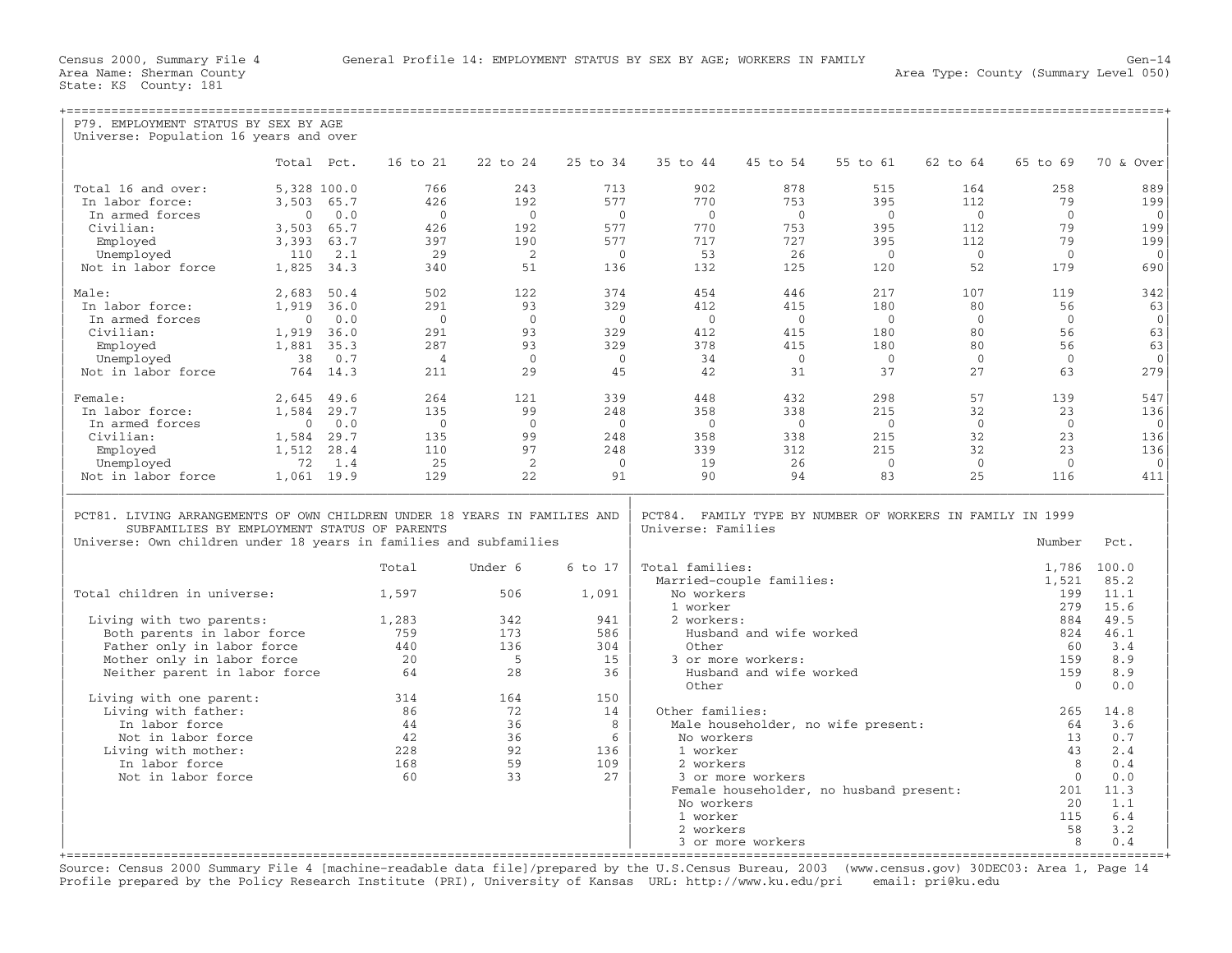Census 2000, Summary File 4 General Profile 14: EMPLOYMENT STATUS BY SEX BY AGE; WORKERS IN FAMILY Gen-14
Area Name: Sherman County Area Type: County (Summary Level 050)
State: KS County: 181

## P79. EMPLOYMENT STATUS BY SEX BY AGE

Universe: Population 16 years and over

| | Total | Pct. | 16 to 21 | 22 to 24 | 25 to 34 | 35 to 44 | 45 to 54 | 55 to 61 | 62 to 64 | 65 to 69 | 70 & Over |
|---|---|---|---|---|---|---|---|---|---|---|---|
| Total 16 and over: | 5,328 | 100.0 | 766 | 243 | 713 | 902 | 878 | 515 | 164 | 258 | 889 |
| In labor force: | 3,503 | 65.7 | 426 | 192 | 577 | 770 | 753 | 395 | 112 | 79 | 199 |
| In armed forces | 0 | 0.0 | 0 | 0 | 0 | 0 | 0 | 0 | 0 | 0 | 0 |
| Civilian: | 3,503 | 65.7 | 426 | 192 | 577 | 770 | 753 | 395 | 112 | 79 | 199 |
| Employed | 3,393 | 63.7 | 397 | 190 | 577 | 717 | 727 | 395 | 112 | 79 | 199 |
| Unemployed | 110 | 2.1 | 29 | 2 | 0 | 53 | 26 | 0 | 0 | 0 | 0 |
| Not in labor force | 1,825 | 34.3 | 340 | 51 | 136 | 132 | 125 | 120 | 52 | 179 | 690 |
| Male: | 2,683 | 50.4 | 502 | 122 | 374 | 454 | 446 | 217 | 107 | 119 | 342 |
| In labor force: | 1,919 | 36.0 | 291 | 93 | 329 | 412 | 415 | 180 | 80 | 56 | 63 |
| In armed forces | 0 | 0.0 | 0 | 0 | 0 | 0 | 0 | 0 | 0 | 0 | 0 |
| Civilian: | 1,919 | 36.0 | 291 | 93 | 329 | 412 | 415 | 180 | 80 | 56 | 63 |
| Employed | 1,881 | 35.3 | 287 | 93 | 329 | 378 | 415 | 180 | 80 | 56 | 63 |
| Unemployed | 38 | 0.7 | 4 | 0 | 0 | 34 | 0 | 0 | 0 | 0 | 0 |
| Not in labor force | 764 | 14.3 | 211 | 29 | 45 | 42 | 31 | 37 | 27 | 63 | 279 |
| Female: | 2,645 | 49.6 | 264 | 121 | 339 | 448 | 432 | 298 | 57 | 139 | 547 |
| In labor force: | 1,584 | 29.7 | 135 | 99 | 248 | 358 | 338 | 215 | 32 | 23 | 136 |
| In armed forces | 0 | 0.0 | 0 | 0 | 0 | 0 | 0 | 0 | 0 | 0 | 0 |
| Civilian: | 1,584 | 29.7 | 135 | 99 | 248 | 358 | 338 | 215 | 32 | 23 | 136 |
| Employed | 1,512 | 28.4 | 110 | 97 | 248 | 339 | 312 | 215 | 32 | 23 | 136 |
| Unemployed | 72 | 1.4 | 25 | 2 | 0 | 19 | 26 | 0 | 0 | 0 | 0 |
| Not in labor force | 1,061 | 19.9 | 129 | 22 | 91 | 90 | 94 | 83 | 25 | 116 | 411 |

## PCT81. LIVING ARRANGEMENTS OF OWN CHILDREN UNDER 18 YEARS IN FAMILIES AND SUBFAMILIES BY EMPLOYMENT STATUS OF PARENTS

Universe: Own children under 18 years in families and subfamilies

| | Total | Under 6 | 6 to 17 |
|---|---|---|---|
| Total children in universe: | 1,597 | 506 | 1,091 |
| Living with two parents: | 1,283 | 342 | 941 |
| Both parents in labor force | 759 | 173 | 586 |
| Father only in labor force | 440 | 136 | 304 |
| Mother only in labor force | 20 | 5 | 15 |
| Neither parent in labor force | 64 | 28 | 36 |
| Living with one parent: | 314 | 164 | 150 |
| Living with father: | 86 | 72 | 14 |
| In labor force | 44 | 36 | 8 |
| Not in labor force | 42 | 36 | 6 |
| Living with mother: | 228 | 92 | 136 |
| In labor force | 168 | 59 | 109 |
| Not in labor force | 60 | 33 | 27 |

## PCT84. FAMILY TYPE BY NUMBER OF WORKERS IN FAMILY IN 1999

Universe: Families

| | Number | Pct. |
|---|---|---|
| Total families: | 1,786 | 100.0 |
| Married-couple families: | 1,521 | 85.2 |
| No workers | 199 | 11.1 |
| 1 worker | 279 | 15.6 |
| 2 workers: | 884 | 49.5 |
| Husband and wife worked | 824 | 46.1 |
| Other | 60 | 3.4 |
| 3 or more workers: | 159 | 8.9 |
| Husband and wife worked | 159 | 8.9 |
| Other | 0 | 0.0 |
| Other families: | 265 | 14.8 |
| Male householder, no wife present: | 64 | 3.6 |
| No workers | 13 | 0.7 |
| 1 worker | 43 | 2.4 |
| 2 workers | 8 | 0.4 |
| 3 or more workers | 0 | 0.0 |
| Female householder, no husband present: | 201 | 11.3 |
| No workers | 20 | 1.1 |
| 1 worker | 115 | 6.4 |
| 2 workers | 58 | 3.2 |
| 3 or more workers | 8 | 0.4 |

Source: Census 2000 Summary File 4 [machine-readable data file]/prepared by the U.S.Census Bureau, 2003 (www.census.gov) 30DEC03: Area 1, Page 14
Profile prepared by the Policy Research Institute (PRI), University of Kansas URL: http://www.ku.edu/pri email: pri@ku.edu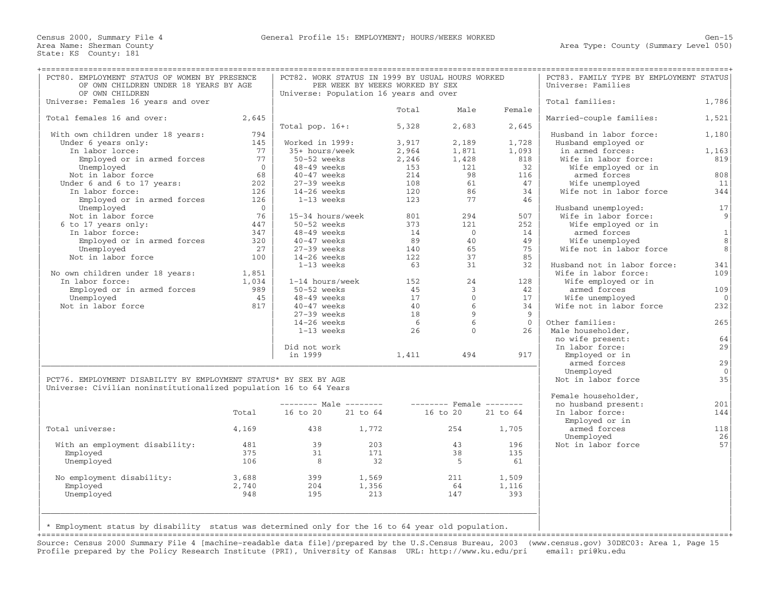Census 2000, Summary File 4 — General Profile 15: EMPLOYMENT; HOURS/WEEKS WORKED — Gen-15

Area Name: Sherman County — Area Type: County (Summary Level 050)

State: KS County: 181

## PCT80. EMPLOYMENT STATUS OF WOMEN BY PRESENCE OF OWN CHILDREN UNDER 18 YEARS BY AGE OF OWN CHILDREN

Universe: Females 16 years and over

| | |
|---|---|
| Total females 16 and over: | 2,645 |
| With own children under 18 years: | 794 |
| Under 6 years only: | 145 |
| In labor lorce: | 77 |
| Employed or in armed forces | 77 |
| Unemployed | 0 |
| Not in labor force | 68 |
| Under 6 and 6 to 17 years: | 202 |
| In labor force: | 126 |
| Employed or in armed forces | 126 |
| Unemployed | 0 |
| Not in labor force | 76 |
| 6 to 17 years only: | 447 |
| In labor force: | 347 |
| Employed or in armed forces | 320 |
| Unemployed | 27 |
| Not in labor force | 100 |
| No own children under 18 years: | 1,851 |
| In labor force: | 1,034 |
| Employed or in armed forces | 989 |
| Unemployed | 45 |
| Not in labor force | 817 |

## PCT82. WORK STATUS IN 1999 BY USUAL HOURS WORKED PER WEEK BY WEEKS WORKED BY SEX

Universe: Population 16 years and over

| | Total | Male | Female |
|---|---|---|---|
| Total pop. 16+: | 5,328 | 2,683 | 2,645 |
| Worked in 1999: | 3,917 | 2,189 | 1,728 |
| 35+ hours/week | 2,964 | 1,871 | 1,093 |
| 50-52 weeks | 2,246 | 1,428 | 818 |
| 48-49 weeks | 153 | 121 | 32 |
| 40-47 weeks | 214 | 98 | 116 |
| 27-39 weeks | 108 | 61 | 47 |
| 14-26 weeks | 120 | 86 | 34 |
| 1-13 weeks | 123 | 77 | 46 |
| 15-34 hours/week | 801 | 294 | 507 |
| 50-52 weeks | 373 | 121 | 252 |
| 48-49 weeks | 14 | 0 | 14 |
| 40-47 weeks | 89 | 40 | 49 |
| 27-39 weeks | 140 | 65 | 75 |
| 14-26 weeks | 122 | 37 | 85 |
| 1-13 weeks | 63 | 31 | 32 |
| 1-14 hours/week | 152 | 24 | 128 |
| 50-52 weeks | 45 | 3 | 42 |
| 48-49 weeks | 17 | 0 | 17 |
| 40-47 weeks | 40 | 6 | 34 |
| 27-39 weeks | 18 | 9 | 9 |
| 14-26 weeks | 6 | 6 | 0 |
| 1-13 weeks | 26 | 0 | 26 |
| Did not work in 1999 | 1,411 | 494 | 917 |

## PCT83. FAMILY TYPE BY EMPLOYMENT STATUS

Universe: Families

| | |
|---|---|
| Total families: | 1,786 |
| Married-couple families: | 1,521 |
| Husband in labor force: | 1,180 |
| Husband employed or in armed forces: | 1,163 |
| Wife in labor force: | 819 |
| Wife employed or in armed forces | 808 |
| Wife unemployed | 11 |
| Wife not in labor force | 344 |
| Husband unemployed: | 17 |
| Wife in labor force: | 9 |
| Wife employed or in armed forces | 1 |
| Wife unemployed | 8 |
| Wife not in labor force | 8 |
| Husband not in labor force: | 341 |
| Wife in labor force: | 109 |
| Wife employed or in armed forces | 109 |
| Wife unemployed | 0 |
| Wife not in labor force | 232 |
| Other families: | 265 |
| Male householder, no wife present: | 64 |
| In labor force: | 29 |
| Employed or in armed forces | 29 |
| Unemployed | 0 |
| Not in labor force | 35 |
| Female householder, no husband present: | 201 |
| In labor force: | 144 |
| Employed or in armed forces | 118 |
| Unemployed | 26 |
| Not in labor force | 57 |

## PCT76. EMPLOYMENT DISABILITY BY EMPLOYMENT STATUS* BY SEX BY AGE

Universe: Civilian noninstitutionalized population 16 to 64 Years

| | Total | Male 16 to 20 | Male 21 to 64 | Female 16 to 20 | Female 21 to 64 |
|---|---|---|---|---|---|
| Total universe: | 4,169 | 438 | 1,772 | 254 | 1,705 |
| With an employment disability: | 481 | 39 | 203 | 43 | 196 |
| Employed | 375 | 31 | 171 | 38 | 135 |
| Unemployed | 106 | 8 | 32 | 5 | 61 |
| No employment disability: | 3,688 | 399 | 1,569 | 211 | 1,509 |
| Employed | 2,740 | 204 | 1,356 | 64 | 1,116 |
| Unemployed | 948 | 195 | 213 | 147 | 393 |

* Employment status by disability status was determined only for the 16 to 64 year old population.

Source: Census 2000 Summary File 4 [machine-readable data file]/prepared by the U.S.Census Bureau, 2003 (www.census.gov) 30DEC03: Area 1, Page 15
Profile prepared by the Policy Research Institute (PRI), University of Kansas URL: http://www.ku.edu/pri email: pri@ku.edu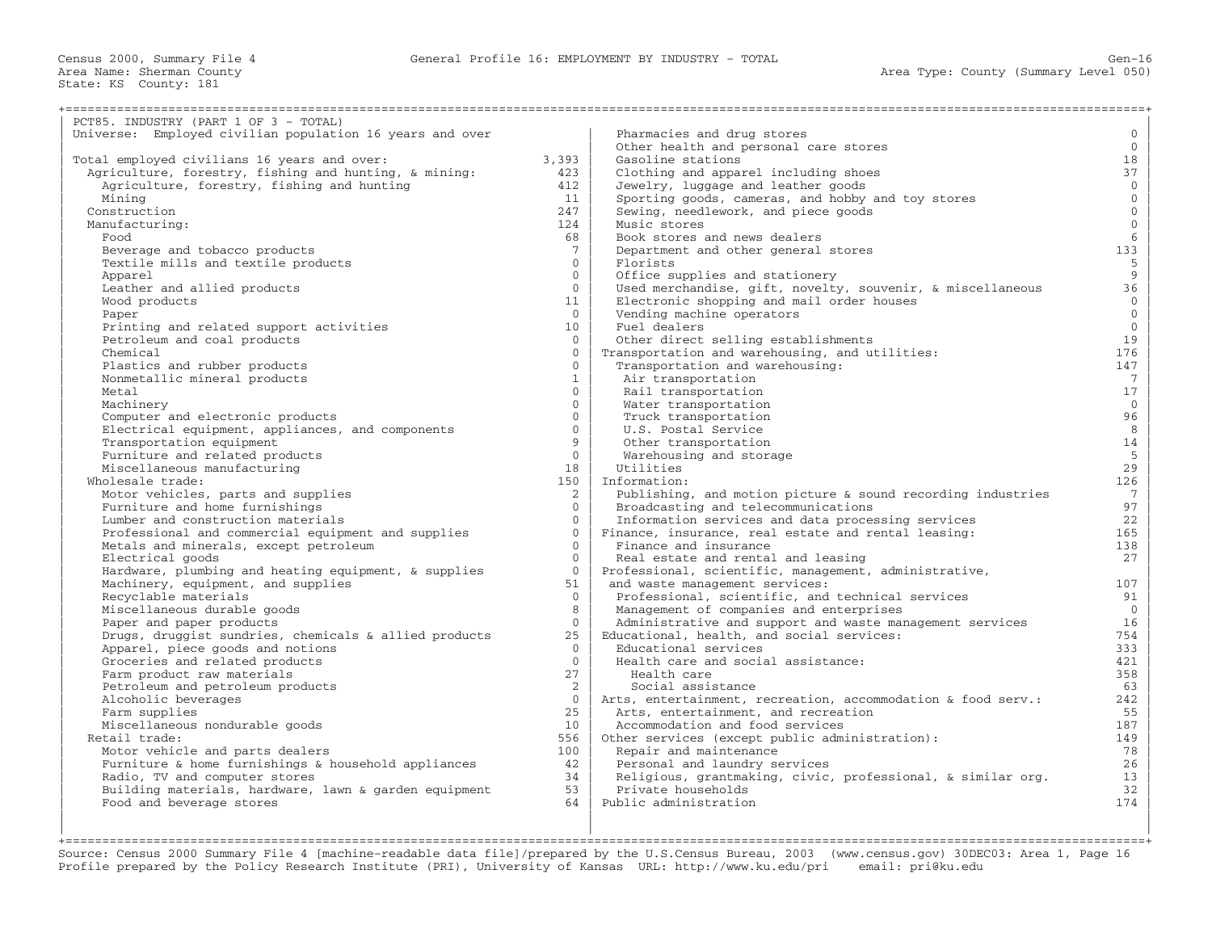Census 2000, Summary File 4 — General Profile 16: EMPLOYMENT BY INDUSTRY - TOTAL — Gen-16

Area Name: Sherman County — Area Type: County (Summary Level 050)

State: KS County: 181

## PCT85. INDUSTRY (PART 1 OF 3 - TOTAL)

Universe: Employed civilian population 16 years and over

| Industry | Count |
|---|---|
| Total employed civilians 16 years and over: | 3,393 |
| Agriculture, forestry, fishing and hunting, & mining: | 423 |
| Agriculture, forestry, fishing and hunting | 412 |
| Mining | 11 |
| Construction | 247 |
| Manufacturing: | 124 |
| Food | 68 |
| Beverage and tobacco products | 7 |
| Textile mills and textile products | 0 |
| Apparel | 0 |
| Leather and allied products | 0 |
| Wood products | 11 |
| Paper | 0 |
| Printing and related support activities | 10 |
| Petroleum and coal products | 0 |
| Chemical | 0 |
| Plastics and rubber products | 0 |
| Nonmetallic mineral products | 1 |
| Metal | 0 |
| Machinery | 0 |
| Computer and electronic products | 0 |
| Electrical equipment, appliances, and components | 0 |
| Transportation equipment | 9 |
| Furniture and related products | 0 |
| Miscellaneous manufacturing | 18 |
| Wholesale trade: | 150 |
| Motor vehicles, parts and supplies | 2 |
| Furniture and home furnishings | 0 |
| Lumber and construction materials | 0 |
| Professional and commercial equipment and supplies | 0 |
| Metals and minerals, except petroleum | 0 |
| Electrical goods | 0 |
| Hardware, plumbing and heating equipment, & supplies | 0 |
| Machinery, equipment, and supplies | 51 |
| Recyclable materials | 0 |
| Miscellaneous durable goods | 8 |
| Paper and paper products | 0 |
| Drugs, druggist sundries, chemicals & allied products | 25 |
| Apparel, piece goods and notions | 0 |
| Groceries and related products | 0 |
| Farm product raw materials | 27 |
| Petroleum and petroleum products | 2 |
| Alcoholic beverages | 0 |
| Farm supplies | 25 |
| Miscellaneous nondurable goods | 10 |
| Retail trade: | 556 |
| Motor vehicle and parts dealers | 100 |
| Furniture & home furnishings & household appliances | 42 |
| Radio, TV and computer stores | 34 |
| Building materials, hardware, lawn & garden equipment | 53 |
| Food and beverage stores | 64 |
| Pharmacies and drug stores | 0 |
| Other health and personal care stores | 0 |
| Gasoline stations | 18 |
| Clothing and apparel including shoes | 37 |
| Jewelry, luggage and leather goods | 0 |
| Sporting goods, cameras, and hobby and toy stores | 0 |
| Sewing, needlework, and piece goods | 0 |
| Music stores | 0 |
| Book stores and news dealers | 6 |
| Department and other general stores | 133 |
| Florists | 5 |
| Office supplies and stationery | 9 |
| Used merchandise, gift, novelty, souvenir, & miscellaneous | 36 |
| Electronic shopping and mail order houses | 0 |
| Vending machine operators | 0 |
| Fuel dealers | 0 |
| Other direct selling establishments | 19 |
| Transportation and warehousing, and utilities: | 176 |
| Transportation and warehousing: | 147 |
| Air transportation | 7 |
| Rail transportation | 17 |
| Water transportation | 0 |
| Truck transportation | 96 |
| U.S. Postal Service | 8 |
| Other transportation | 14 |
| Warehousing and storage | 5 |
| Utilities | 29 |
| Information: | 126 |
| Publishing, and motion picture & sound recording industries | 7 |
| Broadcasting and telecommunications | 97 |
| Information services and data processing services | 22 |
| Finance, insurance, real estate and rental leasing: | 165 |
| Finance and insurance | 138 |
| Real estate and rental and leasing | 27 |
| Professional, scientific, management, administrative, and waste management services: | 107 |
| Professional, scientific, and technical services | 91 |
| Management of companies and enterprises | 0 |
| Administrative and support and waste management services | 16 |
| Educational, health, and social services: | 754 |
| Educational services | 333 |
| Health care and social assistance: | 421 |
| Health care | 358 |
| Social assistance | 63 |
| Arts, entertainment, recreation, accommodation & food serv.: | 242 |
| Arts, entertainment, and recreation | 55 |
| Accommodation and food services | 187 |
| Other services (except public administration): | 149 |
| Repair and maintenance | 78 |
| Personal and laundry services | 26 |
| Religious, grantmaking, civic, professional, & similar org. | 13 |
| Private households | 32 |
| Public administration | 174 |

Source: Census 2000 Summary File 4 [machine-readable data file]/prepared by the U.S.Census Bureau, 2003 (www.census.gov) 30DEC03: Area 1, Page 16
Profile prepared by the Policy Research Institute (PRI), University of Kansas URL: http://www.ku.edu/pri email: pri@ku.edu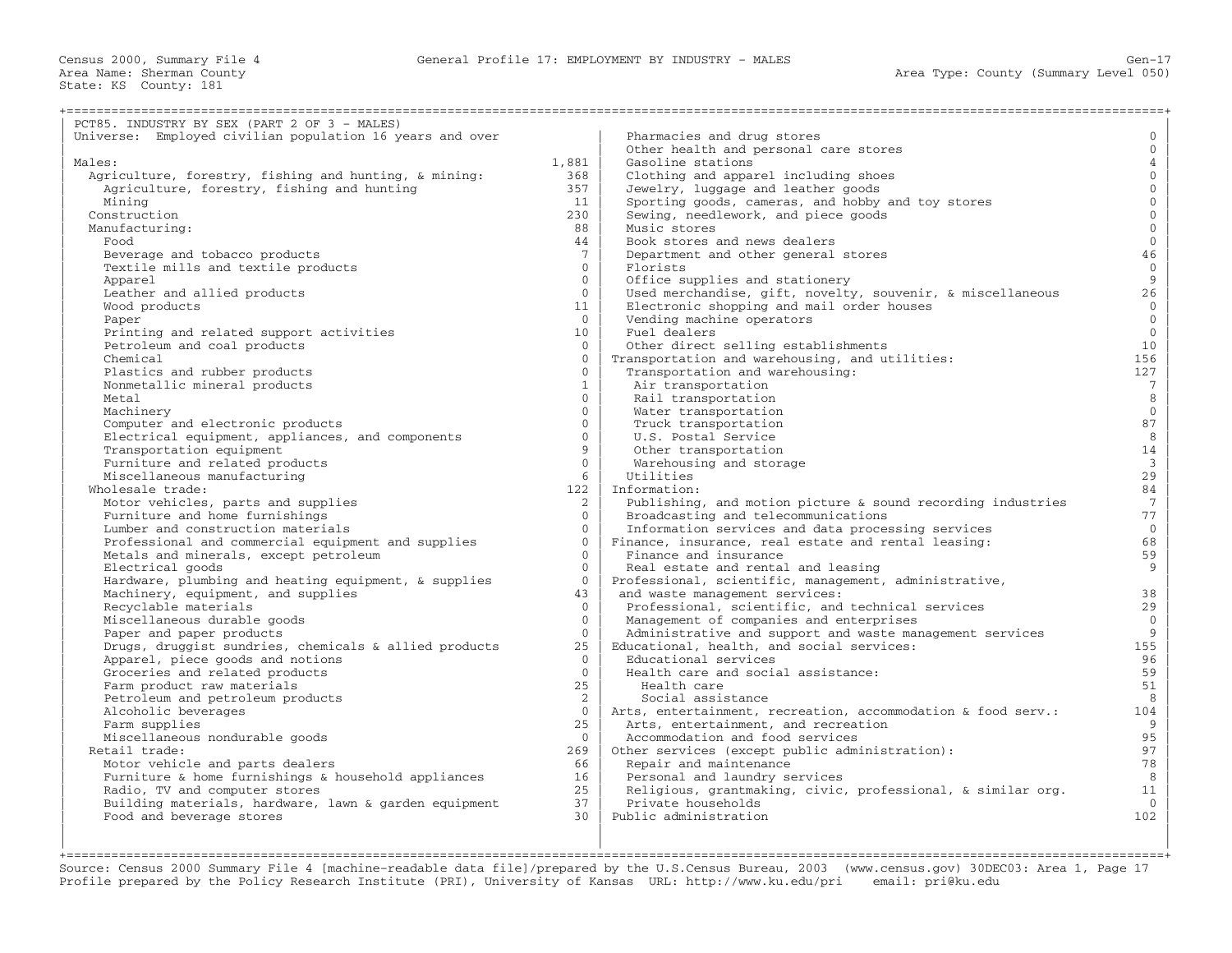# PCT85. INDUSTRY BY SEX (PART 2 OF 3 - MALES)

Universe: Employed civilian population 16 years and over

| Category | Count |
|---|---|
| Males: | 1,881 |
| Agriculture, forestry, fishing and hunting, & mining: | 368 |
| Agriculture, forestry, fishing and hunting | 357 |
| Mining | 11 |
| Construction | 230 |
| Manufacturing: | 88 |
| Food | 44 |
| Beverage and tobacco products | 7 |
| Textile mills and textile products | 0 |
| Apparel | 0 |
| Leather and allied products | 0 |
| Wood products | 11 |
| Paper | 0 |
| Printing and related support activities | 10 |
| Petroleum and coal products | 0 |
| Chemical | 0 |
| Plastics and rubber products | 0 |
| Nonmetallic mineral products | 1 |
| Metal | 0 |
| Machinery | 0 |
| Computer and electronic products | 0 |
| Electrical equipment, appliances, and components | 0 |
| Transportation equipment | 9 |
| Furniture and related products | 0 |
| Miscellaneous manufacturing | 6 |
| Wholesale trade: | 122 |
| Motor vehicles, parts and supplies | 2 |
| Furniture and home furnishings | 0 |
| Lumber and construction materials | 0 |
| Professional and commercial equipment and supplies | 0 |
| Metals and minerals, except petroleum | 0 |
| Electrical goods | 0 |
| Hardware, plumbing and heating equipment, & supplies | 0 |
| Machinery, equipment, and supplies | 43 |
| Recyclable materials | 0 |
| Miscellaneous durable goods | 0 |
| Paper and paper products | 0 |
| Drugs, druggist sundries, chemicals & allied products | 25 |
| Apparel, piece goods and notions | 0 |
| Groceries and related products | 0 |
| Farm product raw materials | 25 |
| Petroleum and petroleum products | 2 |
| Alcoholic beverages | 0 |
| Farm supplies | 25 |
| Miscellaneous nondurable goods | 0 |
| Retail trade: | 269 |
| Motor vehicle and parts dealers | 66 |
| Furniture & home furnishings & household appliances | 16 |
| Radio, TV and computer stores | 25 |
| Building materials, hardware, lawn & garden equipment | 37 |
| Food and beverage stores | 30 |
| Pharmacies and drug stores | 0 |
| Other health and personal care stores | 0 |
| Gasoline stations | 4 |
| Clothing and apparel including shoes | 0 |
| Jewelry, luggage and leather goods | 0 |
| Sporting goods, cameras, and hobby and toy stores | 0 |
| Sewing, needlework, and piece goods | 0 |
| Music stores | 0 |
| Book stores and news dealers | 0 |
| Department and other general stores | 46 |
| Florists | 0 |
| Office supplies and stationery | 9 |
| Used merchandise, gift, novelty, souvenir, & miscellaneous | 26 |
| Electronic shopping and mail order houses | 0 |
| Vending machine operators | 0 |
| Fuel dealers | 0 |
| Other direct selling establishments | 10 |
| Transportation and warehousing, and utilities: | 156 |
| Transportation and warehousing: | 127 |
| Air transportation | 7 |
| Rail transportation | 8 |
| Water transportation | 0 |
| Truck transportation | 87 |
| U.S. Postal Service | 8 |
| Other transportation | 14 |
| Warehousing and storage | 3 |
| Utilities | 29 |
| Information: | 84 |
| Publishing, and motion picture & sound recording industries | 7 |
| Broadcasting and telecommunications | 77 |
| Information services and data processing services | 0 |
| Finance, insurance, real estate and rental leasing: | 68 |
| Finance and insurance | 59 |
| Real estate and rental and leasing | 9 |
| Professional, scientific, management, administrative, and waste management services: | 38 |
| Professional, scientific, and technical services | 29 |
| Management of companies and enterprises | 0 |
| Administrative and support and waste management services | 9 |
| Educational, health, and social services: | 155 |
| Educational services | 96 |
| Health care and social assistance: | 59 |
| Health care | 51 |
| Social assistance | 8 |
| Arts, entertainment, recreation, accommodation & food serv.: | 104 |
| Arts, entertainment, and recreation | 9 |
| Accommodation and food services | 95 |
| Other services (except public administration): | 97 |
| Repair and maintenance | 78 |
| Personal and laundry services | 8 |
| Religious, grantmaking, civic, professional, & similar org. | 11 |
| Private households | 0 |
| Public administration | 102 |

Source: Census 2000 Summary File 4 [machine-readable data file]/prepared by the U.S.Census Bureau, 2003 (www.census.gov) 30DEC03: Area 1, Page 17
Profile prepared by the Policy Research Institute (PRI), University of Kansas URL: http://www.ku.edu/pri email: pri@ku.edu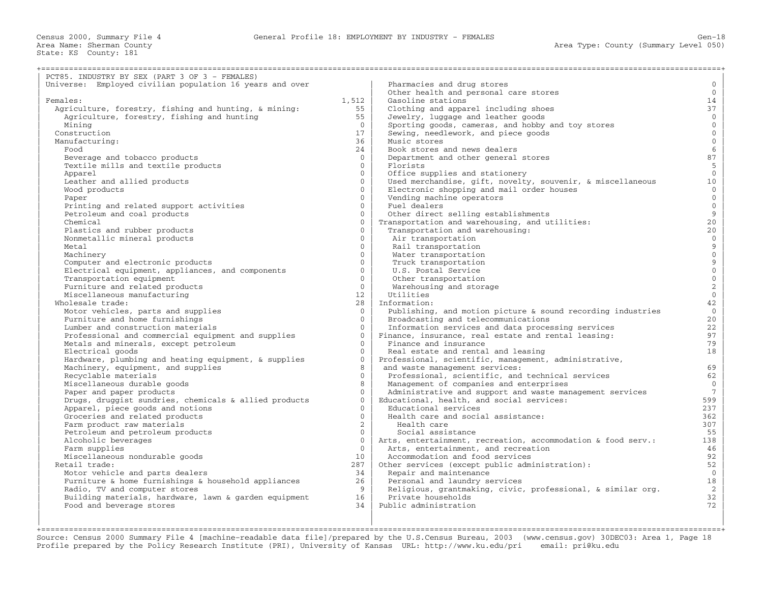Census 2000, Summary File 4 — General Profile 18: EMPLOYMENT BY INDUSTRY - FEMALES

Area Name: Sherman County
State: KS County: 181

Area Type: County (Summary Level 050)

## PCT85. INDUSTRY BY SEX (PART 3 OF 3 - FEMALES)

Universe: Employed civilian population 16 years and over

| Industry | Count |
|---|---|
| Females: | 1,512 |
| Agriculture, forestry, fishing and hunting, & mining: | 55 |
| Agriculture, forestry, fishing and hunting | 55 |
| Mining | 0 |
| Construction | 17 |
| Manufacturing: | 36 |
| Food | 24 |
| Beverage and tobacco products | 0 |
| Textile mills and textile products | 0 |
| Apparel | 0 |
| Leather and allied products | 0 |
| Wood products | 0 |
| Paper | 0 |
| Printing and related support activities | 0 |
| Petroleum and coal products | 0 |
| Chemical | 0 |
| Plastics and rubber products | 0 |
| Nonmetallic mineral products | 0 |
| Metal | 0 |
| Machinery | 0 |
| Computer and electronic products | 0 |
| Electrical equipment, appliances, and components | 0 |
| Transportation equipment | 0 |
| Furniture and related products | 0 |
| Miscellaneous manufacturing | 12 |
| Wholesale trade: | 28 |
| Motor vehicles, parts and supplies | 0 |
| Furniture and home furnishings | 0 |
| Lumber and construction materials | 0 |
| Professional and commercial equipment and supplies | 0 |
| Metals and minerals, except petroleum | 0 |
| Electrical goods | 0 |
| Hardware, plumbing and heating equipment, & supplies | 0 |
| Machinery, equipment, and supplies | 8 |
| Recyclable materials | 0 |
| Miscellaneous durable goods | 8 |
| Paper and paper products | 0 |
| Drugs, druggist sundries, chemicals & allied products | 0 |
| Apparel, piece goods and notions | 0 |
| Groceries and related products | 0 |
| Farm product raw materials | 2 |
| Petroleum and petroleum products | 0 |
| Alcoholic beverages | 0 |
| Farm supplies | 0 |
| Miscellaneous nondurable goods | 10 |
| Retail trade: | 287 |
| Motor vehicle and parts dealers | 34 |
| Furniture & home furnishings & household appliances | 26 |
| Radio, TV and computer stores | 9 |
| Building materials, hardware, lawn & garden equipment | 16 |
| Food and beverage stores | 34 |
| Pharmacies and drug stores | 0 |
| Other health and personal care stores | 0 |
| Gasoline stations | 14 |
| Clothing and apparel including shoes | 37 |
| Jewelry, luggage and leather goods | 0 |
| Sporting goods, cameras, and hobby and toy stores | 0 |
| Sewing, needlework, and piece goods | 0 |
| Music stores | 0 |
| Book stores and news dealers | 6 |
| Department and other general stores | 87 |
| Florists | 5 |
| Office supplies and stationery | 0 |
| Used merchandise, gift, novelty, souvenir, & miscellaneous | 10 |
| Electronic shopping and mail order houses | 0 |
| Vending machine operators | 0 |
| Fuel dealers | 0 |
| Other direct selling establishments | 9 |
| Transportation and warehousing, and utilities: | 20 |
| Transportation and warehousing: | 20 |
| Air transportation | 0 |
| Rail transportation | 9 |
| Water transportation | 0 |
| Truck transportation | 9 |
| U.S. Postal Service | 0 |
| Other transportation | 0 |
| Warehousing and storage | 2 |
| Utilities | 0 |
| Information: | 42 |
| Publishing, and motion picture & sound recording industries | 0 |
| Broadcasting and telecommunications | 20 |
| Information services and data processing services | 22 |
| Finance, insurance, real estate and rental leasing: | 97 |
| Finance and insurance | 79 |
| Real estate and rental and leasing | 18 |
| Professional, scientific, management, administrative, and waste management services: | 69 |
| Professional, scientific, and technical services | 62 |
| Management of companies and enterprises | 0 |
| Administrative and support and waste management services | 7 |
| Educational, health, and social services: | 599 |
| Educational services | 237 |
| Health care and social assistance: | 362 |
| Health care | 307 |
| Social assistance | 55 |
| Arts, entertainment, recreation, accommodation & food serv.: | 138 |
| Arts, entertainment, and recreation | 46 |
| Accommodation and food services | 92 |
| Other services (except public administration): | 52 |
| Repair and maintenance | 0 |
| Personal and laundry services | 18 |
| Religious, grantmaking, civic, professional, & similar org. | 2 |
| Private households | 32 |
| Public administration | 72 |

Source: Census 2000 Summary File 4 [machine-readable data file]/prepared by the U.S.Census Bureau, 2003 (www.census.gov) 30DEC03: Area 1, Page 18
Profile prepared by the Policy Research Institute (PRI), University of Kansas URL: http://www.ku.edu/pri email: pri@ku.edu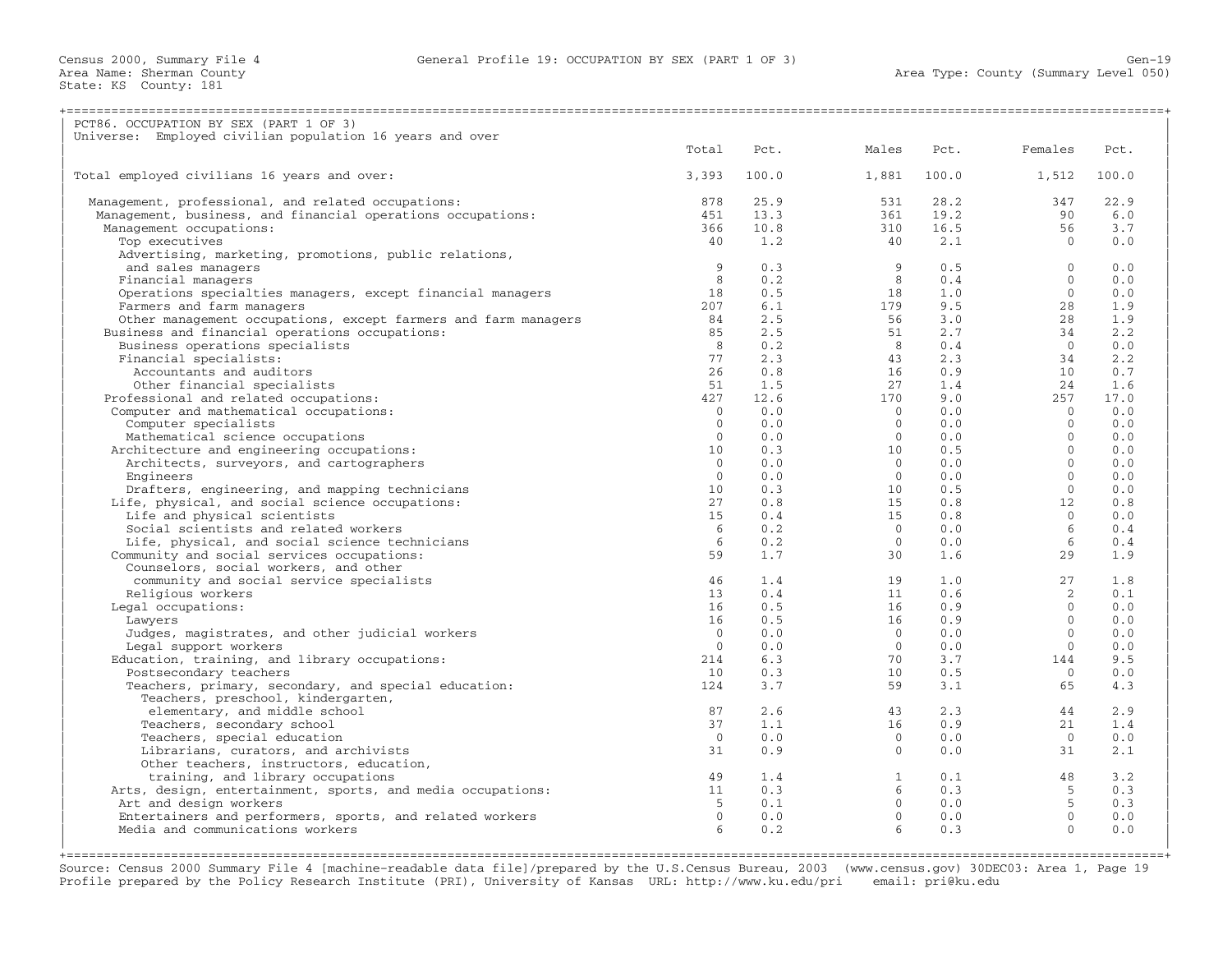Census 2000, Summary File 4 — General Profile 19: OCCUPATION BY SEX (PART 1 OF 3) — Gen-19

Area Name: Sherman County — Area Type: County (Summary Level 050)

State: KS County: 181

## PCT86. OCCUPATION BY SEX (PART 1 OF 3)

Universe: Employed civilian population 16 years and over

| | Total | Pct. | Males | Pct. | Females | Pct. |
|---|---|---|---|---|---|---|
| Total employed civilians 16 years and over: | 3,393 | 100.0 | 1,881 | 100.0 | 1,512 | 100.0 |
| Management, professional, and related occupations: | 878 | 25.9 | 531 | 28.2 | 347 | 22.9 |
| Management, business, and financial operations occupations: | 451 | 13.3 | 361 | 19.2 | 90 | 6.0 |
| Management occupations: | 366 | 10.8 | 310 | 16.5 | 56 | 3.7 |
| Top executives | 40 | 1.2 | 40 | 2.1 | 0 | 0.0 |
| Advertising, marketing, promotions, public relations, and sales managers | 9 | 0.3 | 9 | 0.5 | 0 | 0.0 |
| Financial managers | 8 | 0.2 | 8 | 0.4 | 0 | 0.0 |
| Operations specialties managers, except financial managers | 18 | 0.5 | 18 | 1.0 | 0 | 0.0 |
| Farmers and farm managers | 207 | 6.1 | 179 | 9.5 | 28 | 1.9 |
| Other management occupations, except farmers and farm managers | 84 | 2.5 | 56 | 3.0 | 28 | 1.9 |
| Business and financial operations occupations: | 85 | 2.5 | 51 | 2.7 | 34 | 2.2 |
| Business operations specialists | 8 | 0.2 | 8 | 0.4 | 0 | 0.0 |
| Financial specialists: | 77 | 2.3 | 43 | 2.3 | 34 | 2.2 |
| Accountants and auditors | 26 | 0.8 | 16 | 0.9 | 10 | 0.7 |
| Other financial specialists | 51 | 1.5 | 27 | 1.4 | 24 | 1.6 |
| Professional and related occupations: | 427 | 12.6 | 170 | 9.0 | 257 | 17.0 |
| Computer and mathematical occupations: | 0 | 0.0 | 0 | 0.0 | 0 | 0.0 |
| Computer specialists | 0 | 0.0 | 0 | 0.0 | 0 | 0.0 |
| Mathematical science occupations | 0 | 0.0 | 0 | 0.0 | 0 | 0.0 |
| Architecture and engineering occupations: | 10 | 0.3 | 10 | 0.5 | 0 | 0.0 |
| Architects, surveyors, and cartographers | 0 | 0.0 | 0 | 0.0 | 0 | 0.0 |
| Engineers | 0 | 0.0 | 0 | 0.0 | 0 | 0.0 |
| Drafters, engineering, and mapping technicians | 10 | 0.3 | 10 | 0.5 | 0 | 0.0 |
| Life, physical, and social science occupations: | 27 | 0.8 | 15 | 0.8 | 12 | 0.8 |
| Life and physical scientists | 15 | 0.4 | 15 | 0.8 | 0 | 0.0 |
| Social scientists and related workers | 6 | 0.2 | 0 | 0.0 | 6 | 0.4 |
| Life, physical, and social science technicians | 6 | 0.2 | 0 | 0.0 | 6 | 0.4 |
| Community and social services occupations: | 59 | 1.7 | 30 | 1.6 | 29 | 1.9 |
| Counselors, social workers, and other community and social service specialists | 46 | 1.4 | 19 | 1.0 | 27 | 1.8 |
| Religious workers | 13 | 0.4 | 11 | 0.6 | 2 | 0.1 |
| Legal occupations: | 16 | 0.5 | 16 | 0.9 | 0 | 0.0 |
| Lawyers | 16 | 0.5 | 16 | 0.9 | 0 | 0.0 |
| Judges, magistrates, and other judicial workers | 0 | 0.0 | 0 | 0.0 | 0 | 0.0 |
| Legal support workers | 0 | 0.0 | 0 | 0.0 | 0 | 0.0 |
| Education, training, and library occupations: | 214 | 6.3 | 70 | 3.7 | 144 | 9.5 |
| Postsecondary teachers | 10 | 0.3 | 10 | 0.5 | 0 | 0.0 |
| Teachers, primary, secondary, and special education: | 124 | 3.7 | 59 | 3.1 | 65 | 4.3 |
| Teachers, preschool, kindergarten, elementary, and middle school | 87 | 2.6 | 43 | 2.3 | 44 | 2.9 |
| Teachers, secondary school | 37 | 1.1 | 16 | 0.9 | 21 | 1.4 |
| Teachers, special education | 0 | 0.0 | 0 | 0.0 | 0 | 0.0 |
| Librarians, curators, and archivists | 31 | 0.9 | 0 | 0.0 | 31 | 2.1 |
| Other teachers, instructors, education, training, and library occupations | 49 | 1.4 | 1 | 0.1 | 48 | 3.2 |
| Arts, design, entertainment, sports, and media occupations: | 11 | 0.3 | 6 | 0.3 | 5 | 0.3 |
| Art and design workers | 5 | 0.1 | 0 | 0.0 | 5 | 0.3 |
| Entertainers and performers, sports, and related workers | 0 | 0.0 | 0 | 0.0 | 0 | 0.0 |
| Media and communications workers | 6 | 0.2 | 6 | 0.3 | 0 | 0.0 |

Source: Census 2000 Summary File 4 [machine-readable data file]/prepared by the U.S.Census Bureau, 2003 (www.census.gov) 30DEC03: Area 1, Page 19
Profile prepared by the Policy Research Institute (PRI), University of Kansas URL: http://www.ku.edu/pri email: pri@ku.edu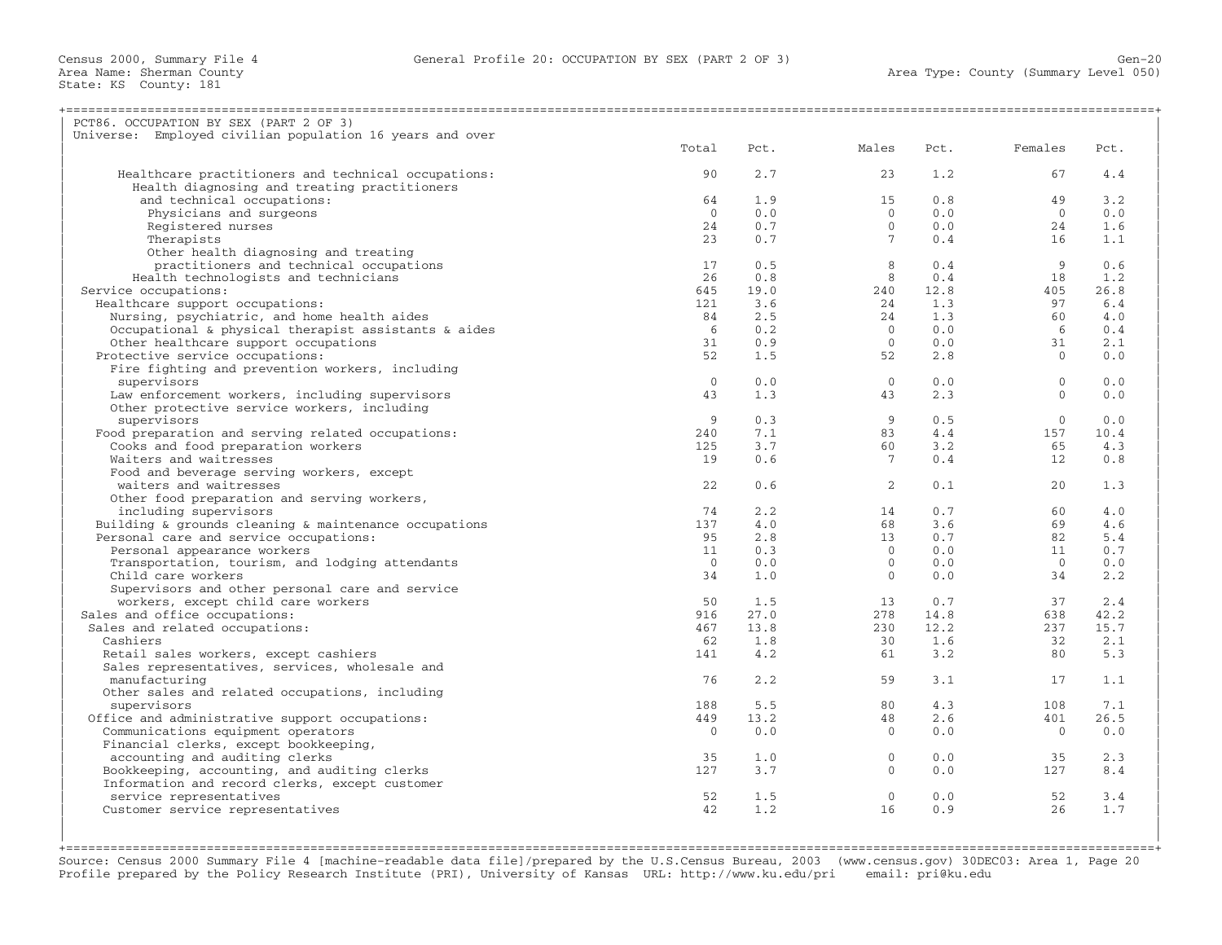Census 2000, Summary File 4 — General Profile 20: OCCUPATION BY SEX (PART 2 OF 3) — Gen-20
Area Name: Sherman County — Area Type: County (Summary Level 050)
State: KS County: 181

## PCT86. OCCUPATION BY SEX (PART 2 OF 3)

Universe: Employed civilian population 16 years and over

| | Total | Pct. | Males | Pct. | Females | Pct. |
|---|---|---|---|---|---|---|
| Healthcare practitioners and technical occupations: | 90 | 2.7 | 23 | 1.2 | 67 | 4.4 |
| Health diagnosing and treating practitioners and technical occupations: | 64 | 1.9 | 15 | 0.8 | 49 | 3.2 |
| Physicians and surgeons | 0 | 0.0 | 0 | 0.0 | 0 | 0.0 |
| Registered nurses | 24 | 0.7 | 0 | 0.0 | 24 | 1.6 |
| Therapists | 23 | 0.7 | 7 | 0.4 | 16 | 1.1 |
| Other health diagnosing and treating practitioners and technical occupations | 17 | 0.5 | 8 | 0.4 | 9 | 0.6 |
| Health technologists and technicians | 26 | 0.8 | 8 | 0.4 | 18 | 1.2 |
| Service occupations: | 645 | 19.0 | 240 | 12.8 | 405 | 26.8 |
| Healthcare support occupations: | 121 | 3.6 | 24 | 1.3 | 97 | 6.4 |
| Nursing, psychiatric, and home health aides | 84 | 2.5 | 24 | 1.3 | 60 | 4.0 |
| Occupational & physical therapist assistants & aides | 6 | 0.2 | 0 | 0.0 | 6 | 0.4 |
| Other healthcare support occupations | 31 | 0.9 | 0 | 0.0 | 31 | 2.1 |
| Protective service occupations: | 52 | 1.5 | 52 | 2.8 | 0 | 0.0 |
| Fire fighting and prevention workers, including supervisors | 0 | 0.0 | 0 | 0.0 | 0 | 0.0 |
| Law enforcement workers, including supervisors | 43 | 1.3 | 43 | 2.3 | 0 | 0.0 |
| Other protective service workers, including supervisors | 9 | 0.3 | 9 | 0.5 | 0 | 0.0 |
| Food preparation and serving related occupations: | 240 | 7.1 | 83 | 4.4 | 157 | 10.4 |
| Cooks and food preparation workers | 125 | 3.7 | 60 | 3.2 | 65 | 4.3 |
| Waiters and waitresses | 19 | 0.6 | 7 | 0.4 | 12 | 0.8 |
| Food and beverage serving workers, except waiters and waitresses | 22 | 0.6 | 2 | 0.1 | 20 | 1.3 |
| Other food preparation and serving workers, including supervisors | 74 | 2.2 | 14 | 0.7 | 60 | 4.0 |
| Building & grounds cleaning & maintenance occupations | 137 | 4.0 | 68 | 3.6 | 69 | 4.6 |
| Personal care and service occupations: | 95 | 2.8 | 13 | 0.7 | 82 | 5.4 |
| Personal appearance workers | 11 | 0.3 | 0 | 0.0 | 11 | 0.7 |
| Transportation, tourism, and lodging attendants | 0 | 0.0 | 0 | 0.0 | 0 | 0.0 |
| Child care workers | 34 | 1.0 | 0 | 0.0 | 34 | 2.2 |
| Supervisors and other personal care and service workers, except child care workers | 50 | 1.5 | 13 | 0.7 | 37 | 2.4 |
| Sales and office occupations: | 916 | 27.0 | 278 | 14.8 | 638 | 42.2 |
| Sales and related occupations: | 467 | 13.8 | 230 | 12.2 | 237 | 15.7 |
| Cashiers | 62 | 1.8 | 30 | 1.6 | 32 | 2.1 |
| Retail sales workers, except cashiers | 141 | 4.2 | 61 | 3.2 | 80 | 5.3 |
| Sales representatives, services, wholesale and manufacturing | 76 | 2.2 | 59 | 3.1 | 17 | 1.1 |
| Other sales and related occupations, including supervisors | 188 | 5.5 | 80 | 4.3 | 108 | 7.1 |
| Office and administrative support occupations: | 449 | 13.2 | 48 | 2.6 | 401 | 26.5 |
| Communications equipment operators | 0 | 0.0 | 0 | 0.0 | 0 | 0.0 |
| Financial clerks, except bookkeeping, accounting and auditing clerks | 35 | 1.0 | 0 | 0.0 | 35 | 2.3 |
| Bookkeeping, accounting, and auditing clerks | 127 | 3.7 | 0 | 0.0 | 127 | 8.4 |
| Information and record clerks, except customer service representatives | 52 | 1.5 | 0 | 0.0 | 52 | 3.4 |
| Customer service representatives | 42 | 1.2 | 16 | 0.9 | 26 | 1.7 |

Source: Census 2000 Summary File 4 [machine-readable data file]/prepared by the U.S.Census Bureau, 2003 (www.census.gov) 30DEC03: Area 1, Page 20
Profile prepared by the Policy Research Institute (PRI), University of Kansas URL: http://www.ku.edu/pri email: pri@ku.edu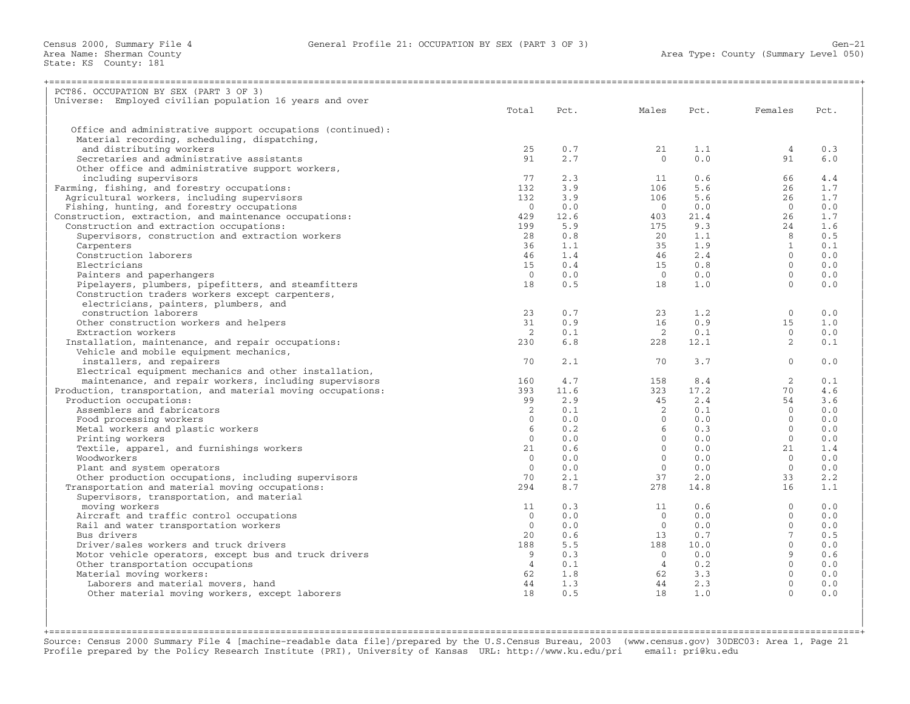Census 2000, Summary File 4 — General Profile 21: OCCUPATION BY SEX (PART 3 OF 3)
Area Name: Sherman County — Area Type: County (Summary Level 050)
State: KS County: 181

PCT86. OCCUPATION BY SEX (PART 3 OF 3)
Universe: Employed civilian population 16 years and over

| | Total | Pct. | Males | Pct. | Females | Pct. |
|---|---|---|---|---|---|---|
| Office and administrative support occupations (continued): | | | | | | |
| Material recording, scheduling, dispatching, and distributing workers | 25 | 0.7 | 21 | 1.1 | 4 | 0.3 |
| Secretaries and administrative assistants | 91 | 2.7 | 0 | 0.0 | 91 | 6.0 |
| Other office and administrative support workers, including supervisors | 77 | 2.3 | 11 | 0.6 | 66 | 4.4 |
| Farming, fishing, and forestry occupations: | 132 | 3.9 | 106 | 5.6 | 26 | 1.7 |
| Agricultural workers, including supervisors | 132 | 3.9 | 106 | 5.6 | 26 | 1.7 |
| Fishing, hunting, and forestry occupations | 0 | 0.0 | 0 | 0.0 | 0 | 0.0 |
| Construction, extraction, and maintenance occupations: | 429 | 12.6 | 403 | 21.4 | 26 | 1.7 |
| Construction and extraction occupations: | 199 | 5.9 | 175 | 9.3 | 24 | 1.6 |
| Supervisors, construction and extraction workers | 28 | 0.8 | 20 | 1.1 | 8 | 0.5 |
| Carpenters | 36 | 1.1 | 35 | 1.9 | 1 | 0.1 |
| Construction laborers | 46 | 1.4 | 46 | 2.4 | 0 | 0.0 |
| Electricians | 15 | 0.4 | 15 | 0.8 | 0 | 0.0 |
| Painters and paperhangers | 0 | 0.0 | 0 | 0.0 | 0 | 0.0 |
| Pipelayers, plumbers, pipefitters, and steamfitters | 18 | 0.5 | 18 | 1.0 | 0 | 0.0 |
| Construction traders workers except carpenters, electricians, painters, plumbers, and construction laborers | 23 | 0.7 | 23 | 1.2 | 0 | 0.0 |
| Other construction workers and helpers | 31 | 0.9 | 16 | 0.9 | 15 | 1.0 |
| Extraction workers | 2 | 0.1 | 2 | 0.1 | 0 | 0.0 |
| Installation, maintenance, and repair occupations: | 230 | 6.8 | 228 | 12.1 | 2 | 0.1 |
| Vehicle and mobile equipment mechanics, installers, and repairers | 70 | 2.1 | 70 | 3.7 | 0 | 0.0 |
| Electrical equipment mechanics and other installation, maintenance, and repair workers, including supervisors | 160 | 4.7 | 158 | 8.4 | 2 | 0.1 |
| Production, transportation, and material moving occupations: | 393 | 11.6 | 323 | 17.2 | 70 | 4.6 |
| Production occupations: | 99 | 2.9 | 45 | 2.4 | 54 | 3.6 |
| Assemblers and fabricators | 2 | 0.1 | 2 | 0.1 | 0 | 0.0 |
| Food processing workers | 0 | 0.0 | 0 | 0.0 | 0 | 0.0 |
| Metal workers and plastic workers | 6 | 0.2 | 6 | 0.3 | 0 | 0.0 |
| Printing workers | 0 | 0.0 | 0 | 0.0 | 0 | 0.0 |
| Textile, apparel, and furnishings workers | 21 | 0.6 | 0 | 0.0 | 21 | 1.4 |
| Woodworkers | 0 | 0.0 | 0 | 0.0 | 0 | 0.0 |
| Plant and system operators | 0 | 0.0 | 0 | 0.0 | 0 | 0.0 |
| Other production occupations, including supervisors | 70 | 2.1 | 37 | 2.0 | 33 | 2.2 |
| Transportation and material moving occupations: | 294 | 8.7 | 278 | 14.8 | 16 | 1.1 |
| Supervisors, transportation, and material moving workers | 11 | 0.3 | 11 | 0.6 | 0 | 0.0 |
| Aircraft and traffic control occupations | 0 | 0.0 | 0 | 0.0 | 0 | 0.0 |
| Rail and water transportation workers | 0 | 0.0 | 0 | 0.0 | 0 | 0.0 |
| Bus drivers | 20 | 0.6 | 13 | 0.7 | 7 | 0.5 |
| Driver/sales workers and truck drivers | 188 | 5.5 | 188 | 10.0 | 0 | 0.0 |
| Motor vehicle operators, except bus and truck drivers | 9 | 0.3 | 0 | 0.0 | 9 | 0.6 |
| Other transportation occupations | 4 | 0.1 | 4 | 0.2 | 0 | 0.0 |
| Material moving workers: | 62 | 1.8 | 62 | 3.3 | 0 | 0.0 |
| Laborers and material movers, hand | 44 | 1.3 | 44 | 2.3 | 0 | 0.0 |
| Other material moving workers, except laborers | 18 | 0.5 | 18 | 1.0 | 0 | 0.0 |

Source: Census 2000 Summary File 4 [machine-readable data file]/prepared by the U.S.Census Bureau, 2003 (www.census.gov) 30DEC03: Area 1, Page 21
Profile prepared by the Policy Research Institute (PRI), University of Kansas URL: http://www.ku.edu/pri email: pri@ku.edu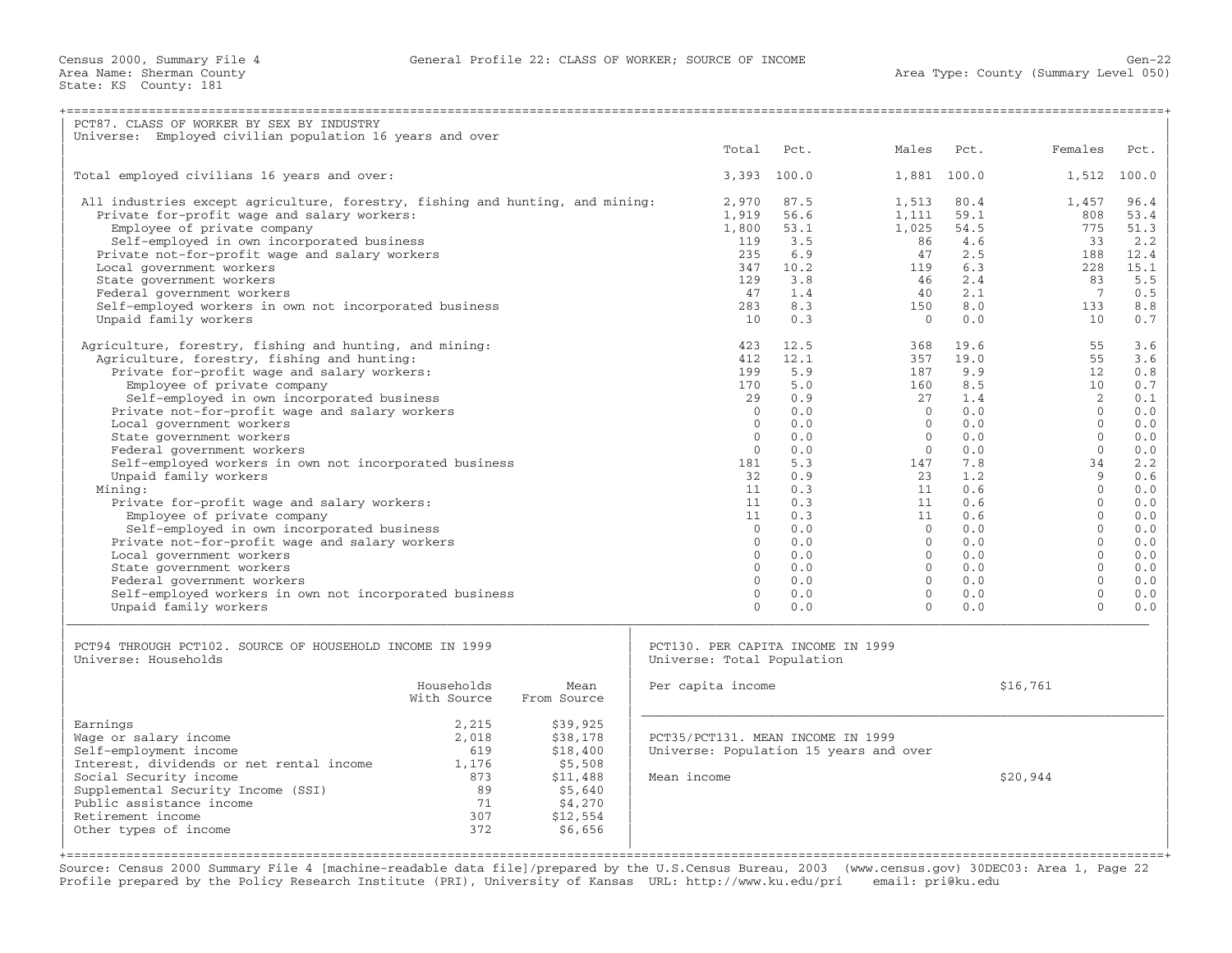Census 2000, Summary File 4 General Profile 22: CLASS OF WORKER; SOURCE OF INCOME
Area Name: Sherman County Area Type: County (Summary Level 050)
State: KS County: 181

## PCT87. CLASS OF WORKER BY SEX BY INDUSTRY

Universe: Employed civilian population 16 years and over

| | Total | Pct. | Males | Pct. | Females | Pct. |
|---|---|---|---|---|---|---|
| Total employed civilians 16 years and over: | 3,393 | 100.0 | 1,881 | 100.0 | 1,512 | 100.0 |
| All industries except agriculture, forestry, fishing and hunting, and mining: | 2,970 | 87.5 | 1,513 | 80.4 | 1,457 | 96.4 |
| Private for-profit wage and salary workers: | 1,919 | 56.6 | 1,111 | 59.1 | 808 | 53.4 |
| Employee of private company | 1,800 | 53.1 | 1,025 | 54.5 | 775 | 51.3 |
| Self-employed in own incorporated business | 119 | 3.5 | 86 | 4.6 | 33 | 2.2 |
| Private not-for-profit wage and salary workers | 235 | 6.9 | 47 | 2.5 | 188 | 12.4 |
| Local government workers | 347 | 10.2 | 119 | 6.3 | 228 | 15.1 |
| State government workers | 129 | 3.8 | 46 | 2.4 | 83 | 5.5 |
| Federal government workers | 47 | 1.4 | 40 | 2.1 | 7 | 0.5 |
| Self-employed workers in own not incorporated business | 283 | 8.3 | 150 | 8.0 | 133 | 8.8 |
| Unpaid family workers | 10 | 0.3 | 0 | 0.0 | 10 | 0.7 |
| Agriculture, forestry, fishing and hunting, and mining: | 423 | 12.5 | 368 | 19.6 | 55 | 3.6 |
| Agriculture, forestry, fishing and hunting: | 412 | 12.1 | 357 | 19.0 | 55 | 3.6 |
| Private for-profit wage and salary workers: | 199 | 5.9 | 187 | 9.9 | 12 | 0.8 |
| Employee of private company | 170 | 5.0 | 160 | 8.5 | 10 | 0.7 |
| Self-employed in own incorporated business | 29 | 0.9 | 27 | 1.4 | 2 | 0.1 |
| Private not-for-profit wage and salary workers | 0 | 0.0 | 0 | 0.0 | 0 | 0.0 |
| Local government workers | 0 | 0.0 | 0 | 0.0 | 0 | 0.0 |
| State government workers | 0 | 0.0 | 0 | 0.0 | 0 | 0.0 |
| Federal government workers | 0 | 0.0 | 0 | 0.0 | 0 | 0.0 |
| Self-employed workers in own not incorporated business | 181 | 5.3 | 147 | 7.8 | 34 | 2.2 |
| Unpaid family workers | 32 | 0.9 | 23 | 1.2 | 9 | 0.6 |
| Mining: | 11 | 0.3 | 11 | 0.6 | 0 | 0.0 |
| Private for-profit wage and salary workers: | 11 | 0.3 | 11 | 0.6 | 0 | 0.0 |
| Employee of private company | 11 | 0.3 | 11 | 0.6 | 0 | 0.0 |
| Self-employed in own incorporated business | 0 | 0.0 | 0 | 0.0 | 0 | 0.0 |
| Private not-for-profit wage and salary workers | 0 | 0.0 | 0 | 0.0 | 0 | 0.0 |
| Local government workers | 0 | 0.0 | 0 | 0.0 | 0 | 0.0 |
| State government workers | 0 | 0.0 | 0 | 0.0 | 0 | 0.0 |
| Federal government workers | 0 | 0.0 | 0 | 0.0 | 0 | 0.0 |
| Self-employed workers in own not incorporated business | 0 | 0.0 | 0 | 0.0 | 0 | 0.0 |
| Unpaid family workers | 0 | 0.0 | 0 | 0.0 | 0 | 0.0 |

## PCT94 THROUGH PCT102. SOURCE OF HOUSEHOLD INCOME IN 1999

Universe: Households

| | Households With Source | Mean From Source |
|---|---|---|
| Earnings | 2,215 | $39,925 |
| Wage or salary income | 2,018 | $38,178 |
| Self-employment income | 619 | $18,400 |
| Interest, dividends or net rental income | 1,176 | $5,508 |
| Social Security income | 873 | $11,488 |
| Supplemental Security Income (SSI) | 89 | $5,640 |
| Public assistance income | 71 | $4,270 |
| Retirement income | 307 | $12,554 |
| Other types of income | 372 | $6,656 |

## PCT130. PER CAPITA INCOME IN 1999

Universe: Total Population

Per capita income: $16,761

## PCT35/PCT131. MEAN INCOME IN 1999

Universe: Population 15 years and over

Mean income: $20,944

Source: Census 2000 Summary File 4 [machine-readable data file]/prepared by the U.S.Census Bureau, 2003 (www.census.gov) 30DEC03: Area 1, Page 22
Profile prepared by the Policy Research Institute (PRI), University of Kansas URL: http://www.ku.edu/pri email: pri@ku.edu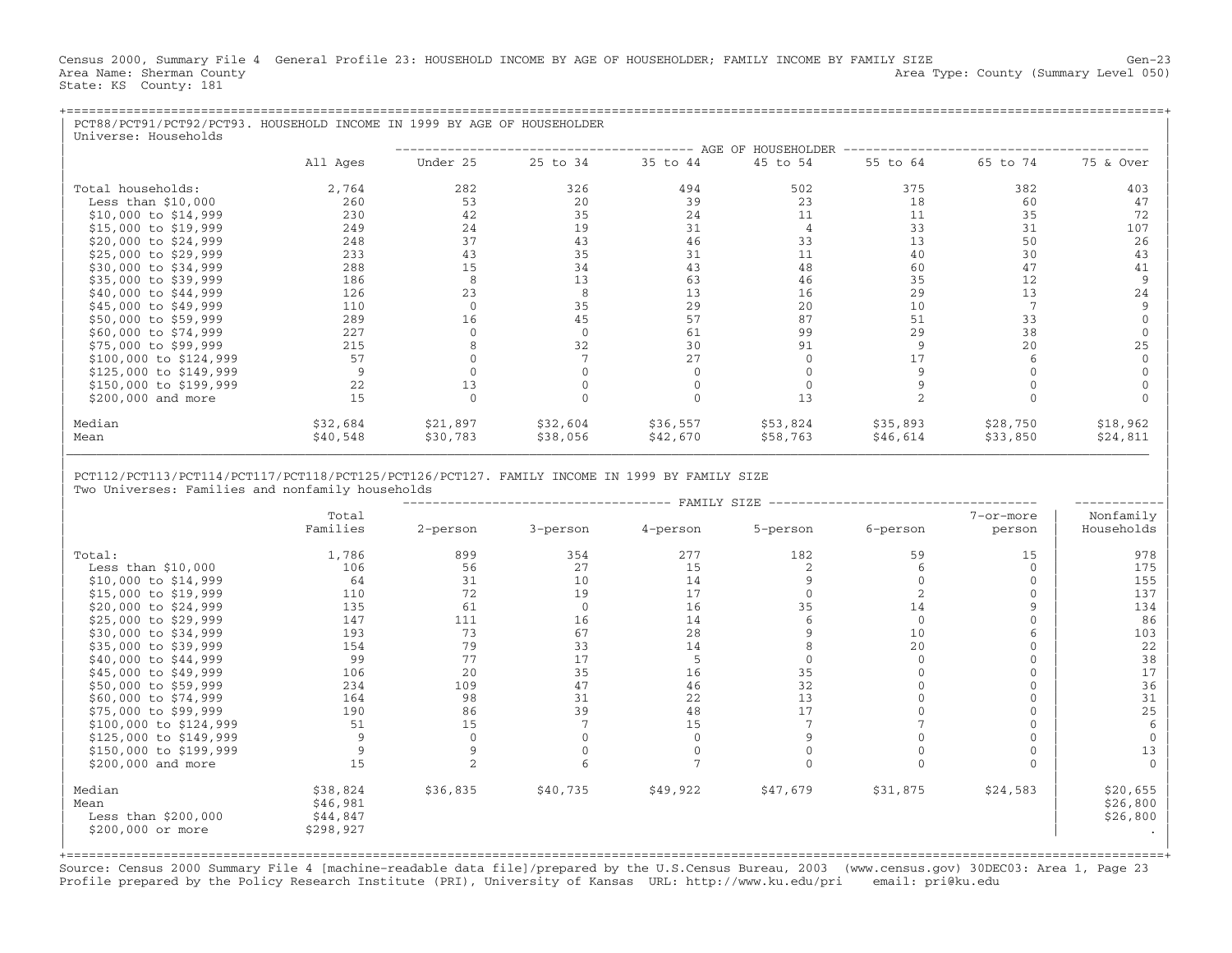Census 2000, Summary File 4 General Profile 23: HOUSEHOLD INCOME BY AGE OF HOUSEHOLDER; FAMILY INCOME BY FAMILY SIZE Gen-23
Area Name: Sherman County Area Type: County (Summary Level 050)
State: KS County: 181

## PCT88/PCT91/PCT92/PCT93. HOUSEHOLD INCOME IN 1999 BY AGE OF HOUSEHOLDER

Universe: Households

| | All Ages | AGE OF HOUSEHOLDER: Under 25 | 25 to 34 | 35 to 44 | 45 to 54 | 55 to 64 | 65 to 74 | 75 & Over |
|---|---|---|---|---|---|---|---|---|
| Total households: | 2,764 | 282 | 326 | 494 | 502 | 375 | 382 | 403 |
| Less than $10,000 | 260 | 53 | 20 | 39 | 23 | 18 | 60 | 47 |
| $10,000 to $14,999 | 230 | 42 | 35 | 24 | 11 | 11 | 35 | 72 |
| $15,000 to $19,999 | 249 | 24 | 19 | 31 | 4 | 33 | 31 | 107 |
| $20,000 to $24,999 | 248 | 37 | 43 | 46 | 33 | 13 | 50 | 26 |
| $25,000 to $29,999 | 233 | 43 | 35 | 31 | 11 | 40 | 30 | 43 |
| $30,000 to $34,999 | 288 | 15 | 34 | 43 | 48 | 60 | 47 | 41 |
| $35,000 to $39,999 | 186 | 8 | 13 | 63 | 46 | 35 | 12 | 9 |
| $40,000 to $44,999 | 126 | 23 | 8 | 13 | 16 | 29 | 13 | 24 |
| $45,000 to $49,999 | 110 | 0 | 35 | 29 | 20 | 10 | 7 | 9 |
| $50,000 to $59,999 | 289 | 16 | 45 | 57 | 87 | 51 | 33 | 0 |
| $60,000 to $74,999 | 227 | 0 | 0 | 61 | 99 | 29 | 38 | 0 |
| $75,000 to $99,999 | 215 | 8 | 32 | 30 | 91 | 9 | 20 | 25 |
| $100,000 to $124,999 | 57 | 0 | 7 | 27 | 0 | 17 | 6 | 0 |
| $125,000 to $149,999 | 9 | 0 | 0 | 0 | 0 | 9 | 0 | 0 |
| $150,000 to $199,999 | 22 | 13 | 0 | 0 | 0 | 9 | 0 | 0 |
| $200,000 and more | 15 | 0 | 0 | 0 | 13 | 2 | 0 | 0 |
| Median | $32,684 | $21,897 | $32,604 | $36,557 | $53,824 | $35,893 | $28,750 | $18,962 |
| Mean | $40,548 | $30,783 | $38,056 | $42,670 | $58,763 | $46,614 | $33,850 | $24,811 |

## PCT112/PCT113/PCT114/PCT117/PCT118/PCT125/PCT126/PCT127. FAMILY INCOME IN 1999 BY FAMILY SIZE

Two Universes: Families and nonfamily households

| | Total Families | FAMILY SIZE: 2-person | 3-person | 4-person | 5-person | 6-person | 7-or-more person | Nonfamily Households |
|---|---|---|---|---|---|---|---|---|
| Total: | 1,786 | 899 | 354 | 277 | 182 | 59 | 15 | 978 |
| Less than $10,000 | 106 | 56 | 27 | 15 | 2 | 6 | 0 | 175 |
| $10,000 to $14,999 | 64 | 31 | 10 | 14 | 9 | 0 | 0 | 155 |
| $15,000 to $19,999 | 110 | 72 | 19 | 17 | 0 | 2 | 0 | 137 |
| $20,000 to $24,999 | 135 | 61 | 0 | 16 | 35 | 14 | 9 | 134 |
| $25,000 to $29,999 | 147 | 111 | 16 | 14 | 6 | 0 | 0 | 86 |
| $30,000 to $34,999 | 193 | 73 | 67 | 28 | 9 | 10 | 6 | 103 |
| $35,000 to $39,999 | 154 | 79 | 33 | 14 | 8 | 20 | 0 | 22 |
| $40,000 to $44,999 | 99 | 77 | 17 | 5 | 0 | 0 | 0 | 38 |
| $45,000 to $49,999 | 106 | 20 | 35 | 16 | 35 | 0 | 0 | 17 |
| $50,000 to $59,999 | 234 | 109 | 47 | 46 | 32 | 0 | 0 | 36 |
| $60,000 to $74,999 | 164 | 98 | 31 | 22 | 13 | 0 | 0 | 31 |
| $75,000 to $99,999 | 190 | 86 | 39 | 48 | 17 | 0 | 0 | 25 |
| $100,000 to $124,999 | 51 | 15 | 7 | 15 | 7 | 7 | 0 | 6 |
| $125,000 to $149,999 | 9 | 0 | 0 | 0 | 9 | 0 | 0 | 0 |
| $150,000 to $199,999 | 9 | 9 | 0 | 0 | 0 | 0 | 0 | 13 |
| $200,000 and more | 15 | 2 | 6 | 7 | 0 | 0 | 0 | 0 |
| Median | $38,824 | $36,835 | $40,735 | $49,922 | $47,679 | $31,875 | $24,583 | $20,655 |
| Mean | $46,981 | | | | | | | $26,800 |
| Less than $200,000 | $44,847 | | | | | | | $26,800 |
| $200,000 or more | $298,927 | | | | | | | . |

Source: Census 2000 Summary File 4 [machine-readable data file]/prepared by the U.S.Census Bureau, 2003 (www.census.gov) 30DEC03: Area 1, Page 23
Profile prepared by the Policy Research Institute (PRI), University of Kansas URL: http://www.ku.edu/pri email: pri@ku.edu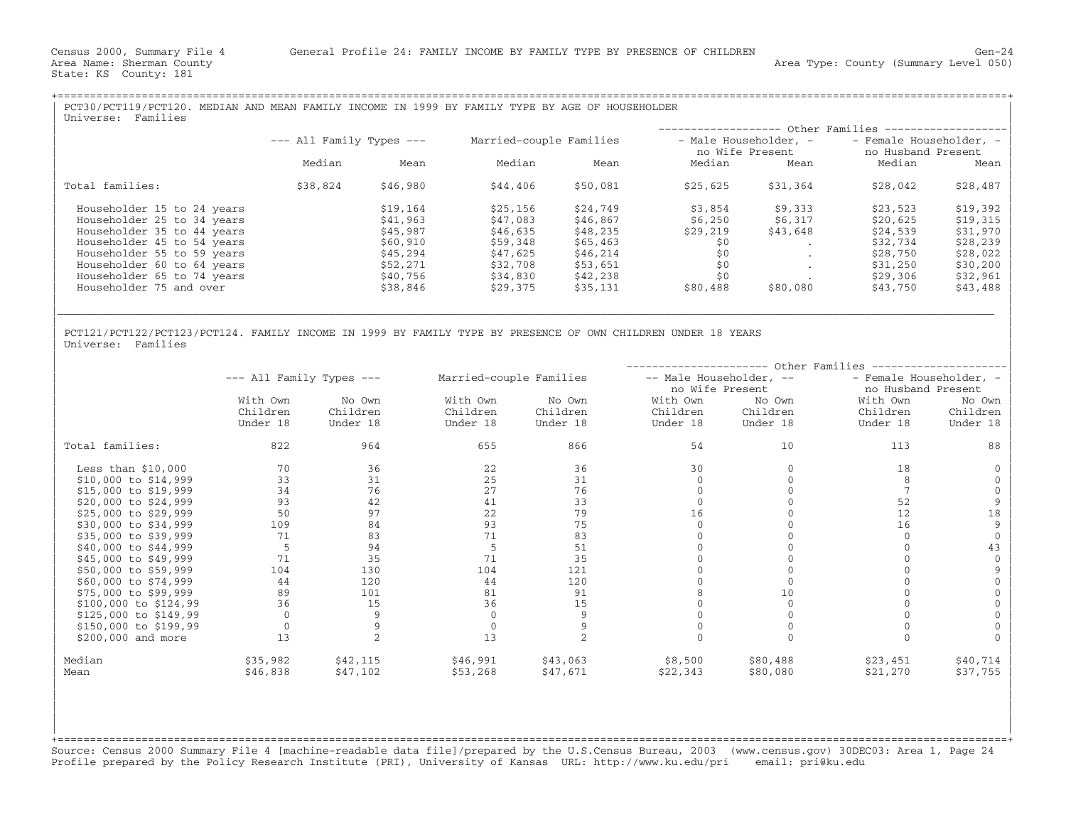Census 2000, Summary File 4 General Profile 24: FAMILY INCOME BY FAMILY TYPE BY PRESENCE OF CHILDREN Gen-24
Area Name: Sherman County Area Type: County (Summary Level 050)
State: KS County: 181

## PCT30/PCT119/PCT120. MEDIAN AND MEAN FAMILY INCOME IN 1999 BY FAMILY TYPE BY AGE OF HOUSEHOLDER

Universe: Families

| | --- All Family Types --- | | Married-couple Families | | Other Families: Male Householder, no Wife Present | | Other Families: Female Householder, no Husband Present | |
|---|---|---|---|---|---|---|---|---|
| | Median | Mean | Median | Mean | Median | Mean | Median | Mean |
| Total families: | $38,824 | $46,980 | $44,406 | $50,081 | $25,625 | $31,364 | $28,042 | $28,487 |
| Householder 15 to 24 years | | $19,164 | $25,156 | $24,749 | $3,854 | $9,333 | $23,523 | $19,392 |
| Householder 25 to 34 years | | $41,963 | $47,083 | $46,867 | $6,250 | $6,317 | $20,625 | $19,315 |
| Householder 35 to 44 years | | $45,987 | $46,635 | $48,235 | $29,219 | $43,648 | $24,539 | $31,970 |
| Householder 45 to 54 years | | $60,910 | $59,348 | $65,463 | $0 | . | $32,734 | $28,239 |
| Householder 55 to 59 years | | $45,294 | $47,625 | $46,214 | $0 | . | $28,750 | $28,022 |
| Householder 60 to 64 years | | $52,271 | $32,708 | $53,651 | $0 | . | $31,250 | $30,200 |
| Householder 65 to 74 years | | $40,756 | $34,830 | $42,238 | $0 | . | $29,306 | $32,961 |
| Householder 75 and over | | $38,846 | $29,375 | $35,131 | $80,488 | $80,080 | $43,750 | $43,488 |

## PCT121/PCT122/PCT123/PCT124. FAMILY INCOME IN 1999 BY FAMILY TYPE BY PRESENCE OF OWN CHILDREN UNDER 18 YEARS

Universe: Families

| | --- All Family Types --- | | Married-couple Families | | Other Families: Male Householder, no Wife Present | | Other Families: Female Householder, no Husband Present | |
|---|---|---|---|---|---|---|---|---|
| | With Own Children Under 18 | No Own Children Under 18 | With Own Children Under 18 | No Own Children Under 18 | With Own Children Under 18 | No Own Children Under 18 | With Own Children Under 18 | No Own Children Under 18 |
| Total families: | 822 | 964 | 655 | 866 | 54 | 10 | 113 | 88 |
| Less than $10,000 | 70 | 36 | 22 | 36 | 30 | 0 | 18 | 0 |
| $10,000 to $14,999 | 33 | 31 | 25 | 31 | 0 | 0 | 8 | 0 |
| $15,000 to $19,999 | 34 | 76 | 27 | 76 | 0 | 0 | 7 | 0 |
| $20,000 to $24,999 | 93 | 42 | 41 | 33 | 0 | 0 | 52 | 9 |
| $25,000 to $29,999 | 50 | 97 | 22 | 79 | 16 | 0 | 12 | 18 |
| $30,000 to $34,999 | 109 | 84 | 93 | 75 | 0 | 0 | 16 | 9 |
| $35,000 to $39,999 | 71 | 83 | 71 | 83 | 0 | 0 | 0 | 0 |
| $40,000 to $44,999 | 5 | 94 | 5 | 51 | 0 | 0 | 0 | 43 |
| $45,000 to $49,999 | 71 | 35 | 71 | 35 | 0 | 0 | 0 | 0 |
| $50,000 to $59,999 | 104 | 130 | 104 | 121 | 0 | 0 | 0 | 9 |
| $60,000 to $74,999 | 44 | 120 | 44 | 120 | 0 | 0 | 0 | 0 |
| $75,000 to $99,999 | 89 | 101 | 81 | 91 | 8 | 10 | 0 | 0 |
| $100,000 to $124,99 | 36 | 15 | 36 | 15 | 0 | 0 | 0 | 0 |
| $125,000 to $149,99 | 0 | 9 | 0 | 9 | 0 | 0 | 0 | 0 |
| $150,000 to $199,99 | 0 | 9 | 0 | 9 | 0 | 0 | 0 | 0 |
| $200,000 and more | 13 | 2 | 13 | 2 | 0 | 0 | 0 | 0 |
| Median | $35,982 | $42,115 | $46,991 | $43,063 | $8,500 | $80,488 | $23,451 | $40,714 |
| Mean | $46,838 | $47,102 | $53,268 | $47,671 | $22,343 | $80,080 | $21,270 | $37,755 |

Source: Census 2000 Summary File 4 [machine-readable data file]/prepared by the U.S.Census Bureau, 2003 (www.census.gov) 30DEC03: Area 1, Page 24
Profile prepared by the Policy Research Institute (PRI), University of Kansas URL: http://www.ku.edu/pri email: pri@ku.edu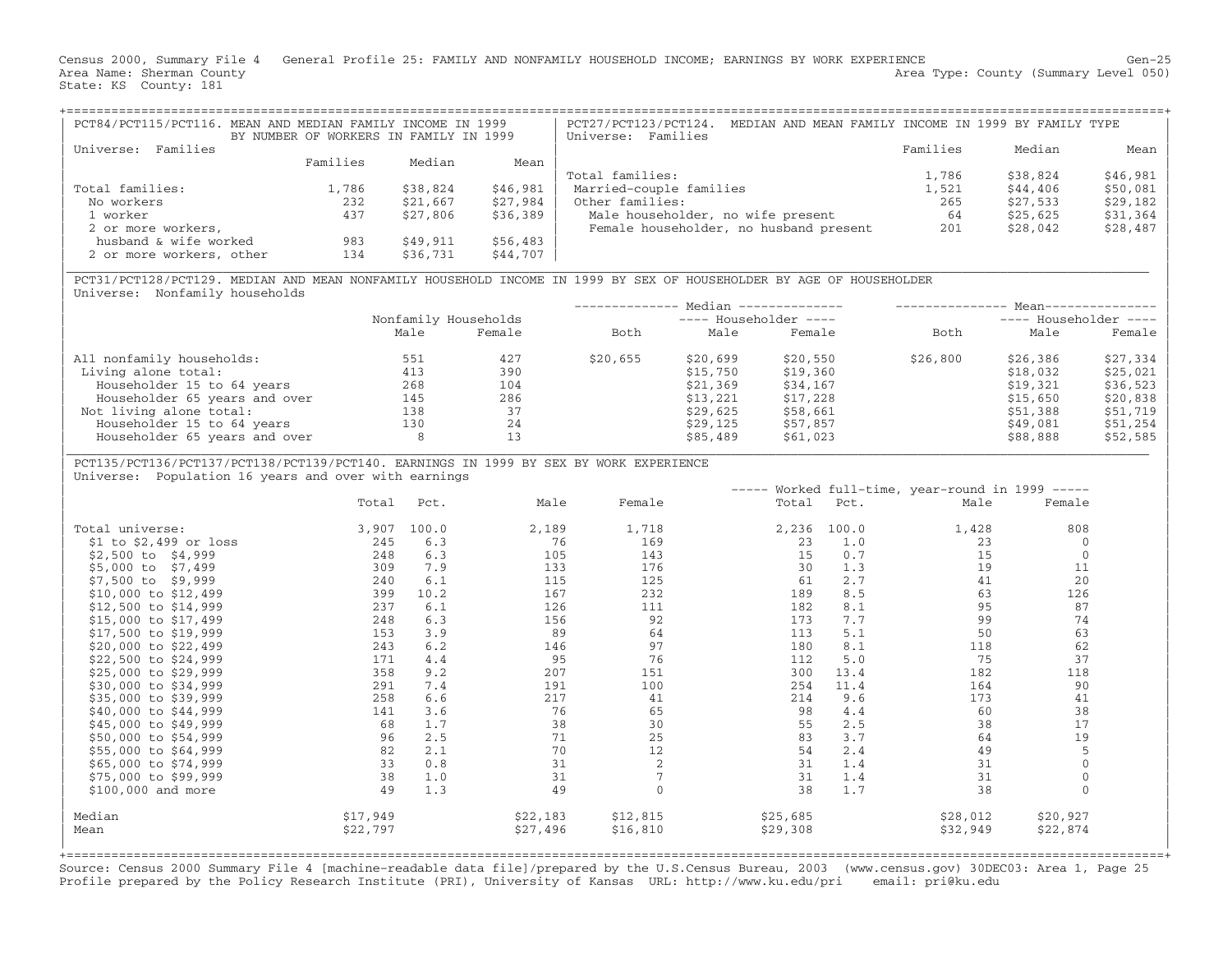Census 2000, Summary File 4 General Profile 25: FAMILY AND NONFAMILY HOUSEHOLD INCOME; EARNINGS BY WORK EXPERIENCE Gen-25
Area Name: Sherman County Area Type: County (Summary Level 050)
State: KS County: 181

## PCT84/PCT115/PCT116. MEAN AND MEDIAN FAMILY INCOME IN 1999 BY NUMBER OF WORKERS IN FAMILY IN 1999

Universe: Families

| | Families | Median | Mean |
|---|---|---|---|
| Total families: | 1,786 | $38,824 | $46,981 |
| No workers | 232 | $21,667 | $27,984 |
| 1 worker | 437 | $27,806 | $36,389 |
| 2 or more workers, husband & wife worked | 983 | $49,911 | $56,483 |
| 2 or more workers, other | 134 | $36,731 | $44,707 |

## PCT27/PCT123/PCT124. MEDIAN AND MEAN FAMILY INCOME IN 1999 BY FAMILY TYPE

Universe: Families

| | Families | Median | Mean |
|---|---|---|---|
| Total families: | 1,786 | $38,824 | $46,981 |
| Married-couple families | 1,521 | $44,406 | $50,081 |
| Other families: | 265 | $27,533 | $29,182 |
| Male householder, no wife present | 64 | $25,625 | $31,364 |
| Female householder, no husband present | 201 | $28,042 | $28,487 |

## PCT31/PCT128/PCT129. MEDIAN AND MEAN NONFAMILY HOUSEHOLD INCOME IN 1999 BY SEX OF HOUSEHOLDER BY AGE OF HOUSEHOLDER

Universe: Nonfamily households

| | Nonfamily Households | | Median | | | Mean | | |
|---|---|---|---|---|---|---|---|---|
| | | | | Householder | | | Householder | |
| | Male | Female | Both | Male | Female | Both | Male | Female |
| All nonfamily households: | 551 | 427 | $20,655 | $20,699 | $20,550 | $26,800 | $26,386 | $27,334 |
| Living alone total: | 413 | 390 | | $15,750 | $19,360 | | $18,032 | $25,021 |
| Householder 15 to 64 years | 268 | 104 | | $21,369 | $34,167 | | $19,321 | $36,523 |
| Householder 65 years and over | 145 | 286 | | $13,221 | $17,228 | | $15,650 | $20,838 |
| Not living alone total: | 138 | 37 | | $29,625 | $58,661 | | $51,388 | $51,719 |
| Householder 15 to 64 years | 130 | 24 | | $29,125 | $57,857 | | $49,081 | $51,254 |
| Householder 65 years and over | 8 | 13 | | $85,489 | $61,023 | | $88,888 | $52,585 |

## PCT135/PCT136/PCT137/PCT138/PCT139/PCT140. EARNINGS IN 1999 BY SEX BY WORK EXPERIENCE

Universe: Population 16 years and over with earnings

| | Total | Pct. | Male | Female | Worked full-time, year-round in 1999: Total | Pct. | Male | Female |
|---|---|---|---|---|---|---|---|---|
| Total universe: | 3,907 | 100.0 | 2,189 | 1,718 | 2,236 | 100.0 | 1,428 | 808 |
| $1 to $2,499 or loss | 245 | 6.3 | 76 | 169 | 23 | 1.0 | 23 | 0 |
| $2,500 to $4,999 | 248 | 6.3 | 105 | 143 | 15 | 0.7 | 15 | 0 |
| $5,000 to $7,499 | 309 | 7.9 | 133 | 176 | 30 | 1.3 | 19 | 11 |
| $7,500 to $9,999 | 240 | 6.1 | 115 | 125 | 61 | 2.7 | 41 | 20 |
| $10,000 to $12,499 | 399 | 10.2 | 167 | 232 | 189 | 8.5 | 63 | 126 |
| $12,500 to $14,999 | 237 | 6.1 | 126 | 111 | 182 | 8.1 | 95 | 87 |
| $15,000 to $17,499 | 248 | 6.3 | 156 | 92 | 173 | 7.7 | 99 | 74 |
| $17,500 to $19,999 | 153 | 3.9 | 89 | 64 | 113 | 5.1 | 50 | 63 |
| $20,000 to $22,499 | 243 | 6.2 | 146 | 97 | 180 | 8.1 | 118 | 62 |
| $22,500 to $24,999 | 171 | 4.4 | 95 | 76 | 112 | 5.0 | 75 | 37 |
| $25,000 to $29,999 | 358 | 9.2 | 207 | 151 | 300 | 13.4 | 182 | 118 |
| $30,000 to $34,999 | 291 | 7.4 | 191 | 100 | 254 | 11.4 | 164 | 90 |
| $35,000 to $39,999 | 258 | 6.6 | 217 | 41 | 214 | 9.6 | 173 | 41 |
| $40,000 to $44,999 | 141 | 3.6 | 76 | 65 | 98 | 4.4 | 60 | 38 |
| $45,000 to $49,999 | 68 | 1.7 | 38 | 30 | 55 | 2.5 | 38 | 17 |
| $50,000 to $54,999 | 96 | 2.5 | 71 | 25 | 83 | 3.7 | 64 | 19 |
| $55,000 to $64,999 | 82 | 2.1 | 70 | 12 | 54 | 2.4 | 49 | 5 |
| $65,000 to $74,999 | 33 | 0.8 | 31 | 2 | 31 | 1.4 | 31 | 0 |
| $75,000 to $99,999 | 38 | 1.0 | 31 | 7 | 31 | 1.4 | 31 | 0 |
| $100,000 and more | 49 | 1.3 | 49 | 0 | 38 | 1.7 | 38 | 0 |
| Median | $17,949 | | $22,183 | $12,815 | $25,685 | | $28,012 | $20,927 |
| Mean | $22,797 | | $27,496 | $16,810 | $29,308 | | $32,949 | $22,874 |

Source: Census 2000 Summary File 4 [machine-readable data file]/prepared by the U.S.Census Bureau, 2003 (www.census.gov) 30DEC03: Area 1, Page 25
Profile prepared by the Policy Research Institute (PRI), University of Kansas URL: http://www.ku.edu/pri email: pri@ku.edu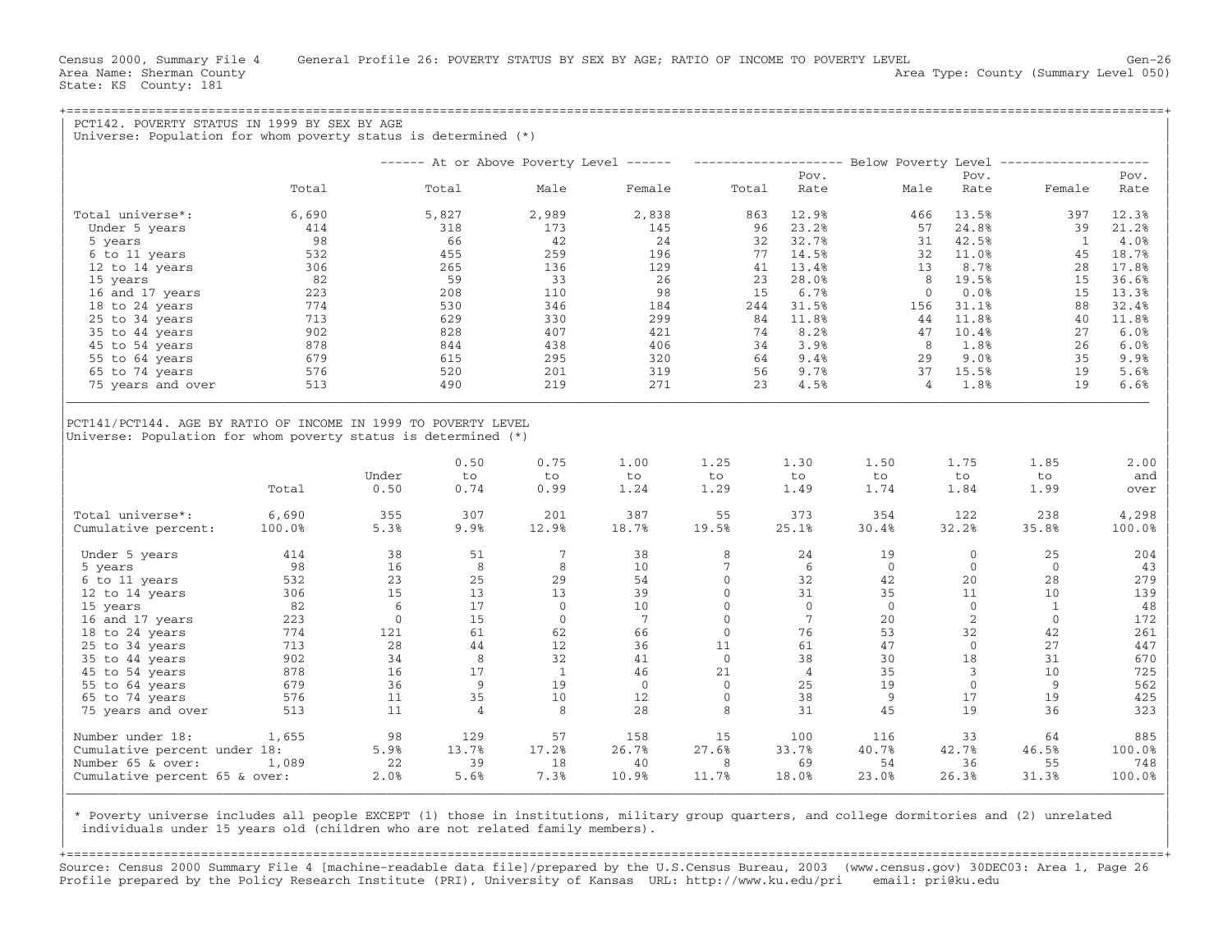Census 2000, Summary File 4 General Profile 26: POVERTY STATUS BY SEX BY AGE; RATIO OF INCOME TO POVERTY LEVEL Gen-26
Area Name: Sherman County Area Type: County (Summary Level 050)
State: KS County: 181

## PCT142. POVERTY STATUS IN 1999 BY SEX BY AGE

Universe: Population for whom poverty status is determined (*)

| | Total | At or Above Poverty Level: Total | Male | Female | Below Poverty Level: Total | Pov. Rate | Male | Pov. Rate | Female | Pov. Rate |
|---|---|---|---|---|---|---|---|---|---|---|
| Total universe*: | 6,690 | 5,827 | 2,989 | 2,838 | 863 | 12.9% | 466 | 13.5% | 397 | 12.3% |
| Under 5 years | 414 | 318 | 173 | 145 | 96 | 23.2% | 57 | 24.8% | 39 | 21.2% |
| 5 years | 98 | 66 | 42 | 24 | 32 | 32.7% | 31 | 42.5% | 1 | 4.0% |
| 6 to 11 years | 532 | 455 | 259 | 196 | 77 | 14.5% | 32 | 11.0% | 45 | 18.7% |
| 12 to 14 years | 306 | 265 | 136 | 129 | 41 | 13.4% | 13 | 8.7% | 28 | 17.8% |
| 15 years | 82 | 59 | 33 | 26 | 23 | 28.0% | 8 | 19.5% | 15 | 36.6% |
| 16 and 17 years | 223 | 208 | 110 | 98 | 15 | 6.7% | 0 | 0.0% | 15 | 13.3% |
| 18 to 24 years | 774 | 530 | 346 | 184 | 244 | 31.5% | 156 | 31.1% | 88 | 32.4% |
| 25 to 34 years | 713 | 629 | 330 | 299 | 84 | 11.8% | 44 | 11.8% | 40 | 11.8% |
| 35 to 44 years | 902 | 828 | 407 | 421 | 74 | 8.2% | 47 | 10.4% | 27 | 6.0% |
| 45 to 54 years | 878 | 844 | 438 | 406 | 34 | 3.9% | 8 | 1.8% | 26 | 6.0% |
| 55 to 64 years | 679 | 615 | 295 | 320 | 64 | 9.4% | 29 | 9.0% | 35 | 9.9% |
| 65 to 74 years | 576 | 520 | 201 | 319 | 56 | 9.7% | 37 | 15.5% | 19 | 5.6% |
| 75 years and over | 513 | 490 | 219 | 271 | 23 | 4.5% | 4 | 1.8% | 19 | 6.6% |

## PCT141/PCT144. AGE BY RATIO OF INCOME IN 1999 TO POVERTY LEVEL

Universe: Population for whom poverty status is determined (*)

| | Total | Under 0.50 | 0.50 to 0.74 | 0.75 to 0.99 | 1.00 to 1.24 | 1.25 to 1.29 | 1.30 to 1.49 | 1.50 to 1.74 | 1.75 to 1.84 | 1.85 to 1.99 | 2.00 and over |
|---|---|---|---|---|---|---|---|---|---|---|---|
| Total universe*: | 6,690 | 355 | 307 | 201 | 387 | 55 | 373 | 354 | 122 | 238 | 4,298 |
| Cumulative percent: | 100.0% | 5.3% | 9.9% | 12.9% | 18.7% | 19.5% | 25.1% | 30.4% | 32.2% | 35.8% | 100.0% |
| Under 5 years | 414 | 38 | 51 | 7 | 38 | 8 | 24 | 19 | 0 | 25 | 204 |
| 5 years | 98 | 16 | 8 | 8 | 10 | 7 | 6 | 0 | 0 | 0 | 43 |
| 6 to 11 years | 532 | 23 | 25 | 29 | 54 | 0 | 32 | 42 | 20 | 28 | 279 |
| 12 to 14 years | 306 | 15 | 13 | 13 | 39 | 0 | 31 | 35 | 11 | 10 | 139 |
| 15 years | 82 | 6 | 17 | 0 | 10 | 0 | 0 | 0 | 0 | 1 | 48 |
| 16 and 17 years | 223 | 0 | 15 | 0 | 7 | 0 | 7 | 20 | 2 | 0 | 172 |
| 18 to 24 years | 774 | 121 | 61 | 62 | 66 | 0 | 76 | 53 | 32 | 42 | 261 |
| 25 to 34 years | 713 | 28 | 44 | 12 | 36 | 11 | 61 | 47 | 0 | 27 | 447 |
| 35 to 44 years | 902 | 34 | 8 | 32 | 41 | 0 | 38 | 30 | 18 | 31 | 670 |
| 45 to 54 years | 878 | 16 | 17 | 1 | 46 | 21 | 4 | 35 | 3 | 10 | 725 |
| 55 to 64 years | 679 | 36 | 9 | 19 | 0 | 0 | 25 | 19 | 0 | 9 | 562 |
| 65 to 74 years | 576 | 11 | 35 | 10 | 12 | 0 | 38 | 9 | 17 | 19 | 425 |
| 75 years and over | 513 | 11 | 4 | 8 | 28 | 8 | 31 | 45 | 19 | 36 | 323 |
| Number under 18: | 1,655 | 98 | 129 | 57 | 158 | 15 | 100 | 116 | 33 | 64 | 885 |
| Cumulative percent under 18: | | 5.9% | 13.7% | 17.2% | 26.7% | 27.6% | 33.7% | 40.7% | 42.7% | 46.5% | 100.0% |
| Number 65 & over: | 1,089 | 22 | 39 | 18 | 40 | 8 | 69 | 54 | 36 | 55 | 748 |
| Cumulative percent 65 & over: | | 2.0% | 5.6% | 7.3% | 10.9% | 11.7% | 18.0% | 23.0% | 26.3% | 31.3% | 100.0% |

* Poverty universe includes all people EXCEPT (1) those in institutions, military group quarters, and college dormitories and (2) unrelated individuals under 15 years old (children who are not related family members).

Source: Census 2000 Summary File 4 [machine-readable data file]/prepared by the U.S.Census Bureau, 2003 (www.census.gov) 30DEC03: Area 1, Page 26
Profile prepared by the Policy Research Institute (PRI), University of Kansas URL: http://www.ku.edu/pri email: pri@ku.edu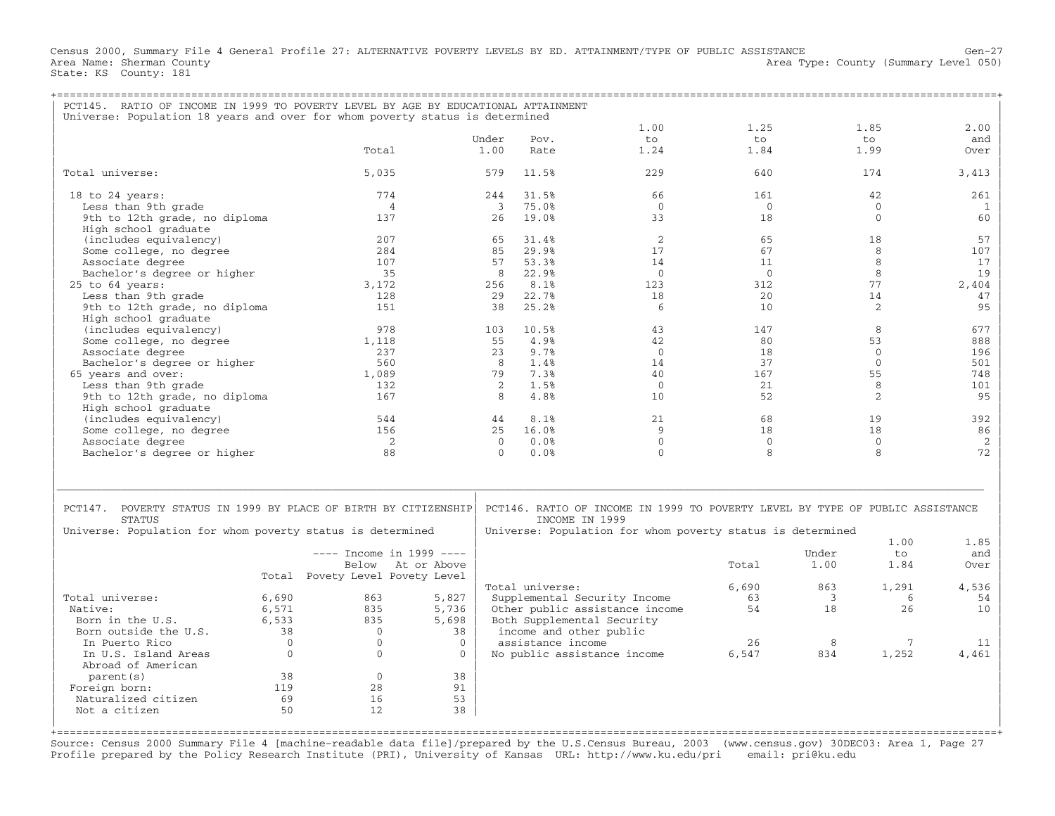Census 2000, Summary File 4 General Profile 27: ALTERNATIVE POVERTY LEVELS BY ED. ATTAINMENT/TYPE OF PUBLIC ASSISTANCE
Area Name: Sherman County
State: KS County: 181
Area Type: County (Summary Level 050)

## PCT145. RATIO OF INCOME IN 1999 TO POVERTY LEVEL BY AGE BY EDUCATIONAL ATTAINMENT

Universe: Population 18 years and over for whom poverty status is determined

| | Total | Under 1.00 | Pov. Rate | 1.00 to 1.24 | 1.25 to 1.84 | 1.85 to 1.99 | 2.00 and Over |
|---|---|---|---|---|---|---|---|
| Total universe: | 5,035 | 579 | 11.5% | 229 | 640 | 174 | 3,413 |
| 18 to 24 years: | 774 | 244 | 31.5% | 66 | 161 | 42 | 261 |
| Less than 9th grade | 4 | 3 | 75.0% | 0 | 0 | 0 | 1 |
| 9th to 12th grade, no diploma | 137 | 26 | 19.0% | 33 | 18 | 0 | 60 |
| High school graduate (includes equivalency) | 207 | 65 | 31.4% | 2 | 65 | 18 | 57 |
| Some college, no degree | 284 | 85 | 29.9% | 17 | 67 | 8 | 107 |
| Associate degree | 107 | 57 | 53.3% | 14 | 11 | 8 | 17 |
| Bachelor's degree or higher | 35 | 8 | 22.9% | 0 | 0 | 8 | 19 |
| 25 to 64 years: | 3,172 | 256 | 8.1% | 123 | 312 | 77 | 2,404 |
| Less than 9th grade | 128 | 29 | 22.7% | 18 | 20 | 14 | 47 |
| 9th to 12th grade, no diploma | 151 | 38 | 25.2% | 6 | 10 | 2 | 95 |
| High school graduate (includes equivalency) | 978 | 103 | 10.5% | 43 | 147 | 8 | 677 |
| Some college, no degree | 1,118 | 55 | 4.9% | 42 | 80 | 53 | 888 |
| Associate degree | 237 | 23 | 9.7% | 0 | 18 | 0 | 196 |
| Bachelor's degree or higher | 560 | 8 | 1.4% | 14 | 37 | 0 | 501 |
| 65 years and over: | 1,089 | 79 | 7.3% | 40 | 167 | 55 | 748 |
| Less than 9th grade | 132 | 2 | 1.5% | 0 | 21 | 8 | 101 |
| 9th to 12th grade, no diploma | 167 | 8 | 4.8% | 10 | 52 | 2 | 95 |
| High school graduate (includes equivalency) | 544 | 44 | 8.1% | 21 | 68 | 19 | 392 |
| Some college, no degree | 156 | 25 | 16.0% | 9 | 18 | 18 | 86 |
| Associate degree | 2 | 0 | 0.0% | 0 | 0 | 0 | 2 |
| Bachelor's degree or higher | 88 | 0 | 0.0% | 0 | 8 | 8 | 72 |

## PCT147. POVERTY STATUS IN 1999 BY PLACE OF BIRTH BY CITIZENSHIP STATUS

Universe: Population for whom poverty status is determined

| | Total | Income in 1999: Below Povety Level | Income in 1999: At or Above Povety Level |
|---|---|---|---|
| Total universe: | 6,690 | 863 | 5,827 |
| Native: | 6,571 | 835 | 5,736 |
| Born in the U.S. | 6,533 | 835 | 5,698 |
| Born outside the U.S. | 38 | 0 | 38 |
| In Puerto Rico | 0 | 0 | 0 |
| In U.S. Island Areas | 0 | 0 | 0 |
| Abroad of American parent(s) | 38 | 0 | 38 |
| Foreign born: | 119 | 28 | 91 |
| Naturalized citizen | 69 | 16 | 53 |
| Not a citizen | 50 | 12 | 38 |

## PCT146. RATIO OF INCOME IN 1999 TO POVERTY LEVEL BY TYPE OF PUBLIC ASSISTANCE INCOME IN 1999

Universe: Population for whom poverty status is determined

| | Total | Under 1.00 | 1.00 to 1.84 | 1.85 and Over |
|---|---|---|---|---|
| Total universe: | 6,690 | 863 | 1,291 | 4,536 |
| Supplemental Security Income | 63 | 3 | 6 | 54 |
| Other public assistance income | 54 | 18 | 26 | 10 |
| Both Supplemental Security income and other public assistance income | 26 | 8 | 7 | 11 |
| No public assistance income | 6,547 | 834 | 1,252 | 4,461 |

Source: Census 2000 Summary File 4 [machine-readable data file]/prepared by the U.S.Census Bureau, 2003 (www.census.gov) 30DEC03: Area 1, Page 27
Profile prepared by the Policy Research Institute (PRI), University of Kansas URL: http://www.ku.edu/pri email: pri@ku.edu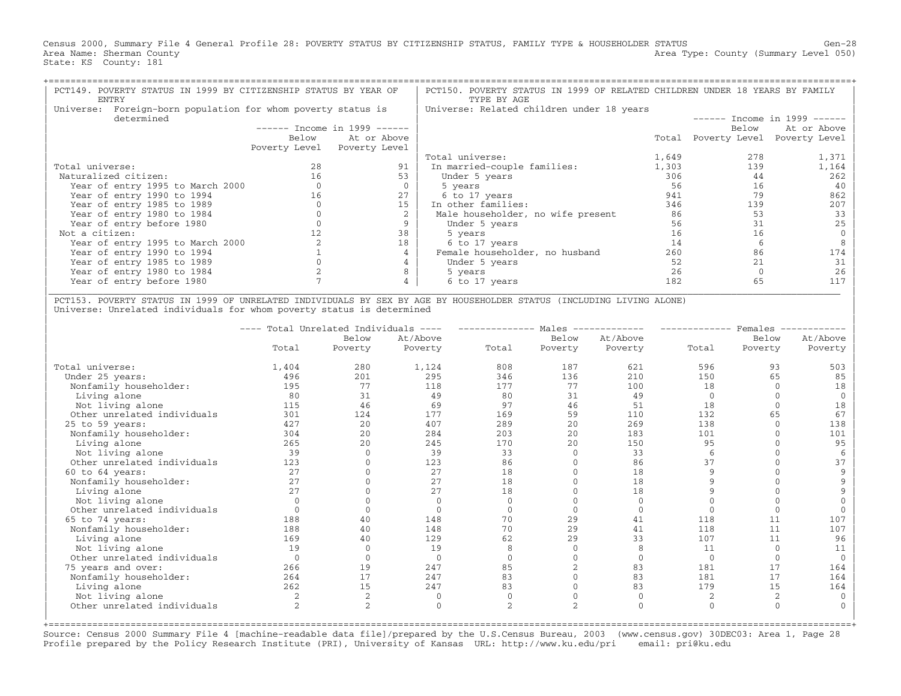Census 2000, Summary File 4 General Profile 28: POVERTY STATUS BY CITIZENSHIP STATUS, FAMILY TYPE & HOUSEHOLDER STATUS

Area Name: Sherman County
Area Type: County (Summary Level 050)
State: KS County: 181

## PCT149. POVERTY STATUS IN 1999 BY CITIZENSHIP STATUS BY YEAR OF ENTRY

Universe: Foreign-born population for whom poverty status is determined

| | Income in 1999: Below Poverty Level | Income in 1999: At or Above Poverty Level |
|---|---|---|
| Total universe: | 28 | 91 |
| Naturalized citizen: | 16 | 53 |
| Year of entry 1995 to March 2000 | 0 | 0 |
| Year of entry 1990 to 1994 | 16 | 27 |
| Year of entry 1985 to 1989 | 0 | 15 |
| Year of entry 1980 to 1984 | 0 | 2 |
| Year of entry before 1980 | 0 | 9 |
| Not a citizen: | 12 | 38 |
| Year of entry 1995 to March 2000 | 2 | 18 |
| Year of entry 1990 to 1994 | 1 | 4 |
| Year of entry 1985 to 1989 | 0 | 4 |
| Year of entry 1980 to 1984 | 2 | 8 |
| Year of entry before 1980 | 7 | 4 |

## PCT150. POVERTY STATUS IN 1999 OF RELATED CHILDREN UNDER 18 YEARS BY FAMILY TYPE BY AGE

Universe: Related children under 18 years

| | Total | Income in 1999: Below Poverty Level | Income in 1999: At or Above Poverty Level |
|---|---|---|---|
| Total universe: | 1,649 | 278 | 1,371 |
| In married-couple families: | 1,303 | 139 | 1,164 |
| Under 5 years | 306 | 44 | 262 |
| 5 years | 56 | 16 | 40 |
| 6 to 17 years | 941 | 79 | 862 |
| In other families: | 346 | 139 | 207 |
| Male householder, no wife present | 86 | 53 | 33 |
| Under 5 years | 56 | 31 | 25 |
| 5 years | 16 | 16 | 0 |
| 6 to 17 years | 14 | 6 | 8 |
| Female householder, no husband | 260 | 86 | 174 |
| Under 5 years | 52 | 21 | 31 |
| 5 years | 26 | 0 | 26 |
| 6 to 17 years | 182 | 65 | 117 |

## PCT153. POVERTY STATUS IN 1999 OF UNRELATED INDIVIDUALS BY SEX BY AGE BY HOUSEHOLDER STATUS (INCLUDING LIVING ALONE)

Universe: Unrelated individuals for whom poverty status is determined

| | Total Unrelated Individuals: Total | Total Unrelated Individuals: Below Poverty | Total Unrelated Individuals: At/Above Poverty | Males: Total | Males: Below Poverty | Males: At/Above Poverty | Females: Total | Females: Below Poverty | Females: At/Above Poverty |
|---|---|---|---|---|---|---|---|---|---|
| Total universe: | 1,404 | 280 | 1,124 | 808 | 187 | 621 | 596 | 93 | 503 |
| Under 25 years: | 496 | 201 | 295 | 346 | 136 | 210 | 150 | 65 | 85 |
| Nonfamily householder: | 195 | 77 | 118 | 177 | 77 | 100 | 18 | 0 | 18 |
| Living alone | 80 | 31 | 49 | 80 | 31 | 49 | 0 | 0 | 0 |
| Not living alone | 115 | 46 | 69 | 97 | 46 | 51 | 18 | 0 | 18 |
| Other unrelated individuals | 301 | 124 | 177 | 169 | 59 | 110 | 132 | 65 | 67 |
| 25 to 59 years: | 427 | 20 | 407 | 289 | 20 | 269 | 138 | 0 | 138 |
| Nonfamily householder: | 304 | 20 | 284 | 203 | 20 | 183 | 101 | 0 | 101 |
| Living alone | 265 | 20 | 245 | 170 | 20 | 150 | 95 | 0 | 95 |
| Not living alone | 39 | 0 | 39 | 33 | 0 | 33 | 6 | 0 | 6 |
| Other unrelated individuals | 123 | 0 | 123 | 86 | 0 | 86 | 37 | 0 | 37 |
| 60 to 64 years: | 27 | 0 | 27 | 18 | 0 | 18 | 9 | 0 | 9 |
| Nonfamily householder: | 27 | 0 | 27 | 18 | 0 | 18 | 9 | 0 | 9 |
| Living alone | 27 | 0 | 27 | 18 | 0 | 18 | 9 | 0 | 9 |
| Not living alone | 0 | 0 | 0 | 0 | 0 | 0 | 0 | 0 | 0 |
| Other unrelated individuals | 0 | 0 | 0 | 0 | 0 | 0 | 0 | 0 | 0 |
| 65 to 74 years: | 188 | 40 | 148 | 70 | 29 | 41 | 118 | 11 | 107 |
| Nonfamily householder: | 188 | 40 | 148 | 70 | 29 | 41 | 118 | 11 | 107 |
| Living alone | 169 | 40 | 129 | 62 | 29 | 33 | 107 | 11 | 96 |
| Not living alone | 19 | 0 | 19 | 8 | 0 | 8 | 11 | 0 | 11 |
| Other unrelated individuals | 0 | 0 | 0 | 0 | 0 | 0 | 0 | 0 | 0 |
| 75 years and over: | 266 | 19 | 247 | 85 | 2 | 83 | 181 | 17 | 164 |
| Nonfamily householder: | 264 | 17 | 247 | 83 | 0 | 83 | 181 | 17 | 164 |
| Living alone | 262 | 15 | 247 | 83 | 0 | 83 | 179 | 15 | 164 |
| Not living alone | 2 | 2 | 0 | 0 | 0 | 0 | 2 | 2 | 0 |
| Other unrelated individuals | 2 | 2 | 0 | 2 | 2 | 0 | 0 | 0 | 0 |

Source: Census 2000 Summary File 4 [machine-readable data file]/prepared by the U.S.Census Bureau, 2003 (www.census.gov) 30DEC03: Area 1, Page 28
Profile prepared by the Policy Research Institute (PRI), University of Kansas URL: http://www.ku.edu/pri email: pri@ku.edu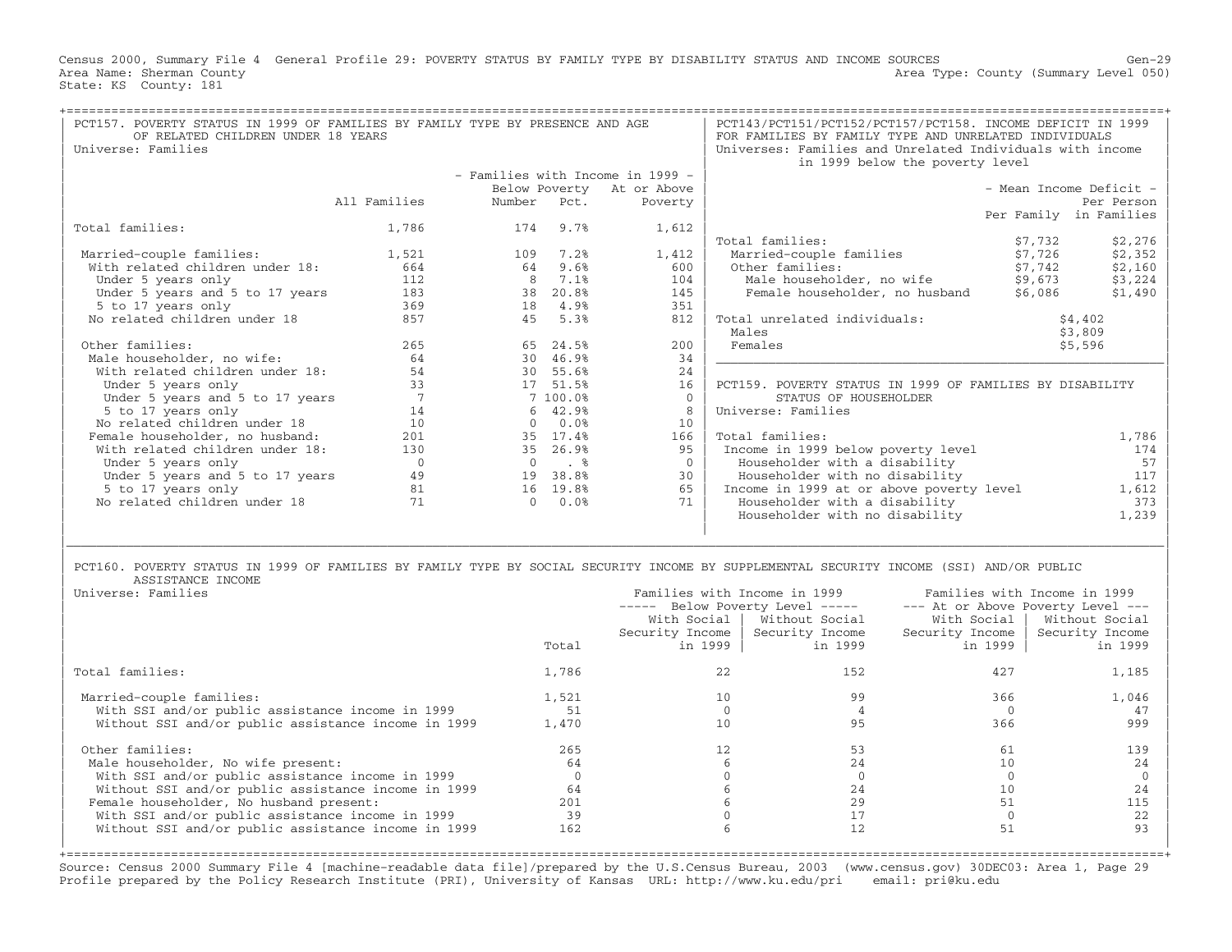Census 2000, Summary File 4 General Profile 29: POVERTY STATUS BY FAMILY TYPE BY DISABILITY STATUS AND INCOME SOURCES Gen-29
Area Name: Sherman County Area Type: County (Summary Level 050)
State: KS County: 181

## PCT157. POVERTY STATUS IN 1999 OF FAMILIES BY FAMILY TYPE BY PRESENCE AND AGE OF RELATED CHILDREN UNDER 18 YEARS

Universe: Families

| | All Families | Below Poverty Number | Below Poverty Pct. | At or Above Poverty |
|---|---|---|---|---|
| Total families: | 1,786 | 174 | 9.7% | 1,612 |
| Married-couple families: | 1,521 | 109 | 7.2% | 1,412 |
| With related children under 18: | 664 | 64 | 9.6% | 600 |
| Under 5 years only | 112 | 8 | 7.1% | 104 |
| Under 5 years and 5 to 17 years | 183 | 38 | 20.8% | 145 |
| 5 to 17 years only | 369 | 18 | 4.9% | 351 |
| No related children under 18 | 857 | 45 | 5.3% | 812 |
| Other families: | 265 | 65 | 24.5% | 200 |
| Male householder, no wife: | 64 | 30 | 46.9% | 34 |
| With related children under 18: | 54 | 30 | 55.6% | 24 |
| Under 5 years only | 33 | 17 | 51.5% | 16 |
| Under 5 years and 5 to 17 years | 7 | 7 | 100.0% | 0 |
| 5 to 17 years only | 14 | 6 | 42.9% | 8 |
| No related children under 18 | 10 | 0 | 0.0% | 10 |
| Female householder, no husband: | 201 | 35 | 17.4% | 166 |
| With related children under 18: | 130 | 35 | 26.9% | 95 |
| Under 5 years only | 0 | 0 | . % | 0 |
| Under 5 years and 5 to 17 years | 49 | 19 | 38.8% | 30 |
| 5 to 17 years only | 81 | 16 | 19.8% | 65 |
| No related children under 18 | 71 | 0 | 0.0% | 71 |

## PCT143/PCT151/PCT152/PCT157/PCT158. INCOME DEFICIT IN 1999 FOR FAMILIES BY FAMILY TYPE AND UNRELATED INDIVIDUALS

Universes: Families and Unrelated Individuals with income in 1999 below the poverty level

| | Mean Income Deficit - Per Family | Mean Income Deficit - Per Person in Families |
|---|---|---|
| Total families: | $7,732 | $2,276 |
| Married-couple families | $7,726 | $2,352 |
| Other families: | $7,742 | $2,160 |
| Male householder, no wife | $9,673 | $3,224 |
| Female householder, no husband | $6,086 | $1,490 |
| Total unrelated individuals: | $4,402 | |
| Males | $3,809 | |
| Females | $5,596 | |

## PCT159. POVERTY STATUS IN 1999 OF FAMILIES BY DISABILITY STATUS OF HOUSEHOLDER

Universe: Families

| | |
|---|---|
| Total families: | 1,786 |
| Income in 1999 below poverty level | 174 |
| Householder with a disability | 57 |
| Householder with no disability | 117 |
| Income in 1999 at or above poverty level | 1,612 |
| Householder with a disability | 373 |
| Householder with no disability | 1,239 |

## PCT160. POVERTY STATUS IN 1999 OF FAMILIES BY FAMILY TYPE BY SOCIAL SECURITY INCOME BY SUPPLEMENTAL SECURITY INCOME (SSI) AND/OR PUBLIC ASSISTANCE INCOME

Universe: Families

| | Total | Below Poverty Level: With Social Security Income in 1999 | Below Poverty Level: Without Social Security Income in 1999 | At or Above Poverty Level: With Social Security Income in 1999 | At or Above Poverty Level: Without Social Security Income in 1999 |
|---|---|---|---|---|---|
| Total families: | 1,786 | 22 | 152 | 427 | 1,185 |
| Married-couple families: | 1,521 | 10 | 99 | 366 | 1,046 |
| With SSI and/or public assistance income in 1999 | 51 | 0 | 4 | 0 | 47 |
| Without SSI and/or public assistance income in 1999 | 1,470 | 10 | 95 | 366 | 999 |
| Other families: | 265 | 12 | 53 | 61 | 139 |
| Male householder, No wife present: | 64 | 6 | 24 | 10 | 24 |
| With SSI and/or public assistance income in 1999 | 0 | 0 | 0 | 0 | 0 |
| Without SSI and/or public assistance income in 1999 | 64 | 6 | 24 | 10 | 24 |
| Female householder, No husband present: | 201 | 6 | 29 | 51 | 115 |
| With SSI and/or public assistance income in 1999 | 39 | 0 | 17 | 0 | 22 |
| Without SSI and/or public assistance income in 1999 | 162 | 6 | 12 | 51 | 93 |

Source: Census 2000 Summary File 4 [machine-readable data file]/prepared by the U.S.Census Bureau, 2003 (www.census.gov) 30DEC03: Area 1, Page 29
Profile prepared by the Policy Research Institute (PRI), University of Kansas URL: http://www.ku.edu/pri email: pri@ku.edu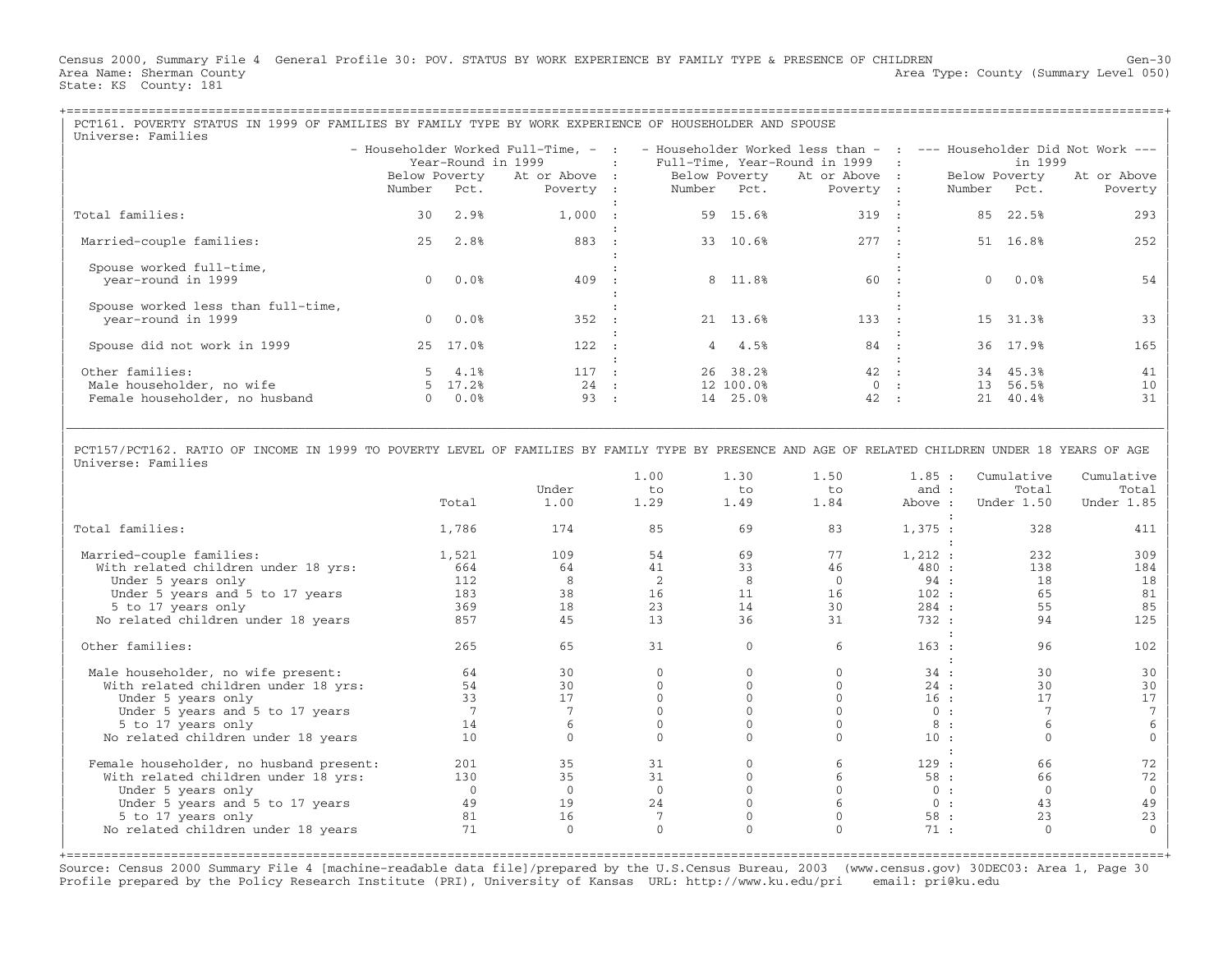Census 2000, Summary File 4 General Profile 30: POV. STATUS BY WORK EXPERIENCE BY FAMILY TYPE & PRESENCE OF CHILDREN Gen-30
Area Name: Sherman County Area Type: County (Summary Level 050)
State: KS County: 181

## PCT161. POVERTY STATUS IN 1999 OF FAMILIES BY FAMILY TYPE BY WORK EXPERIENCE OF HOUSEHOLDER AND SPOUSE

Universe: Families

| | Householder Worked Full-Time, Year-Round in 1999 | | | Householder Worked less than Full-Time, Year-Round in 1999 | | | Householder Did Not Work in 1999 | | |
|---|---|---|---|---|---|---|---|---|---|
| | Below Poverty Number | Below Poverty Pct. | At or Above Poverty | Below Poverty Number | Below Poverty Pct. | At or Above Poverty | Below Poverty Number | Below Poverty Pct. | At or Above Poverty |
| Total families: | 30 | 2.9% | 1,000 | 59 | 15.6% | 319 | 85 | 22.5% | 293 |
| Married-couple families: | 25 | 2.8% | 883 | 33 | 10.6% | 277 | 51 | 16.8% | 252 |
| Spouse worked full-time, year-round in 1999 | 0 | 0.0% | 409 | 8 | 11.8% | 60 | 0 | 0.0% | 54 |
| Spouse worked less than full-time, year-round in 1999 | 0 | 0.0% | 352 | 21 | 13.6% | 133 | 15 | 31.3% | 33 |
| Spouse did not work in 1999 | 25 | 17.0% | 122 | 4 | 4.5% | 84 | 36 | 17.9% | 165 |
| Other families: | 5 | 4.1% | 117 | 26 | 38.2% | 42 | 34 | 45.3% | 41 |
| Male householder, no wife | 5 | 17.2% | 24 | 12 | 100.0% | 0 | 13 | 56.5% | 10 |
| Female householder, no husband | 0 | 0.0% | 93 | 14 | 25.0% | 42 | 21 | 40.4% | 31 |

## PCT157/PCT162. RATIO OF INCOME IN 1999 TO POVERTY LEVEL OF FAMILIES BY FAMILY TYPE BY PRESENCE AND AGE OF RELATED CHILDREN UNDER 18 YEARS OF AGE

Universe: Families

| | Total | Under 1.00 | 1.00 to 1.29 | 1.30 to 1.49 | 1.50 to 1.84 | 1.85 and Above | Cumulative Total Under 1.50 | Cumulative Total Under 1.85 |
|---|---|---|---|---|---|---|---|---|
| Total families: | 1,786 | 174 | 85 | 69 | 83 | 1,375 | 328 | 411 |
| Married-couple families: | 1,521 | 109 | 54 | 69 | 77 | 1,212 | 232 | 309 |
| With related children under 18 yrs: | 664 | 64 | 41 | 33 | 46 | 480 | 138 | 184 |
| Under 5 years only | 112 | 8 | 2 | 8 | 0 | 94 | 18 | 18 |
| Under 5 years and 5 to 17 years | 183 | 38 | 16 | 11 | 16 | 102 | 65 | 81 |
| 5 to 17 years only | 369 | 18 | 23 | 14 | 30 | 284 | 55 | 85 |
| No related children under 18 years | 857 | 45 | 13 | 36 | 31 | 732 | 94 | 125 |
| Other families: | 265 | 65 | 31 | 0 | 6 | 163 | 96 | 102 |
| Male householder, no wife present: | 64 | 30 | 0 | 0 | 0 | 34 | 30 | 30 |
| With related children under 18 yrs: | 54 | 30 | 0 | 0 | 0 | 24 | 30 | 30 |
| Under 5 years only | 33 | 17 | 0 | 0 | 0 | 16 | 17 | 17 |
| Under 5 years and 5 to 17 years | 7 | 7 | 0 | 0 | 0 | 0 | 7 | 7 |
| 5 to 17 years only | 14 | 6 | 0 | 0 | 0 | 8 | 6 | 6 |
| No related children under 18 years | 10 | 0 | 0 | 0 | 0 | 10 | 0 | 0 |
| Female householder, no husband present: | 201 | 35 | 31 | 0 | 6 | 129 | 66 | 72 |
| With related children under 18 yrs: | 130 | 35 | 31 | 0 | 6 | 58 | 66 | 72 |
| Under 5 years only | 0 | 0 | 0 | 0 | 0 | 0 | 0 | 0 |
| Under 5 years and 5 to 17 years | 49 | 19 | 24 | 0 | 6 | 0 | 43 | 49 |
| 5 to 17 years only | 81 | 16 | 7 | 0 | 0 | 58 | 23 | 23 |
| No related children under 18 years | 71 | 0 | 0 | 0 | 0 | 71 | 0 | 0 |

Source: Census 2000 Summary File 4 [machine-readable data file]/prepared by the U.S.Census Bureau, 2003 (www.census.gov) 30DEC03: Area 1, Page 30
Profile prepared by the Policy Research Institute (PRI), University of Kansas URL: http://www.ku.edu/pri email: pri@ku.edu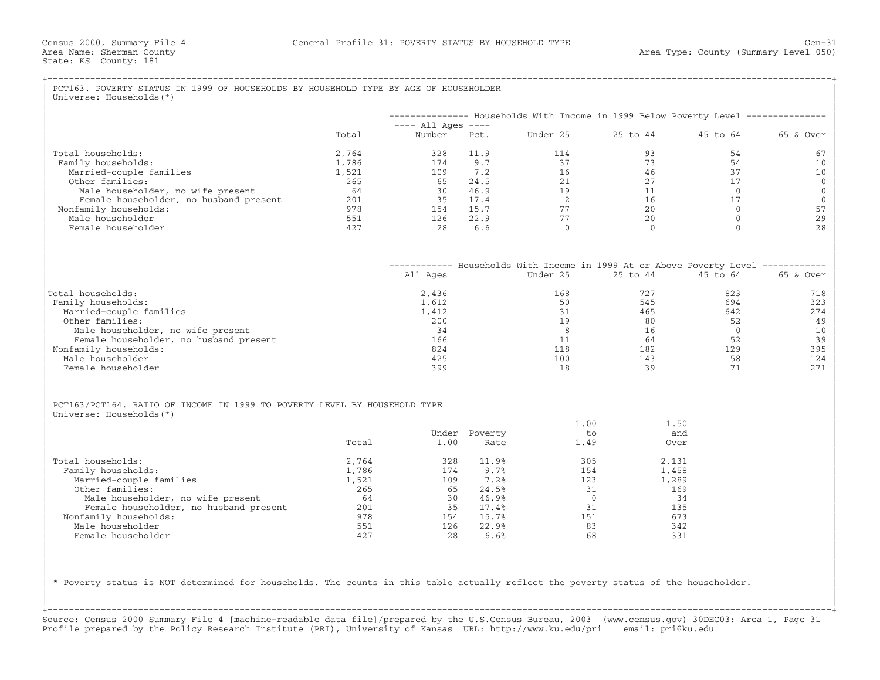Census 2000, Summary File 4 General Profile 31: POVERTY STATUS BY HOUSEHOLD TYPE Gen-31
Area Name: Sherman County Area Type: County (Summary Level 050)
State: KS County: 181

## PCT163. POVERTY STATUS IN 1999 OF HOUSEHOLDS BY HOUSEHOLD TYPE BY AGE OF HOUSEHOLDER

Universe: Households(*)

| | Total | Households With Income in 1999 Below Poverty Level: All Ages Number | All Ages Pct. | Under 25 | 25 to 44 | 45 to 64 | 65 & Over |
|---|---|---|---|---|---|---|---|
| Total households: | 2,764 | 328 | 11.9 | 114 | 93 | 54 | 67 |
| Family households: | 1,786 | 174 | 9.7 | 37 | 73 | 54 | 10 |
| Married-couple families | 1,521 | 109 | 7.2 | 16 | 46 | 37 | 10 |
| Other families: | 265 | 65 | 24.5 | 21 | 27 | 17 | 0 |
| Male householder, no wife present | 64 | 30 | 46.9 | 19 | 11 | 0 | 0 |
| Female householder, no husband present | 201 | 35 | 17.4 | 2 | 16 | 17 | 0 |
| Nonfamily households: | 978 | 154 | 15.7 | 77 | 20 | 0 | 57 |
| Male householder | 551 | 126 | 22.9 | 77 | 20 | 0 | 29 |
| Female householder | 427 | 28 | 6.6 | 0 | 0 | 0 | 28 |

| | Households With Income in 1999 At or Above Poverty Level: All Ages | Under 25 | 25 to 44 | 45 to 64 | 65 & Over |
|---|---|---|---|---|---|
| Total households: | 2,436 | 168 | 727 | 823 | 718 |
| Family households: | 1,612 | 50 | 545 | 694 | 323 |
| Married-couple families | 1,412 | 31 | 465 | 642 | 274 |
| Other families: | 200 | 19 | 80 | 52 | 49 |
| Male householder, no wife present | 34 | 8 | 16 | 0 | 10 |
| Female householder, no husband present | 166 | 11 | 64 | 52 | 39 |
| Nonfamily households: | 824 | 118 | 182 | 129 | 395 |
| Male householder | 425 | 100 | 143 | 58 | 124 |
| Female householder | 399 | 18 | 39 | 71 | 271 |

## PCT163/PCT164. RATIO OF INCOME IN 1999 TO POVERTY LEVEL BY HOUSEHOLD TYPE

Universe: Households(*)

| | Total | Under 1.00 | Poverty Rate | 1.00 to 1.49 | 1.50 and Over |
|---|---|---|---|---|---|
| Total households: | 2,764 | 328 | 11.9% | 305 | 2,131 |
| Family households: | 1,786 | 174 | 9.7% | 154 | 1,458 |
| Married-couple families | 1,521 | 109 | 7.2% | 123 | 1,289 |
| Other families: | 265 | 65 | 24.5% | 31 | 169 |
| Male householder, no wife present | 64 | 30 | 46.9% | 0 | 34 |
| Female householder, no husband present | 201 | 35 | 17.4% | 31 | 135 |
| Nonfamily households: | 978 | 154 | 15.7% | 151 | 673 |
| Male householder | 551 | 126 | 22.9% | 83 | 342 |
| Female householder | 427 | 28 | 6.6% | 68 | 331 |

* Poverty status is NOT determined for households. The counts in this table actually reflect the poverty status of the householder.

Source: Census 2000 Summary File 4 [machine-readable data file]/prepared by the U.S.Census Bureau, 2003 (www.census.gov) 30DEC03: Area 1, Page 31
Profile prepared by the Policy Research Institute (PRI), University of Kansas URL: http://www.ku.edu/pri email: pri@ku.edu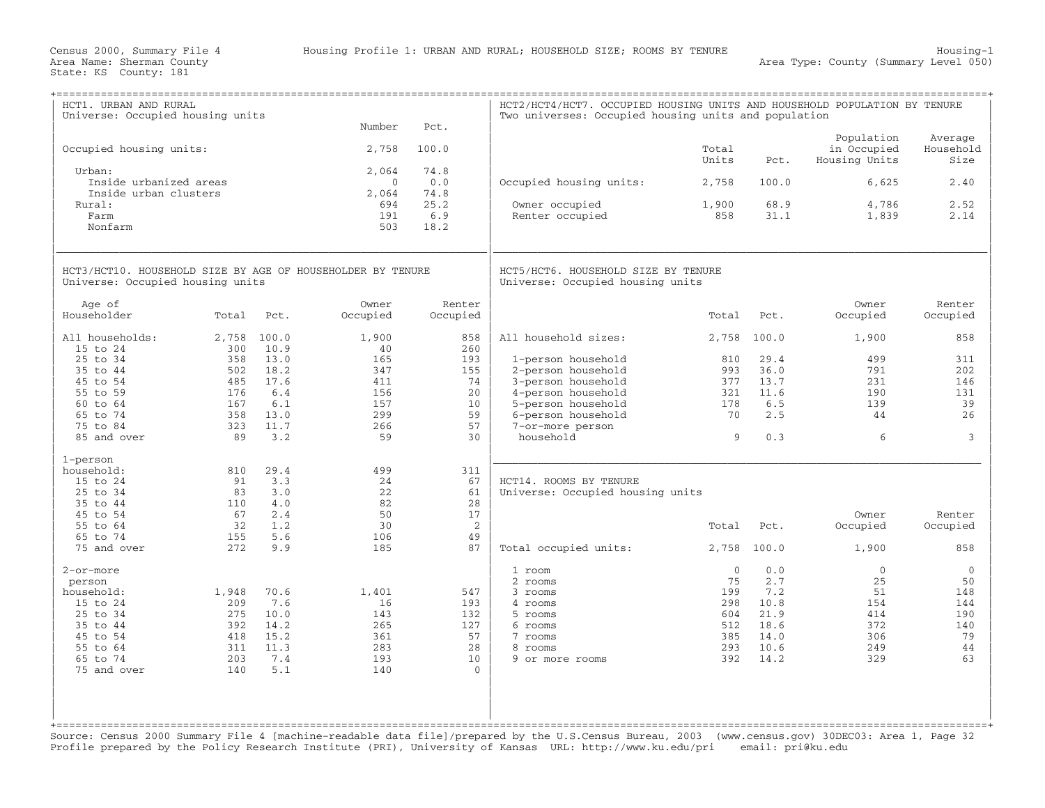Census 2000, Summary File 4 — Housing Profile 1: URBAN AND RURAL; HOUSEHOLD SIZE; ROOMS BY TENURE — Housing-1

Area Name: Sherman County — Area Type: County (Summary Level 050)

State: KS County: 181

## HCT1. URBAN AND RURAL

Universe: Occupied housing units

| | Number | Pct. |
|---|---|---|
| Occupied housing units: | 2,758 | 100.0 |
| Urban: | 2,064 | 74.8 |
| Inside urbanized areas | 0 | 0.0 |
| Inside urban clusters | 2,064 | 74.8 |
| Rural: | 694 | 25.2 |
| Farm | 191 | 6.9 |
| Nonfarm | 503 | 18.2 |

## HCT2/HCT4/HCT7. OCCUPIED HOUSING UNITS AND HOUSEHOLD POPULATION BY TENURE

Two universes: Occupied housing units and population

| | Total Units | Pct. | Population in Occupied Housing Units | Average Household Size |
|---|---|---|---|---|
| Occupied housing units: | 2,758 | 100.0 | 6,625 | 2.40 |
| Owner occupied | 1,900 | 68.9 | 4,786 | 2.52 |
| Renter occupied | 858 | 31.1 | 1,839 | 2.14 |

## HCT3/HCT10. HOUSEHOLD SIZE BY AGE OF HOUSEHOLDER BY TENURE

Universe: Occupied housing units

| Age of Householder | Total | Pct. | Owner Occupied | Renter Occupied |
|---|---|---|---|---|
| All households: | 2,758 | 100.0 | 1,900 | 858 |
| 15 to 24 | 300 | 10.9 | 40 | 260 |
| 25 to 34 | 358 | 13.0 | 165 | 193 |
| 35 to 44 | 502 | 18.2 | 347 | 155 |
| 45 to 54 | 485 | 17.6 | 411 | 74 |
| 55 to 59 | 176 | 6.4 | 156 | 20 |
| 60 to 64 | 167 | 6.1 | 157 | 10 |
| 65 to 74 | 358 | 13.0 | 299 | 59 |
| 75 to 84 | 323 | 11.7 | 266 | 57 |
| 85 and over | 89 | 3.2 | 59 | 30 |
| 1-person household: | 810 | 29.4 | 499 | 311 |
| 15 to 24 | 91 | 3.3 | 24 | 67 |
| 25 to 34 | 83 | 3.0 | 22 | 61 |
| 35 to 44 | 110 | 4.0 | 82 | 28 |
| 45 to 54 | 67 | 2.4 | 50 | 17 |
| 55 to 64 | 32 | 1.2 | 30 | 2 |
| 65 to 74 | 155 | 5.6 | 106 | 49 |
| 75 and over | 272 | 9.9 | 185 | 87 |
| 2-or-more person household: | 1,948 | 70.6 | 1,401 | 547 |
| 15 to 24 | 209 | 7.6 | 16 | 193 |
| 25 to 34 | 275 | 10.0 | 143 | 132 |
| 35 to 44 | 392 | 14.2 | 265 | 127 |
| 45 to 54 | 418 | 15.2 | 361 | 57 |
| 55 to 64 | 311 | 11.3 | 283 | 28 |
| 65 to 74 | 203 | 7.4 | 193 | 10 |
| 75 and over | 140 | 5.1 | 140 | 0 |

## HCT5/HCT6. HOUSEHOLD SIZE BY TENURE

Universe: Occupied housing units

| | Total | Pct. | Owner Occupied | Renter Occupied |
|---|---|---|---|---|
| All household sizes: | 2,758 | 100.0 | 1,900 | 858 |
| 1-person household | 810 | 29.4 | 499 | 311 |
| 2-person household | 993 | 36.0 | 791 | 202 |
| 3-person household | 377 | 13.7 | 231 | 146 |
| 4-person household | 321 | 11.6 | 190 | 131 |
| 5-person household | 178 | 6.5 | 139 | 39 |
| 6-person household | 70 | 2.5 | 44 | 26 |
| 7-or-more person household | 9 | 0.3 | 6 | 3 |

## HCT14. ROOMS BY TENURE

Universe: Occupied housing units

| | Total | Pct. | Owner Occupied | Renter Occupied |
|---|---|---|---|---|
| Total occupied units: | 2,758 | 100.0 | 1,900 | 858 |
| 1 room | 0 | 0.0 | 0 | 0 |
| 2 rooms | 75 | 2.7 | 25 | 50 |
| 3 rooms | 199 | 7.2 | 51 | 148 |
| 4 rooms | 298 | 10.8 | 154 | 144 |
| 5 rooms | 604 | 21.9 | 414 | 190 |
| 6 rooms | 512 | 18.6 | 372 | 140 |
| 7 rooms | 385 | 14.0 | 306 | 79 |
| 8 rooms | 293 | 10.6 | 249 | 44 |
| 9 or more rooms | 392 | 14.2 | 329 | 63 |

Source: Census 2000 Summary File 4 [machine-readable data file]/prepared by the U.S.Census Bureau, 2003 (www.census.gov) 30DEC03: Area 1, Page 32
Profile prepared by the Policy Research Institute (PRI), University of Kansas URL: http://www.ku.edu/pri email: pri@ku.edu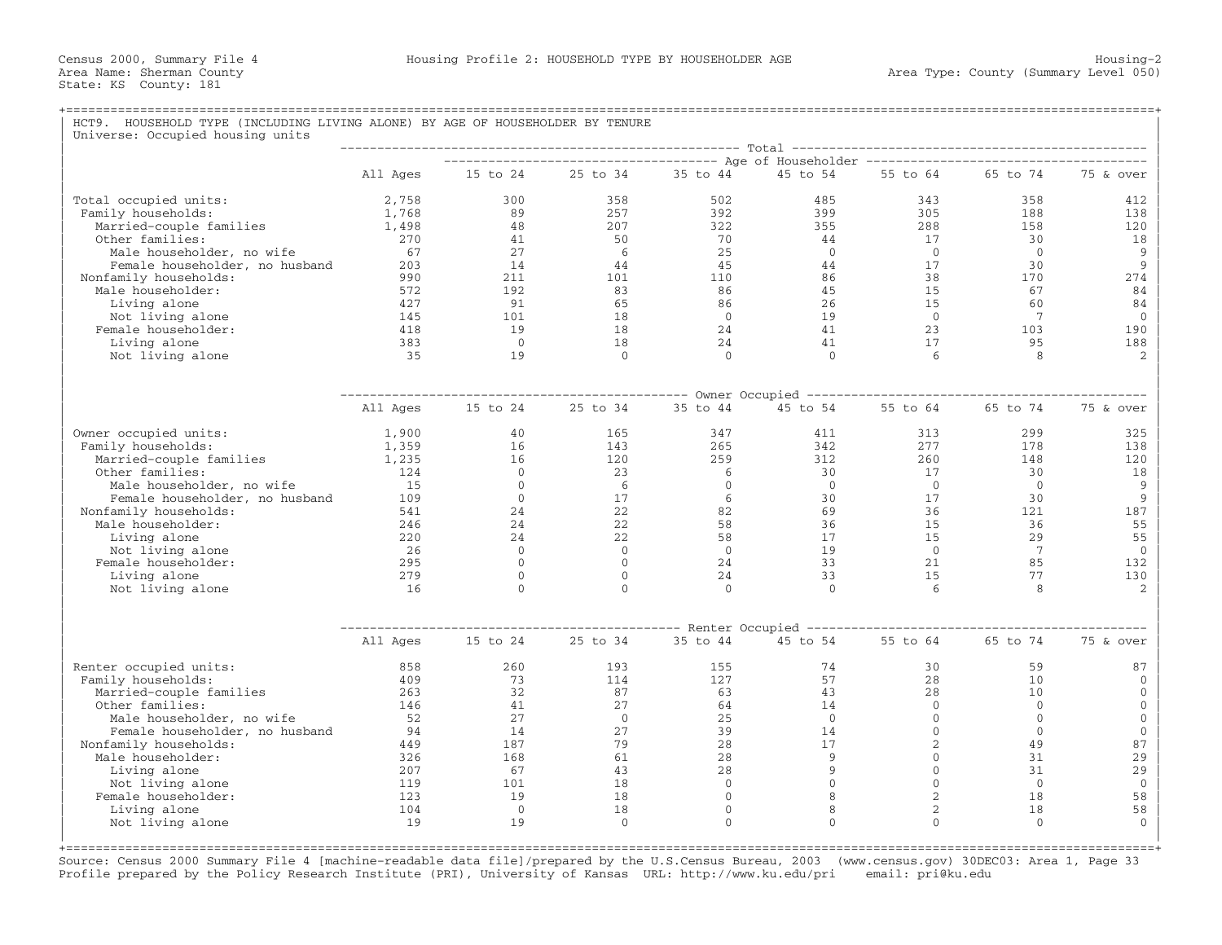Census 2000, Summary File 4 — Housing Profile 2: HOUSEHOLD TYPE BY HOUSEHOLDER AGE — Housing-2

Area Name: Sherman County — Area Type: County (Summary Level 050)

State: KS County: 181

## HCT9. HOUSEHOLD TYPE (INCLUDING LIVING ALONE) BY AGE OF HOUSEHOLDER BY TENURE

Universe: Occupied housing units

### Total

| | All Ages | 15 to 24 | 25 to 34 | 35 to 44 | 45 to 54 | 55 to 64 | 65 to 74 | 75 & over |
|---|---|---|---|---|---|---|---|---|
| Total occupied units: | 2,758 | 300 | 358 | 502 | 485 | 343 | 358 | 412 |
| Family households: | 1,768 | 89 | 257 | 392 | 399 | 305 | 188 | 138 |
| Married-couple families | 1,498 | 48 | 207 | 322 | 355 | 288 | 158 | 120 |
| Other families: | 270 | 41 | 50 | 70 | 44 | 17 | 30 | 18 |
| Male householder, no wife | 67 | 27 | 6 | 25 | 0 | 0 | 0 | 9 |
| Female householder, no husband | 203 | 14 | 44 | 45 | 44 | 17 | 30 | 9 |
| Nonfamily households: | 990 | 211 | 101 | 110 | 86 | 38 | 170 | 274 |
| Male householder: | 572 | 192 | 83 | 86 | 45 | 15 | 67 | 84 |
| Living alone | 427 | 91 | 65 | 86 | 26 | 15 | 60 | 84 |
| Not living alone | 145 | 101 | 18 | 0 | 19 | 0 | 7 | 0 |
| Female householder: | 418 | 19 | 18 | 24 | 41 | 23 | 103 | 190 |
| Living alone | 383 | 0 | 18 | 24 | 41 | 17 | 95 | 188 |
| Not living alone | 35 | 19 | 0 | 0 | 0 | 6 | 8 | 2 |

### Owner Occupied

| | All Ages | 15 to 24 | 25 to 34 | 35 to 44 | 45 to 54 | 55 to 64 | 65 to 74 | 75 & over |
|---|---|---|---|---|---|---|---|---|
| Owner occupied units: | 1,900 | 40 | 165 | 347 | 411 | 313 | 299 | 325 |
| Family households: | 1,359 | 16 | 143 | 265 | 342 | 277 | 178 | 138 |
| Married-couple families | 1,235 | 16 | 120 | 259 | 312 | 260 | 148 | 120 |
| Other families: | 124 | 0 | 23 | 6 | 30 | 17 | 30 | 18 |
| Male householder, no wife | 15 | 0 | 6 | 0 | 0 | 0 | 0 | 9 |
| Female householder, no husband | 109 | 0 | 17 | 6 | 30 | 17 | 30 | 9 |
| Nonfamily households: | 541 | 24 | 22 | 82 | 69 | 36 | 121 | 187 |
| Male householder: | 246 | 24 | 22 | 58 | 36 | 15 | 36 | 55 |
| Living alone | 220 | 24 | 22 | 58 | 17 | 15 | 29 | 55 |
| Not living alone | 26 | 0 | 0 | 0 | 19 | 0 | 7 | 0 |
| Female householder: | 295 | 0 | 0 | 24 | 33 | 21 | 85 | 132 |
| Living alone | 279 | 0 | 0 | 24 | 33 | 15 | 77 | 130 |
| Not living alone | 16 | 0 | 0 | 0 | 0 | 6 | 8 | 2 |

### Renter Occupied

| | All Ages | 15 to 24 | 25 to 34 | 35 to 44 | 45 to 54 | 55 to 64 | 65 to 74 | 75 & over |
|---|---|---|---|---|---|---|---|---|
| Renter occupied units: | 858 | 260 | 193 | 155 | 74 | 30 | 59 | 87 |
| Family households: | 409 | 73 | 114 | 127 | 57 | 28 | 10 | 0 |
| Married-couple families | 263 | 32 | 87 | 63 | 43 | 28 | 10 | 0 |
| Other families: | 146 | 41 | 27 | 64 | 14 | 0 | 0 | 0 |
| Male householder, no wife | 52 | 27 | 0 | 25 | 0 | 0 | 0 | 0 |
| Female householder, no husband | 94 | 14 | 27 | 39 | 14 | 0 | 0 | 0 |
| Nonfamily households: | 449 | 187 | 79 | 28 | 17 | 2 | 49 | 87 |
| Male householder: | 326 | 168 | 61 | 28 | 9 | 0 | 31 | 29 |
| Living alone | 207 | 67 | 43 | 28 | 9 | 0 | 31 | 29 |
| Not living alone | 119 | 101 | 18 | 0 | 0 | 0 | 0 | 0 |
| Female householder: | 123 | 19 | 18 | 0 | 8 | 2 | 18 | 58 |
| Living alone | 104 | 0 | 18 | 0 | 8 | 2 | 18 | 58 |
| Not living alone | 19 | 19 | 0 | 0 | 0 | 0 | 0 | 0 |

Source: Census 2000 Summary File 4 [machine-readable data file]/prepared by the U.S.Census Bureau, 2003 (www.census.gov) 30DEC03: Area 1, Page 33
Profile prepared by the Policy Research Institute (PRI), University of Kansas URL: http://www.ku.edu/pri email: pri@ku.edu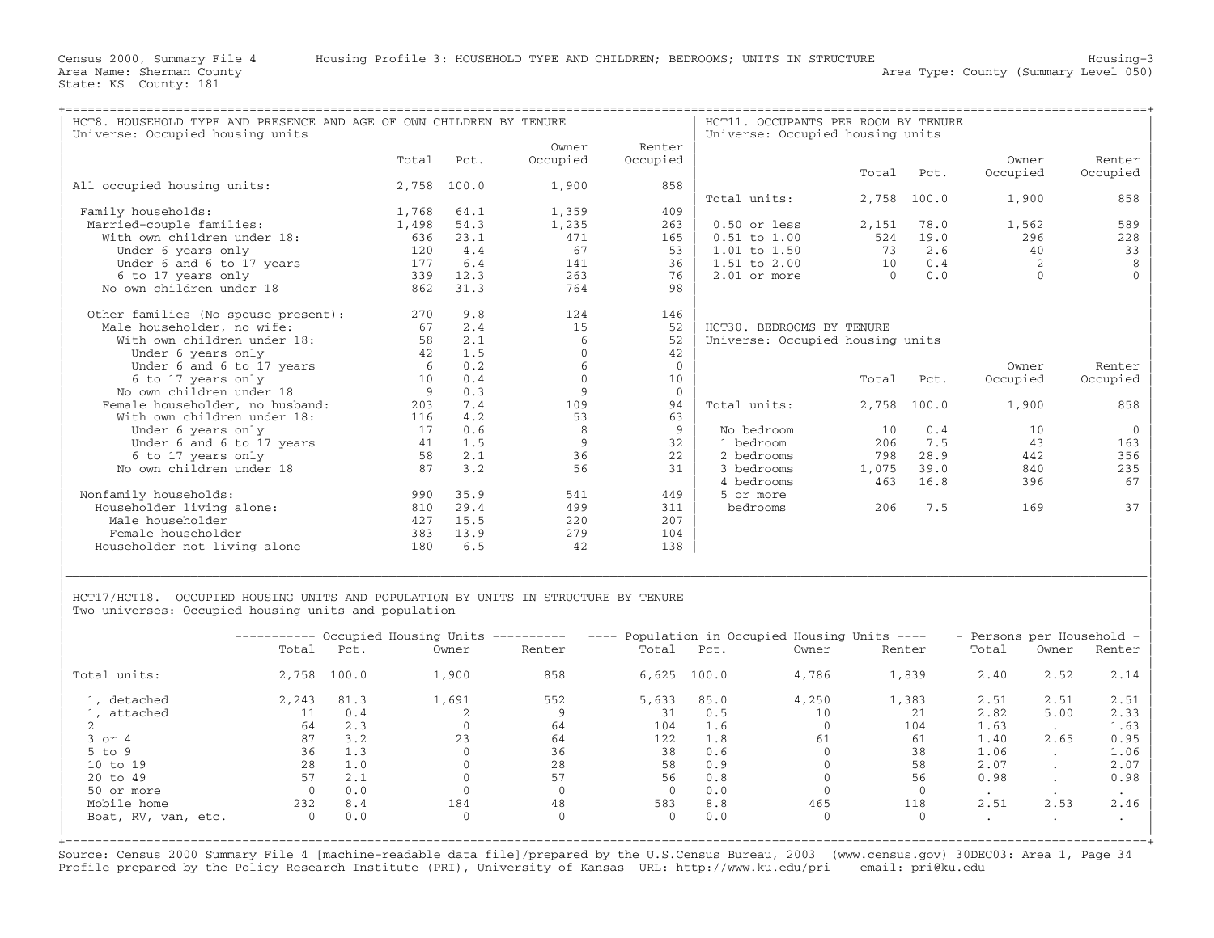Census 2000, Summary File 4 — Housing Profile 3: HOUSEHOLD TYPE AND CHILDREN; BEDROOMS; UNITS IN STRUCTURE — Housing-3

Area Name: Sherman County — Area Type: County (Summary Level 050)

State: KS County: 181

## HCT8. HOUSEHOLD TYPE AND PRESENCE AND AGE OF OWN CHILDREN BY TENURE

Universe: Occupied housing units

| | Total | Pct. | Owner Occupied | Renter Occupied |
|---|---|---|---|---|
| All occupied housing units: | 2,758 | 100.0 | 1,900 | 858 |
| Family households: | 1,768 | 64.1 | 1,359 | 409 |
| Married-couple families: | 1,498 | 54.3 | 1,235 | 263 |
| With own children under 18: | 636 | 23.1 | 471 | 165 |
| Under 6 years only | 120 | 4.4 | 67 | 53 |
| Under 6 and 6 to 17 years | 177 | 6.4 | 141 | 36 |
| 6 to 17 years only | 339 | 12.3 | 263 | 76 |
| No own children under 18 | 862 | 31.3 | 764 | 98 |
| Other families (No spouse present): | 270 | 9.8 | 124 | 146 |
| Male householder, no wife: | 67 | 2.4 | 15 | 52 |
| With own children under 18: | 58 | 2.1 | 6 | 52 |
| Under 6 years only | 42 | 1.5 | 0 | 42 |
| Under 6 and 6 to 17 years | 6 | 0.2 | 6 | 0 |
| 6 to 17 years only | 10 | 0.4 | 0 | 10 |
| No own children under 18 | 9 | 0.3 | 9 | 0 |
| Female householder, no husband: | 203 | 7.4 | 109 | 94 |
| With own children under 18: | 116 | 4.2 | 53 | 63 |
| Under 6 years only | 17 | 0.6 | 8 | 9 |
| Under 6 and 6 to 17 years | 41 | 1.5 | 9 | 32 |
| 6 to 17 years only | 58 | 2.1 | 36 | 22 |
| No own children under 18 | 87 | 3.2 | 56 | 31 |
| Nonfamily households: | 990 | 35.9 | 541 | 449 |
| Householder living alone: | 810 | 29.4 | 499 | 311 |
| Male householder | 427 | 15.5 | 220 | 207 |
| Female householder | 383 | 13.9 | 279 | 104 |
| Householder not living alone | 180 | 6.5 | 42 | 138 |

## HCT11. OCCUPANTS PER ROOM BY TENURE

Universe: Occupied housing units

| | Total | Pct. | Owner Occupied | Renter Occupied |
|---|---|---|---|---|
| Total units: | 2,758 | 100.0 | 1,900 | 858 |
| 0.50 or less | 2,151 | 78.0 | 1,562 | 589 |
| 0.51 to 1.00 | 524 | 19.0 | 296 | 228 |
| 1.01 to 1.50 | 73 | 2.6 | 40 | 33 |
| 1.51 to 2.00 | 10 | 0.4 | 2 | 8 |
| 2.01 or more | 0 | 0.0 | 0 | 0 |

## HCT30. BEDROOMS BY TENURE

Universe: Occupied housing units

| | Total | Pct. | Owner Occupied | Renter Occupied |
|---|---|---|---|---|
| Total units: | 2,758 | 100.0 | 1,900 | 858 |
| No bedroom | 10 | 0.4 | 10 | 0 |
| 1 bedroom | 206 | 7.5 | 43 | 163 |
| 2 bedrooms | 798 | 28.9 | 442 | 356 |
| 3 bedrooms | 1,075 | 39.0 | 840 | 235 |
| 4 bedrooms | 463 | 16.8 | 396 | 67 |
| 5 or more bedrooms | 206 | 7.5 | 169 | 37 |

## HCT17/HCT18. OCCUPIED HOUSING UNITS AND POPULATION BY UNITS IN STRUCTURE BY TENURE

Two universes: Occupied housing units and population

| | Occupied Housing Units | | | | Population in Occupied Housing Units | | | | Persons per Household | | |
|---|---|---|---|---|---|---|---|---|---|---|---|
| | Total | Pct. | Owner | Renter | Total | Pct. | Owner | Renter | Total | Owner | Renter |
| Total units: | 2,758 | 100.0 | 1,900 | 858 | 6,625 | 100.0 | 4,786 | 1,839 | 2.40 | 2.52 | 2.14 |
| 1, detached | 2,243 | 81.3 | 1,691 | 552 | 5,633 | 85.0 | 4,250 | 1,383 | 2.51 | 2.51 | 2.51 |
| 1, attached | 11 | 0.4 | 2 | 9 | 31 | 0.5 | 10 | 21 | 2.82 | 5.00 | 2.33 |
| 2 | 64 | 2.3 | 0 | 64 | 104 | 1.6 | 0 | 104 | 1.63 | . | 1.63 |
| 3 or 4 | 87 | 3.2 | 23 | 64 | 122 | 1.8 | 61 | 61 | 1.40 | 2.65 | 0.95 |
| 5 to 9 | 36 | 1.3 | 0 | 36 | 38 | 0.6 | 0 | 38 | 1.06 | . | 1.06 |
| 10 to 19 | 28 | 1.0 | 0 | 28 | 58 | 0.9 | 0 | 58 | 2.07 | . | 2.07 |
| 20 to 49 | 57 | 2.1 | 0 | 57 | 56 | 0.8 | 0 | 56 | 0.98 | . | 0.98 |
| 50 or more | 0 | 0.0 | 0 | 0 | 0 | 0.0 | 0 | 0 | . | . | . |
| Mobile home | 232 | 8.4 | 184 | 48 | 583 | 8.8 | 465 | 118 | 2.51 | 2.53 | 2.46 |
| Boat, RV, van, etc. | 0 | 0.0 | 0 | 0 | 0 | 0.0 | 0 | 0 | . | . | . |

Source: Census 2000 Summary File 4 [machine-readable data file]/prepared by the U.S.Census Bureau, 2003 (www.census.gov) 30DEC03: Area 1, Page 34
Profile prepared by the Policy Research Institute (PRI), University of Kansas URL: http://www.ku.edu/pri email: pri@ku.edu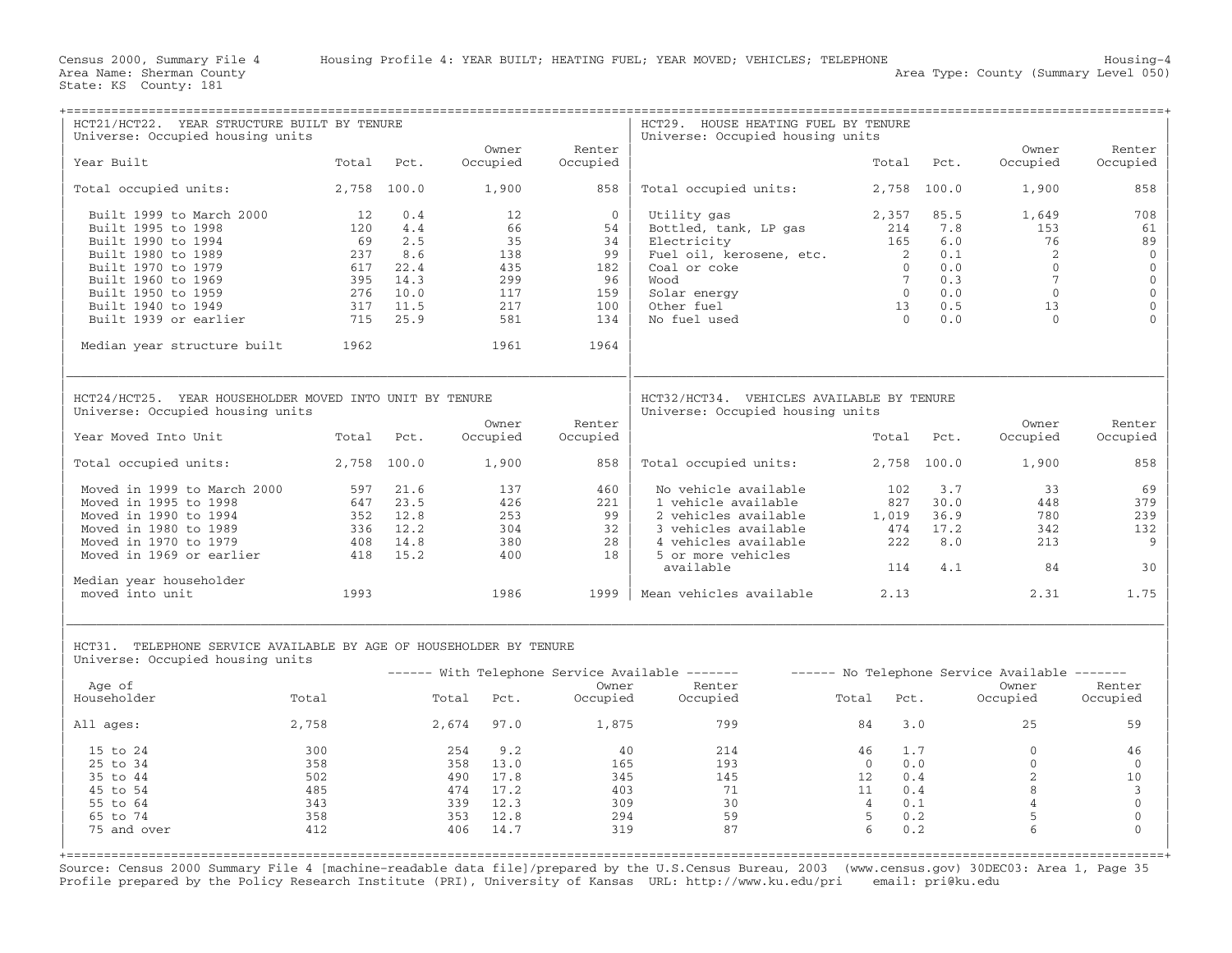Census 2000, Summary File 4 Housing Profile 4: YEAR BUILT; HEATING FUEL; YEAR MOVED; VEHICLES; TELEPHONE Housing-4
Area Name: Sherman County Area Type: County (Summary Level 050)
State: KS County: 181

## HCT21/HCT22. YEAR STRUCTURE BUILT BY TENURE

Universe: Occupied housing units

| Year Built | Total | Pct. | Owner Occupied | Renter Occupied |
|---|---|---|---|---|
| Total occupied units: | 2,758 | 100.0 | 1,900 | 858 |
| Built 1999 to March 2000 | 12 | 0.4 | 12 | 0 |
| Built 1995 to 1998 | 120 | 4.4 | 66 | 54 |
| Built 1990 to 1994 | 69 | 2.5 | 35 | 34 |
| Built 1980 to 1989 | 237 | 8.6 | 138 | 99 |
| Built 1970 to 1979 | 617 | 22.4 | 435 | 182 |
| Built 1960 to 1969 | 395 | 14.3 | 299 | 96 |
| Built 1950 to 1959 | 276 | 10.0 | 117 | 159 |
| Built 1940 to 1949 | 317 | 11.5 | 217 | 100 |
| Built 1939 or earlier | 715 | 25.9 | 581 | 134 |
| Median year structure built | 1962 | | 1961 | 1964 |

## HCT29. HOUSE HEATING FUEL BY TENURE

Universe: Occupied housing units

| | Total | Pct. | Owner Occupied | Renter Occupied |
|---|---|---|---|---|
| Total occupied units: | 2,758 | 100.0 | 1,900 | 858 |
| Utility gas | 2,357 | 85.5 | 1,649 | 708 |
| Bottled, tank, LP gas | 214 | 7.8 | 153 | 61 |
| Electricity | 165 | 6.0 | 76 | 89 |
| Fuel oil, kerosene, etc. | 2 | 0.1 | 2 | 0 |
| Coal or coke | 0 | 0.0 | 0 | 0 |
| Wood | 7 | 0.3 | 7 | 0 |
| Solar energy | 0 | 0.0 | 0 | 0 |
| Other fuel | 13 | 0.5 | 13 | 0 |
| No fuel used | 0 | 0.0 | 0 | 0 |

## HCT24/HCT25. YEAR HOUSEHOLDER MOVED INTO UNIT BY TENURE

Universe: Occupied housing units

| Year Moved Into Unit | Total | Pct. | Owner Occupied | Renter Occupied |
|---|---|---|---|---|
| Total occupied units: | 2,758 | 100.0 | 1,900 | 858 |
| Moved in 1999 to March 2000 | 597 | 21.6 | 137 | 460 |
| Moved in 1995 to 1998 | 647 | 23.5 | 426 | 221 |
| Moved in 1990 to 1994 | 352 | 12.8 | 253 | 99 |
| Moved in 1980 to 1989 | 336 | 12.2 | 304 | 32 |
| Moved in 1970 to 1979 | 408 | 14.8 | 380 | 28 |
| Moved in 1969 or earlier | 418 | 15.2 | 400 | 18 |
| Median year householder moved into unit | 1993 | | 1986 | 1999 |

## HCT32/HCT34. VEHICLES AVAILABLE BY TENURE

Universe: Occupied housing units

| | Total | Pct. | Owner Occupied | Renter Occupied |
|---|---|---|---|---|
| Total occupied units: | 2,758 | 100.0 | 1,900 | 858 |
| No vehicle available | 102 | 3.7 | 33 | 69 |
| 1 vehicle available | 827 | 30.0 | 448 | 379 |
| 2 vehicles available | 1,019 | 36.9 | 780 | 239 |
| 3 vehicles available | 474 | 17.2 | 342 | 132 |
| 4 vehicles available | 222 | 8.0 | 213 | 9 |
| 5 or more vehicles available | 114 | 4.1 | 84 | 30 |
| Mean vehicles available | 2.13 | | 2.31 | 1.75 |

## HCT31. TELEPHONE SERVICE AVAILABLE BY AGE OF HOUSEHOLDER BY TENURE

Universe: Occupied housing units

| | | With Telephone Service Available | | | | No Telephone Service Available | | | |
|---|---|---|---|---|---|---|---|---|---|
| Age of Householder | Total | Total | Pct. | Owner Occupied | Renter Occupied | Total | Pct. | Owner Occupied | Renter Occupied |
| All ages: | 2,758 | 2,674 | 97.0 | 1,875 | 799 | 84 | 3.0 | 25 | 59 |
| 15 to 24 | 300 | 254 | 9.2 | 40 | 214 | 46 | 1.7 | 0 | 46 |
| 25 to 34 | 358 | 358 | 13.0 | 165 | 193 | 0 | 0.0 | 0 | 0 |
| 35 to 44 | 502 | 490 | 17.8 | 345 | 145 | 12 | 0.4 | 2 | 10 |
| 45 to 54 | 485 | 474 | 17.2 | 403 | 71 | 11 | 0.4 | 8 | 3 |
| 55 to 64 | 343 | 339 | 12.3 | 309 | 30 | 4 | 0.1 | 4 | 0 |
| 65 to 74 | 358 | 353 | 12.8 | 294 | 59 | 5 | 0.2 | 5 | 0 |
| 75 and over | 412 | 406 | 14.7 | 319 | 87 | 6 | 0.2 | 6 | 0 |

Source: Census 2000 Summary File 4 [machine-readable data file]/prepared by the U.S.Census Bureau, 2003 (www.census.gov) 30DEC03: Area 1, Page 35
Profile prepared by the Policy Research Institute (PRI), University of Kansas URL: http://www.ku.edu/pri email: pri@ku.edu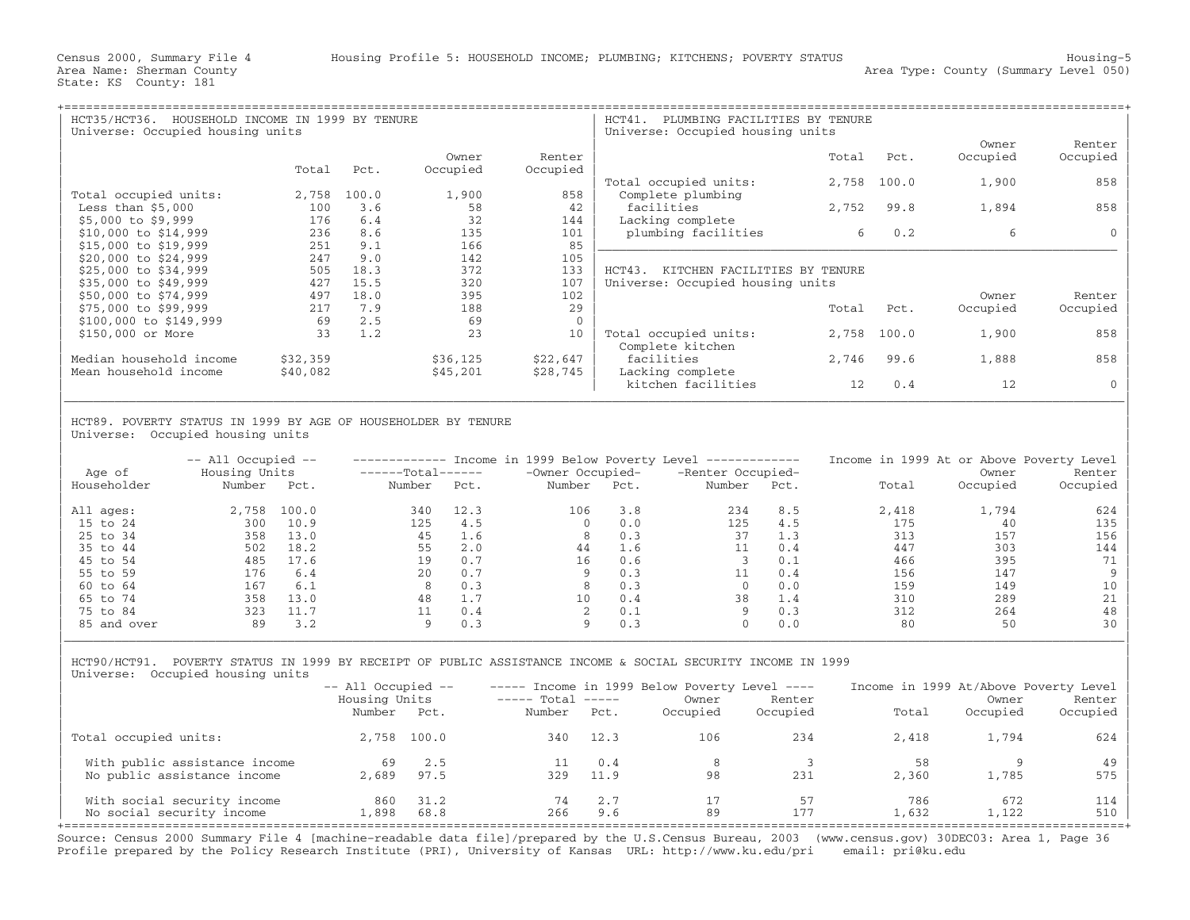Census 2000, Summary File 4 — Housing Profile 5: HOUSEHOLD INCOME; PLUMBING; KITCHENS; POVERTY STATUS — Housing-5

Area Name: Sherman County — Area Type: County (Summary Level 050)

State: KS County: 181

## HCT35/HCT36. HOUSEHOLD INCOME IN 1999 BY TENURE

Universe: Occupied housing units

| | Total | Pct. | Owner Occupied | Renter Occupied |
|---|---|---|---|---|
| Total occupied units: | 2,758 | 100.0 | 1,900 | 858 |
| Less than $5,000 | 100 | 3.6 | 58 | 42 |
| $5,000 to $9,999 | 176 | 6.4 | 32 | 144 |
| $10,000 to $14,999 | 236 | 8.6 | 135 | 101 |
| $15,000 to $19,999 | 251 | 9.1 | 166 | 85 |
| $20,000 to $24,999 | 247 | 9.0 | 142 | 105 |
| $25,000 to $34,999 | 505 | 18.3 | 372 | 133 |
| $35,000 to $49,999 | 427 | 15.5 | 320 | 107 |
| $50,000 to $74,999 | 497 | 18.0 | 395 | 102 |
| $75,000 to $99,999 | 217 | 7.9 | 188 | 29 |
| $100,000 to $149,999 | 69 | 2.5 | 69 | 0 |
| $150,000 or More | 33 | 1.2 | 23 | 10 |
| Median household income | $32,359 | | $36,125 | $22,647 |
| Mean household income | $40,082 | | $45,201 | $28,745 |

## HCT41. PLUMBING FACILITIES BY TENURE

Universe: Occupied housing units

| | Total | Pct. | Owner Occupied | Renter Occupied |
|---|---|---|---|---|
| Total occupied units: | 2,758 | 100.0 | 1,900 | 858 |
| Complete plumbing facilities | 2,752 | 99.8 | 1,894 | 858 |
| Lacking complete plumbing facilities | 6 | 0.2 | 6 | 0 |

## HCT43. KITCHEN FACILITIES BY TENURE

Universe: Occupied housing units

| | Total | Pct. | Owner Occupied | Renter Occupied |
|---|---|---|---|---|
| Total occupied units: | 2,758 | 100.0 | 1,900 | 858 |
| Complete kitchen facilities | 2,746 | 99.6 | 1,888 | 858 |
| Lacking complete kitchen facilities | 12 | 0.4 | 12 | 0 |

## HCT89. POVERTY STATUS IN 1999 BY AGE OF HOUSEHOLDER BY TENURE

Universe: Occupied housing units

| Age of Householder | All Occupied Housing Units Number | Pct. | Below Poverty Total Number | Pct. | Owner Occupied Number | Pct. | Renter Occupied Number | Pct. | At or Above Poverty Total | Owner Occupied | Renter Occupied |
|---|---|---|---|---|---|---|---|---|---|---|---|
| All ages: | 2,758 | 100.0 | 340 | 12.3 | 106 | 3.8 | 234 | 8.5 | 2,418 | 1,794 | 624 |
| 15 to 24 | 300 | 10.9 | 125 | 4.5 | 0 | 0.0 | 125 | 4.5 | 175 | 40 | 135 |
| 25 to 34 | 358 | 13.0 | 45 | 1.6 | 8 | 0.3 | 37 | 1.3 | 313 | 157 | 156 |
| 35 to 44 | 502 | 18.2 | 55 | 2.0 | 44 | 1.6 | 11 | 0.4 | 447 | 303 | 144 |
| 45 to 54 | 485 | 17.6 | 19 | 0.7 | 16 | 0.6 | 3 | 0.1 | 466 | 395 | 71 |
| 55 to 59 | 176 | 6.4 | 20 | 0.7 | 9 | 0.3 | 11 | 0.4 | 156 | 147 | 9 |
| 60 to 64 | 167 | 6.1 | 8 | 0.3 | 8 | 0.3 | 0 | 0.0 | 159 | 149 | 10 |
| 65 to 74 | 358 | 13.0 | 48 | 1.7 | 10 | 0.4 | 38 | 1.4 | 310 | 289 | 21 |
| 75 to 84 | 323 | 11.7 | 11 | 0.4 | 2 | 0.1 | 9 | 0.3 | 312 | 264 | 48 |
| 85 and over | 89 | 3.2 | 9 | 0.3 | 9 | 0.3 | 0 | 0.0 | 80 | 50 | 30 |

## HCT90/HCT91. POVERTY STATUS IN 1999 BY RECEIPT OF PUBLIC ASSISTANCE INCOME & SOCIAL SECURITY INCOME IN 1999

Universe: Occupied housing units

| | All Occupied Housing Units Number | Pct. | Below Poverty Total Number | Pct. | Owner Occupied | Renter Occupied | At/Above Poverty Total | Owner Occupied | Renter Occupied |
|---|---|---|---|---|---|---|---|---|---|
| Total occupied units: | 2,758 | 100.0 | 340 | 12.3 | 106 | 234 | 2,418 | 1,794 | 624 |
| With public assistance income | 69 | 2.5 | 11 | 0.4 | 8 | 3 | 58 | 9 | 49 |
| No public assistance income | 2,689 | 97.5 | 329 | 11.9 | 98 | 231 | 2,360 | 1,785 | 575 |
| With social security income | 860 | 31.2 | 74 | 2.7 | 17 | 57 | 786 | 672 | 114 |
| No social security income | 1,898 | 68.8 | 266 | 9.6 | 89 | 177 | 1,632 | 1,122 | 510 |

Source: Census 2000 Summary File 4 [machine-readable data file]/prepared by the U.S.Census Bureau, 2003 (www.census.gov) 30DEC03: Area 1, Page 36
Profile prepared by the Policy Research Institute (PRI), University of Kansas URL: http://www.ku.edu/pri email: pri@ku.edu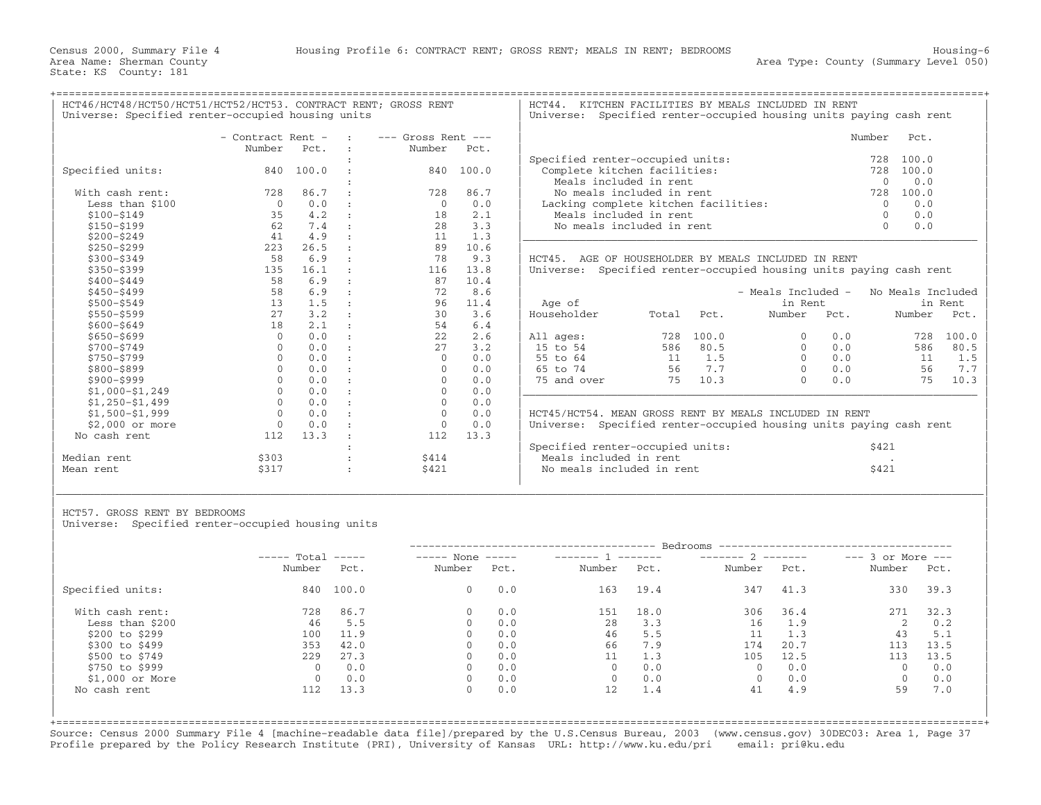Census 2000, Summary File 4 — Housing Profile 6: CONTRACT RENT; GROSS RENT; MEALS IN RENT; BEDROOMS — Housing-6

Area Name: Sherman County — Area Type: County (Summary Level 050)

State: KS County: 181

## HCT46/HCT48/HCT50/HCT51/HCT52/HCT53. CONTRACT RENT; GROSS RENT

Universe: Specified renter-occupied housing units

| | Contract Rent Number | Contract Rent Pct. | Gross Rent Number | Gross Rent Pct. |
|---|---|---|---|---|
| Specified units: | 840 | 100.0 | 840 | 100.0 |
| With cash rent: | 728 | 86.7 | 728 | 86.7 |
| Less than $100 | 0 | 0.0 | 0 | 0.0 |
| $100-$149 | 35 | 4.2 | 18 | 2.1 |
| $150-$199 | 62 | 7.4 | 28 | 3.3 |
| $200-$249 | 41 | 4.9 | 11 | 1.3 |
| $250-$299 | 223 | 26.5 | 89 | 10.6 |
| $300-$349 | 58 | 6.9 | 78 | 9.3 |
| $350-$399 | 135 | 16.1 | 116 | 13.8 |
| $400-$449 | 58 | 6.9 | 87 | 10.4 |
| $450-$499 | 58 | 6.9 | 72 | 8.6 |
| $500-$549 | 13 | 1.5 | 96 | 11.4 |
| $550-$599 | 27 | 3.2 | 30 | 3.6 |
| $600-$649 | 18 | 2.1 | 54 | 6.4 |
| $650-$699 | 0 | 0.0 | 22 | 2.6 |
| $700-$749 | 0 | 0.0 | 27 | 3.2 |
| $750-$799 | 0 | 0.0 | 0 | 0.0 |
| $800-$899 | 0 | 0.0 | 0 | 0.0 |
| $900-$999 | 0 | 0.0 | 0 | 0.0 |
| $1,000-$1,249 | 0 | 0.0 | 0 | 0.0 |
| $1,250-$1,499 | 0 | 0.0 | 0 | 0.0 |
| $1,500-$1,999 | 0 | 0.0 | 0 | 0.0 |
| $2,000 or more | 0 | 0.0 | 0 | 0.0 |
| No cash rent | 112 | 13.3 | 112 | 13.3 |
| Median rent | $303 | | $414 | |
| Mean rent | $317 | | $421 | |

## HCT44. KITCHEN FACILITIES BY MEALS INCLUDED IN RENT

Universe: Specified renter-occupied housing units paying cash rent

| | Number | Pct. |
|---|---|---|
| Specified renter-occupied units: | 728 | 100.0 |
| Complete kitchen facilities: | 728 | 100.0 |
| Meals included in rent | 0 | 0.0 |
| No meals included in rent | 728 | 100.0 |
| Lacking complete kitchen facilities: | 0 | 0.0 |
| Meals included in rent | 0 | 0.0 |
| No meals included in rent | 0 | 0.0 |

## HCT45. AGE OF HOUSEHOLDER BY MEALS INCLUDED IN RENT

Universe: Specified renter-occupied housing units paying cash rent

| Age of Householder | Total | Pct. | Meals Included in Rent Number | Meals Included in Rent Pct. | No Meals Included in Rent Number | No Meals Included in Rent Pct. |
|---|---|---|---|---|---|---|
| All ages: | 728 | 100.0 | 0 | 0.0 | 728 | 100.0 |
| 15 to 54 | 586 | 80.5 | 0 | 0.0 | 586 | 80.5 |
| 55 to 64 | 11 | 1.5 | 0 | 0.0 | 11 | 1.5 |
| 65 to 74 | 56 | 7.7 | 0 | 0.0 | 56 | 7.7 |
| 75 and over | 75 | 10.3 | 0 | 0.0 | 75 | 10.3 |

## HCT45/HCT54. MEAN GROSS RENT BY MEALS INCLUDED IN RENT

Universe: Specified renter-occupied housing units paying cash rent

| | |
|---|---|
| Specified renter-occupied units: | $421 |
| Meals included in rent | . |
| No meals included in rent | $421 |

## HCT57. GROSS RENT BY BEDROOMS

Universe: Specified renter-occupied housing units

| | Total Number | Total Pct. | None Number | None Pct. | 1 Number | 1 Pct. | 2 Number | 2 Pct. | 3 or More Number | 3 or More Pct. |
|---|---|---|---|---|---|---|---|---|---|---|
| Specified units: | 840 | 100.0 | 0 | 0.0 | 163 | 19.4 | 347 | 41.3 | 330 | 39.3 |
| With cash rent: | 728 | 86.7 | 0 | 0.0 | 151 | 18.0 | 306 | 36.4 | 271 | 32.3 |
| Less than $200 | 46 | 5.5 | 0 | 0.0 | 28 | 3.3 | 16 | 1.9 | 2 | 0.2 |
| $200 to $299 | 100 | 11.9 | 0 | 0.0 | 46 | 5.5 | 11 | 1.3 | 43 | 5.1 |
| $300 to $499 | 353 | 42.0 | 0 | 0.0 | 66 | 7.9 | 174 | 20.7 | 113 | 13.5 |
| $500 to $749 | 229 | 27.3 | 0 | 0.0 | 11 | 1.3 | 105 | 12.5 | 113 | 13.5 |
| $750 to $999 | 0 | 0.0 | 0 | 0.0 | 0 | 0.0 | 0 | 0.0 | 0 | 0.0 |
| $1,000 or More | 0 | 0.0 | 0 | 0.0 | 0 | 0.0 | 0 | 0.0 | 0 | 0.0 |
| No cash rent | 112 | 13.3 | 0 | 0.0 | 12 | 1.4 | 41 | 4.9 | 59 | 7.0 |

Source: Census 2000 Summary File 4 [machine-readable data file]/prepared by the U.S.Census Bureau, 2003 (www.census.gov) 30DEC03: Area 1, Page 37
Profile prepared by the Policy Research Institute (PRI), University of Kansas URL: http://www.ku.edu/pri email: pri@ku.edu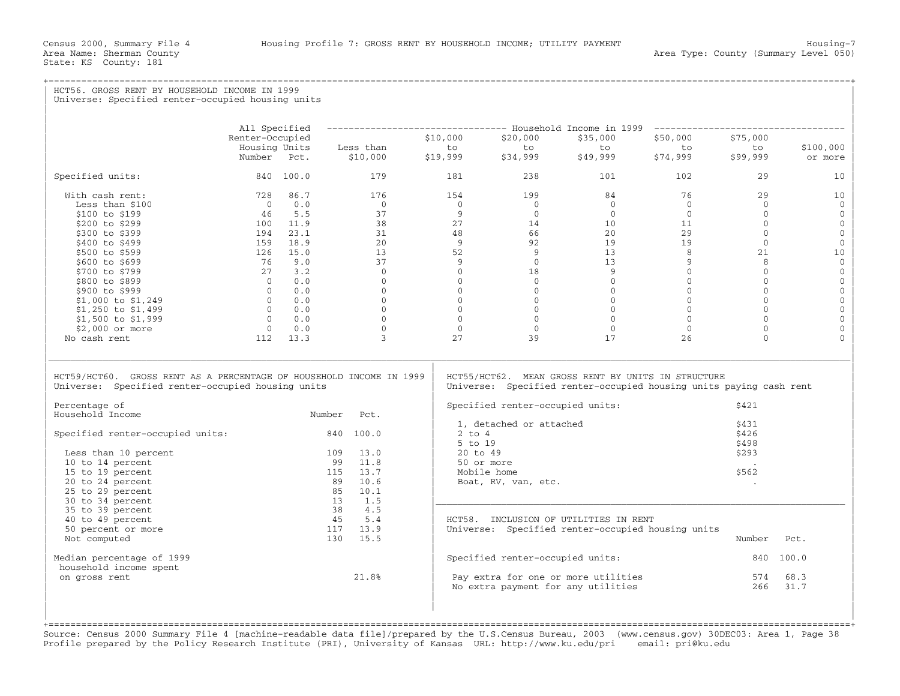Census 2000, Summary File 4 — Housing Profile 7: GROSS RENT BY HOUSEHOLD INCOME; UTILITY PAYMENT — Housing-7
Area Name: Sherman County — Area Type: County (Summary Level 050)
State: KS County: 181

## HCT56. GROSS RENT BY HOUSEHOLD INCOME IN 1999

Universe: Specified renter-occupied housing units

| | All Specified Renter-Occupied Housing Units Number | Pct. | Household Income in 1999: Less than $10,000 | $10,000 to $19,999 | $20,000 to $34,999 | $35,000 to $49,999 | $50,000 to $74,999 | $75,000 to $99,999 | $100,000 or more |
|---|---|---|---|---|---|---|---|---|---|
| Specified units: | 840 | 100.0 | 179 | 181 | 238 | 101 | 102 | 29 | 10 |
| With cash rent: | 728 | 86.7 | 176 | 154 | 199 | 84 | 76 | 29 | 10 |
| Less than $100 | 0 | 0.0 | 0 | 0 | 0 | 0 | 0 | 0 | 0 |
| $100 to $199 | 46 | 5.5 | 37 | 9 | 0 | 0 | 0 | 0 | 0 |
| $200 to $299 | 100 | 11.9 | 38 | 27 | 14 | 10 | 11 | 0 | 0 |
| $300 to $399 | 194 | 23.1 | 31 | 48 | 66 | 20 | 29 | 0 | 0 |
| $400 to $499 | 159 | 18.9 | 20 | 9 | 92 | 19 | 19 | 0 | 0 |
| $500 to $599 | 126 | 15.0 | 13 | 52 | 9 | 13 | 8 | 21 | 10 |
| $600 to $699 | 76 | 9.0 | 37 | 9 | 0 | 13 | 9 | 8 | 0 |
| $700 to $799 | 27 | 3.2 | 0 | 0 | 18 | 9 | 0 | 0 | 0 |
| $800 to $899 | 0 | 0.0 | 0 | 0 | 0 | 0 | 0 | 0 | 0 |
| $900 to $999 | 0 | 0.0 | 0 | 0 | 0 | 0 | 0 | 0 | 0 |
| $1,000 to $1,249 | 0 | 0.0 | 0 | 0 | 0 | 0 | 0 | 0 | 0 |
| $1,250 to $1,499 | 0 | 0.0 | 0 | 0 | 0 | 0 | 0 | 0 | 0 |
| $1,500 to $1,999 | 0 | 0.0 | 0 | 0 | 0 | 0 | 0 | 0 | 0 |
| $2,000 or more | 0 | 0.0 | 0 | 0 | 0 | 0 | 0 | 0 | 0 |
| No cash rent | 112 | 13.3 | 3 | 27 | 39 | 17 | 26 | 0 | 0 |

## HCT59/HCT60. GROSS RENT AS A PERCENTAGE OF HOUSEHOLD INCOME IN 1999

Universe: Specified renter-occupied housing units

| Percentage of Household Income | Number | Pct. |
|---|---|---|
| Specified renter-occupied units: | 840 | 100.0 |
| Less than 10 percent | 109 | 13.0 |
| 10 to 14 percent | 99 | 11.8 |
| 15 to 19 percent | 115 | 13.7 |
| 20 to 24 percent | 89 | 10.6 |
| 25 to 29 percent | 85 | 10.1 |
| 30 to 34 percent | 13 | 1.5 |
| 35 to 39 percent | 38 | 4.5 |
| 40 to 49 percent | 45 | 5.4 |
| 50 percent or more | 117 | 13.9 |
| Not computed | 130 | 15.5 |
| Median percentage of 1999 household income spent on gross rent | | 21.8% |

## HCT55/HCT62. MEAN GROSS RENT BY UNITS IN STRUCTURE

Universe: Specified renter-occupied housing units paying cash rent

| | |
|---|---|
| Specified renter-occupied units: | $421 |
| 1, detached or attached | $431 |
| 2 to 4 | $426 |
| 5 to 19 | $498 |
| 20 to 49 | $293 |
| 50 or more | . |
| Mobile home | $562 |
| Boat, RV, van, etc. | . |

## HCT58. INCLUSION OF UTILITIES IN RENT

Universe: Specified renter-occupied housing units

| | Number | Pct. |
|---|---|---|
| Specified renter-occupied units: | 840 | 100.0 |
| Pay extra for one or more utilities | 574 | 68.3 |
| No extra payment for any utilities | 266 | 31.7 |

Source: Census 2000 Summary File 4 [machine-readable data file]/prepared by the U.S.Census Bureau, 2003 (www.census.gov) 30DEC03: Area 1, Page 38
Profile prepared by the Policy Research Institute (PRI), University of Kansas URL: http://www.ku.edu/pri email: pri@ku.edu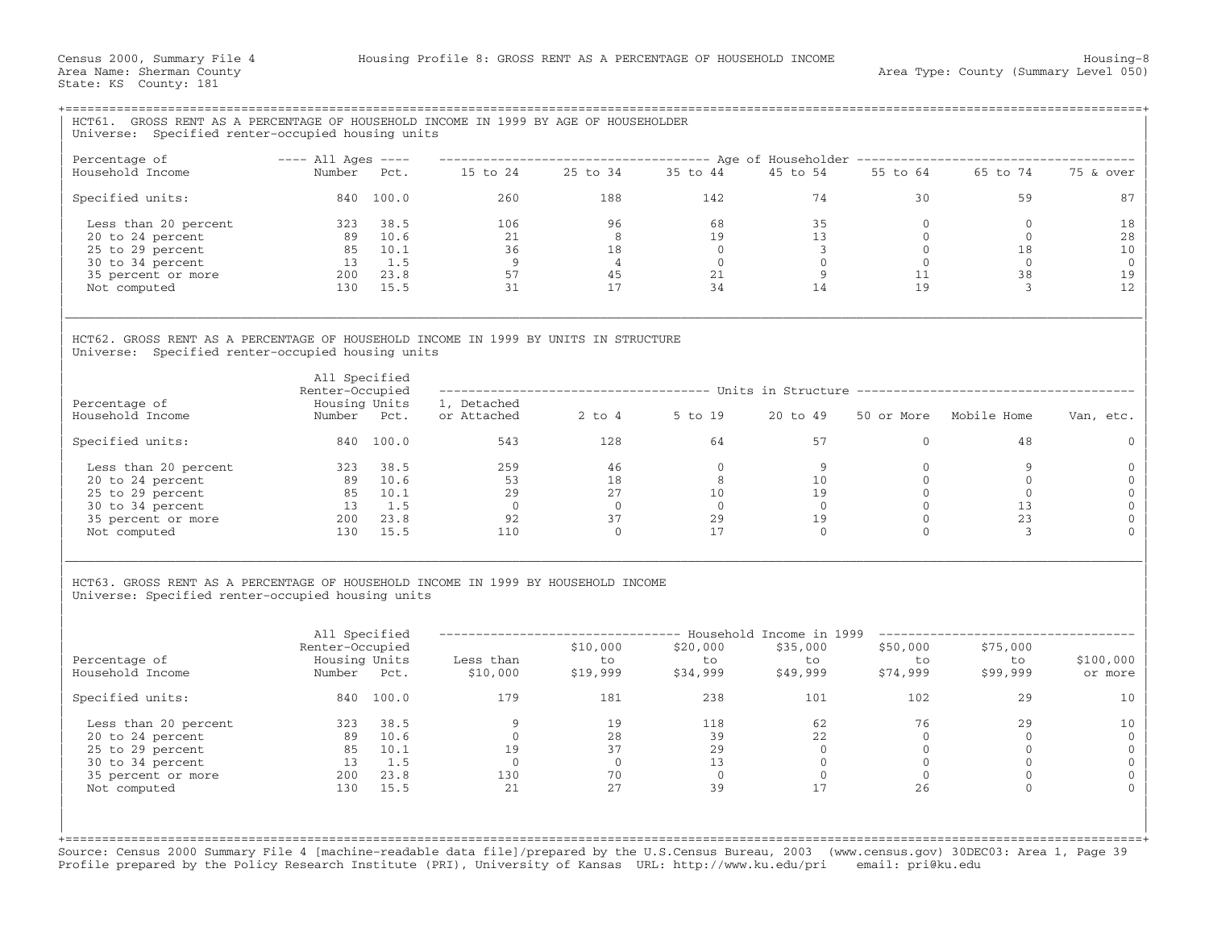Census 2000, Summary File 4 — Housing Profile 8: GROSS RENT AS A PERCENTAGE OF HOUSEHOLD INCOME — Housing-8

Area Name: Sherman County — Area Type: County (Summary Level 050)

State: KS County: 181

## HCT61. GROSS RENT AS A PERCENTAGE OF HOUSEHOLD INCOME IN 1999 BY AGE OF HOUSEHOLDER

Universe: Specified renter-occupied housing units

| Percentage of Household Income | All Ages Number | All Ages Pct. | 15 to 24 | 25 to 34 | 35 to 44 | 45 to 54 | 55 to 64 | 65 to 74 | 75 & over |
|---|---|---|---|---|---|---|---|---|---|
| Specified units: | 840 | 100.0 | 260 | 188 | 142 | 74 | 30 | 59 | 87 |
| Less than 20 percent | 323 | 38.5 | 106 | 96 | 68 | 35 | 0 | 0 | 18 |
| 20 to 24 percent | 89 | 10.6 | 21 | 8 | 19 | 13 | 0 | 0 | 28 |
| 25 to 29 percent | 85 | 10.1 | 36 | 18 | 0 | 3 | 0 | 18 | 10 |
| 30 to 34 percent | 13 | 1.5 | 9 | 4 | 0 | 0 | 0 | 0 | 0 |
| 35 percent or more | 200 | 23.8 | 57 | 45 | 21 | 9 | 11 | 38 | 19 |
| Not computed | 130 | 15.5 | 31 | 17 | 34 | 14 | 19 | 3 | 12 |

## HCT62. GROSS RENT AS A PERCENTAGE OF HOUSEHOLD INCOME IN 1999 BY UNITS IN STRUCTURE

Universe: Specified renter-occupied housing units

| Percentage of Household Income | All Specified Renter-Occupied Housing Units Number | Pct. | 1, Detached or Attached | 2 to 4 | 5 to 19 | 20 to 49 | 50 or More | Mobile Home | Van, etc. |
|---|---|---|---|---|---|---|---|---|---|
| Specified units: | 840 | 100.0 | 543 | 128 | 64 | 57 | 0 | 48 | 0 |
| Less than 20 percent | 323 | 38.5 | 259 | 46 | 0 | 9 | 0 | 9 | 0 |
| 20 to 24 percent | 89 | 10.6 | 53 | 18 | 8 | 10 | 0 | 0 | 0 |
| 25 to 29 percent | 85 | 10.1 | 29 | 27 | 10 | 19 | 0 | 0 | 0 |
| 30 to 34 percent | 13 | 1.5 | 0 | 0 | 0 | 0 | 0 | 13 | 0 |
| 35 percent or more | 200 | 23.8 | 92 | 37 | 29 | 19 | 0 | 23 | 0 |
| Not computed | 130 | 15.5 | 110 | 0 | 17 | 0 | 0 | 3 | 0 |

## HCT63. GROSS RENT AS A PERCENTAGE OF HOUSEHOLD INCOME IN 1999 BY HOUSEHOLD INCOME

Universe: Specified renter-occupied housing units

| Percentage of Household Income | All Specified Renter-Occupied Housing Units Number | Pct. | Less than $10,000 | $10,000 to $19,999 | $20,000 to $34,999 | $35,000 to $49,999 | $50,000 to $74,999 | $75,000 to $99,999 | $100,000 or more |
|---|---|---|---|---|---|---|---|---|---|
| Specified units: | 840 | 100.0 | 179 | 181 | 238 | 101 | 102 | 29 | 10 |
| Less than 20 percent | 323 | 38.5 | 9 | 19 | 118 | 62 | 76 | 29 | 10 |
| 20 to 24 percent | 89 | 10.6 | 0 | 28 | 39 | 22 | 0 | 0 | 0 |
| 25 to 29 percent | 85 | 10.1 | 19 | 37 | 29 | 0 | 0 | 0 | 0 |
| 30 to 34 percent | 13 | 1.5 | 0 | 0 | 13 | 0 | 0 | 0 | 0 |
| 35 percent or more | 200 | 23.8 | 130 | 70 | 0 | 0 | 0 | 0 | 0 |
| Not computed | 130 | 15.5 | 21 | 27 | 39 | 17 | 26 | 0 | 0 |

Source: Census 2000 Summary File 4 [machine-readable data file]/prepared by the U.S.Census Bureau, 2003 (www.census.gov) 30DEC03: Area 1, Page 39
Profile prepared by the Policy Research Institute (PRI), University of Kansas URL: http://www.ku.edu/pri email: pri@ku.edu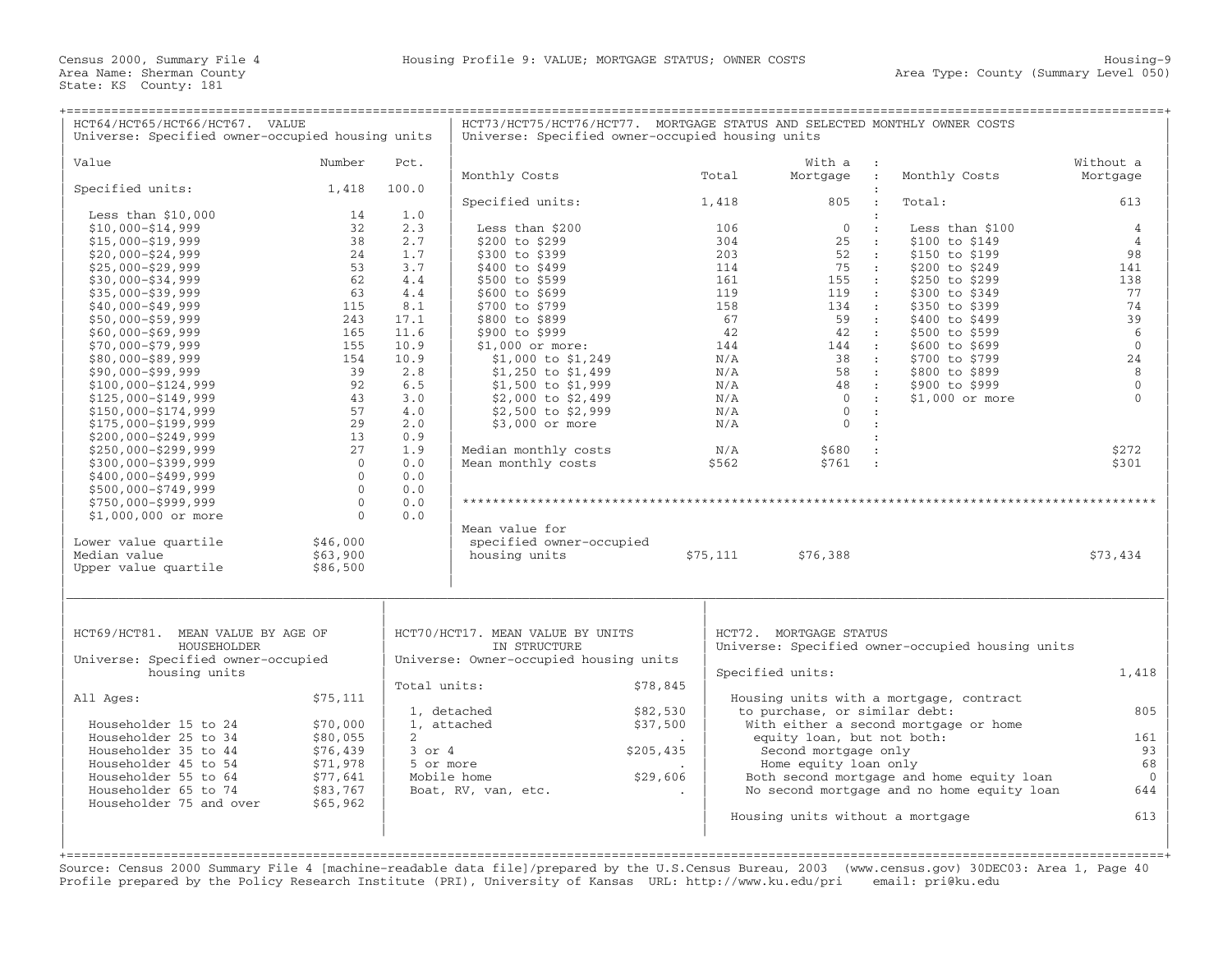Census 2000, Summary File 4 — Housing Profile 9: VALUE; MORTGAGE STATUS; OWNER COSTS — Housing-9

Area Name: Sherman County — Area Type: County (Summary Level 050)

State: KS County: 181

## HCT64/HCT65/HCT66/HCT67. VALUE

Universe: Specified owner-occupied housing units

| Value | Number | Pct. |
|---|---|---|
| Specified units: | 1,418 | 100.0 |
| Less than $10,000 | 14 | 1.0 |
| $10,000-$14,999 | 32 | 2.3 |
| $15,000-$19,999 | 38 | 2.7 |
| $20,000-$24,999 | 24 | 1.7 |
| $25,000-$29,999 | 53 | 3.7 |
| $30,000-$34,999 | 62 | 4.4 |
| $35,000-$39,999 | 63 | 4.4 |
| $40,000-$49,999 | 115 | 8.1 |
| $50,000-$59,999 | 243 | 17.1 |
| $60,000-$69,999 | 165 | 11.6 |
| $70,000-$79,999 | 155 | 10.9 |
| $80,000-$89,999 | 154 | 10.9 |
| $90,000-$99,999 | 39 | 2.8 |
| $100,000-$124,999 | 92 | 6.5 |
| $125,000-$149,999 | 43 | 3.0 |
| $150,000-$174,999 | 57 | 4.0 |
| $175,000-$199,999 | 29 | 2.0 |
| $200,000-$249,999 | 13 | 0.9 |
| $250,000-$299,999 | 27 | 1.9 |
| $300,000-$399,999 | 0 | 0.0 |
| $400,000-$499,999 | 0 | 0.0 |
| $500,000-$749,999 | 0 | 0.0 |
| $750,000-$999,999 | 0 | 0.0 |
| $1,000,000 or more | 0 | 0.0 |
| Lower value quartile | $46,000 | |
| Median value | $63,900 | |
| Upper value quartile | $86,500 | |

## HCT73/HCT75/HCT76/HCT77. MORTGAGE STATUS AND SELECTED MONTHLY OWNER COSTS

Universe: Specified owner-occupied housing units

| Monthly Costs | Total | With a Mortgage | Monthly Costs | Without a Mortgage |
|---|---|---|---|---|
| Specified units: | 1,418 | 805 | Total: | 613 |
| Less than $200 | 106 | 0 | Less than $100 | 4 |
| $200 to $299 | 304 | 25 | $100 to $149 | 4 |
| $300 to $399 | 203 | 52 | $150 to $199 | 98 |
| $400 to $499 | 114 | 75 | $200 to $249 | 141 |
| $500 to $599 | 161 | 155 | $250 to $299 | 138 |
| $600 to $699 | 119 | 119 | $300 to $349 | 77 |
| $700 to $799 | 158 | 134 | $350 to $399 | 74 |
| $800 to $899 | 67 | 59 | $400 to $499 | 39 |
| $900 to $999 | 42 | 42 | $500 to $599 | 6 |
| $1,000 or more: | 144 | 144 | $600 to $699 | 0 |
| $1,000 to $1,249 | N/A | 38 | $700 to $799 | 24 |
| $1,250 to $1,499 | N/A | 58 | $800 to $899 | 8 |
| $1,500 to $1,999 | N/A | 48 | $900 to $999 | 0 |
| $2,000 to $2,499 | N/A | 0 | $1,000 or more | 0 |
| $2,500 to $2,999 | N/A | 0 | | |
| $3,000 or more | N/A | 0 | | |
| Median monthly costs | N/A | $680 | | $272 |
| Mean monthly costs | $562 | $761 | | $301 |
| Mean value for specified owner-occupied housing units | $75,111 | $76,388 | | $73,434 |

## HCT69/HCT81. MEAN VALUE BY AGE OF HOUSEHOLDER

Universe: Specified owner-occupied housing units

| | |
|---|---|
| All Ages: | $75,111 |
| Householder 15 to 24 | $70,000 |
| Householder 25 to 34 | $80,055 |
| Householder 35 to 44 | $76,439 |
| Householder 45 to 54 | $71,978 |
| Householder 55 to 64 | $77,641 |
| Householder 65 to 74 | $83,767 |
| Householder 75 and over | $65,962 |

## HCT70/HCT17. MEAN VALUE BY UNITS IN STRUCTURE

Universe: Owner-occupied housing units

| | |
|---|---|
| Total units: | $78,845 |
| 1, detached | $82,530 |
| 1, attached | $37,500 |
| 2 | . |
| 3 or 4 | $205,435 |
| 5 or more | . |
| Mobile home | $29,606 |
| Boat, RV, van, etc. | . |

## HCT72. MORTGAGE STATUS

Universe: Specified owner-occupied housing units

| | |
|---|---|
| Specified units: | 1,418 |
| Housing units with a mortgage, contract to purchase, or similar debt: | 805 |
| With either a second mortgage or home equity loan, but not both: | 161 |
| Second mortgage only | 93 |
| Home equity loan only | 68 |
| Both second mortgage and home equity loan | 0 |
| No second mortgage and no home equity loan | 644 |
| Housing units without a mortgage | 613 |

Source: Census 2000 Summary File 4 [machine-readable data file]/prepared by the U.S.Census Bureau, 2003 (www.census.gov) 30DEC03: Area 1, Page 40

Profile prepared by the Policy Research Institute (PRI), University of Kansas URL: http://www.ku.edu/pri email: pri@ku.edu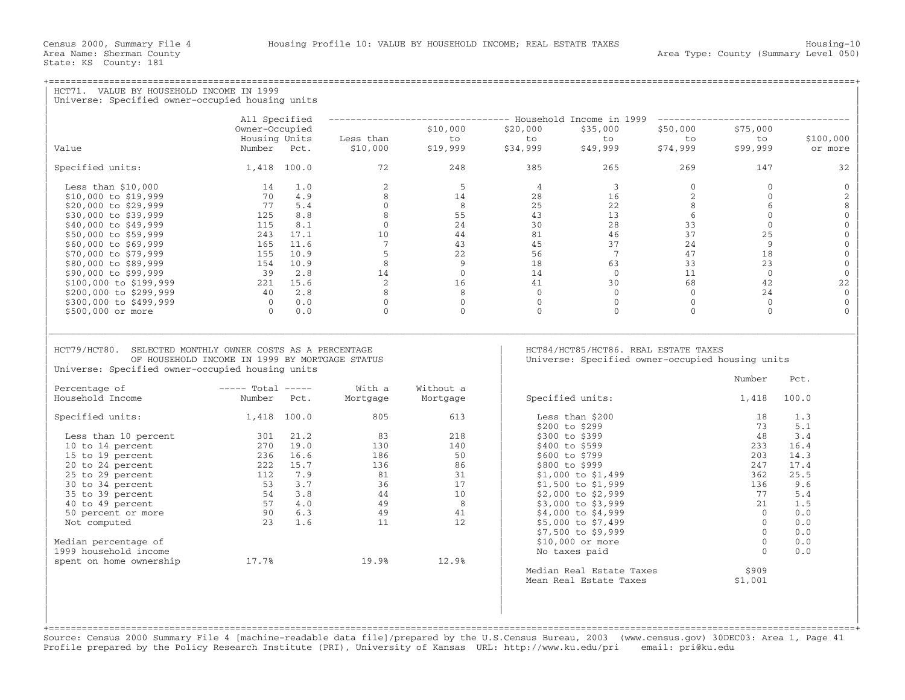Census 2000, Summary File 4 — Housing Profile 10: VALUE BY HOUSEHOLD INCOME; REAL ESTATE TAXES

Area Name: Sherman County
State: KS County: 181
Area Type: County (Summary Level 050)

## HCT71. VALUE BY HOUSEHOLD INCOME IN 1999

Universe: Specified owner-occupied housing units

| Value | All Specified Owner-Occupied Housing Units Number | Pct. | Household Income in 1999: Less than $10,000 | $10,000 to $19,999 | $20,000 to $34,999 | $35,000 to $49,999 | $50,000 to $74,999 | $75,000 to $99,999 | $100,000 or more |
|---|---|---|---|---|---|---|---|---|---|
| Specified units: | 1,418 | 100.0 | 72 | 248 | 385 | 265 | 269 | 147 | 32 |
| Less than $10,000 | 14 | 1.0 | 2 | 5 | 4 | 3 | 0 | 0 | 0 |
| $10,000 to $19,999 | 70 | 4.9 | 8 | 14 | 28 | 16 | 2 | 0 | 2 |
| $20,000 to $29,999 | 77 | 5.4 | 0 | 8 | 25 | 22 | 8 | 6 | 8 |
| $30,000 to $39,999 | 125 | 8.8 | 8 | 55 | 43 | 13 | 6 | 0 | 0 |
| $40,000 to $49,999 | 115 | 8.1 | 0 | 24 | 30 | 28 | 33 | 0 | 0 |
| $50,000 to $59,999 | 243 | 17.1 | 10 | 44 | 81 | 46 | 37 | 25 | 0 |
| $60,000 to $69,999 | 165 | 11.6 | 7 | 43 | 45 | 37 | 24 | 9 | 0 |
| $70,000 to $79,999 | 155 | 10.9 | 5 | 22 | 56 | 7 | 47 | 18 | 0 |
| $80,000 to $89,999 | 154 | 10.9 | 8 | 9 | 18 | 63 | 33 | 23 | 0 |
| $90,000 to $99,999 | 39 | 2.8 | 14 | 0 | 14 | 0 | 11 | 0 | 0 |
| $100,000 to $199,999 | 221 | 15.6 | 2 | 16 | 41 | 30 | 68 | 42 | 22 |
| $200,000 to $299,999 | 40 | 2.8 | 8 | 8 | 0 | 0 | 0 | 24 | 0 |
| $300,000 to $499,999 | 0 | 0.0 | 0 | 0 | 0 | 0 | 0 | 0 | 0 |
| $500,000 or more | 0 | 0.0 | 0 | 0 | 0 | 0 | 0 | 0 | 0 |

## HCT79/HCT80. SELECTED MONTHLY OWNER COSTS AS A PERCENTAGE OF HOUSEHOLD INCOME IN 1999 BY MORTGAGE STATUS

Universe: Specified owner-occupied housing units

| Percentage of Household Income | Total Number | Total Pct. | With a Mortgage | Without a Mortgage |
|---|---|---|---|---|
| Specified units: | 1,418 | 100.0 | 805 | 613 |
| Less than 10 percent | 301 | 21.2 | 83 | 218 |
| 10 to 14 percent | 270 | 19.0 | 130 | 140 |
| 15 to 19 percent | 236 | 16.6 | 186 | 50 |
| 20 to 24 percent | 222 | 15.7 | 136 | 86 |
| 25 to 29 percent | 112 | 7.9 | 81 | 31 |
| 30 to 34 percent | 53 | 3.7 | 36 | 17 |
| 35 to 39 percent | 54 | 3.8 | 44 | 10 |
| 40 to 49 percent | 57 | 4.0 | 49 | 8 |
| 50 percent or more | 90 | 6.3 | 49 | 41 |
| Not computed | 23 | 1.6 | 11 | 12 |
| Median percentage of 1999 household income spent on home ownership | 17.7% | | 19.9% | 12.9% |

## HCT84/HCT85/HCT86. REAL ESTATE TAXES

Universe: Specified owner-occupied housing units

| | Number | Pct. |
|---|---|---|
| Specified units: | 1,418 | 100.0 |
| Less than $200 | 18 | 1.3 |
| $200 to $299 | 73 | 5.1 |
| $300 to $399 | 48 | 3.4 |
| $400 to $599 | 233 | 16.4 |
| $600 to $799 | 203 | 14.3 |
| $800 to $999 | 247 | 17.4 |
| $1,000 to $1,499 | 362 | 25.5 |
| $1,500 to $1,999 | 136 | 9.6 |
| $2,000 to $2,999 | 77 | 5.4 |
| $3,000 to $3,999 | 21 | 1.5 |
| $4,000 to $4,999 | 0 | 0.0 |
| $5,000 to $7,499 | 0 | 0.0 |
| $7,500 to $9,999 | 0 | 0.0 |
| $10,000 or more | 0 | 0.0 |
| No taxes paid | 0 | 0.0 |
| Median Real Estate Taxes | $909 | |
| Mean Real Estate Taxes | $1,001 | |

Source: Census 2000 Summary File 4 [machine-readable data file]/prepared by the U.S.Census Bureau, 2003 (www.census.gov) 30DEC03: Area 1, Page 41
Profile prepared by the Policy Research Institute (PRI), University of Kansas URL: http://www.ku.edu/pri email: pri@ku.edu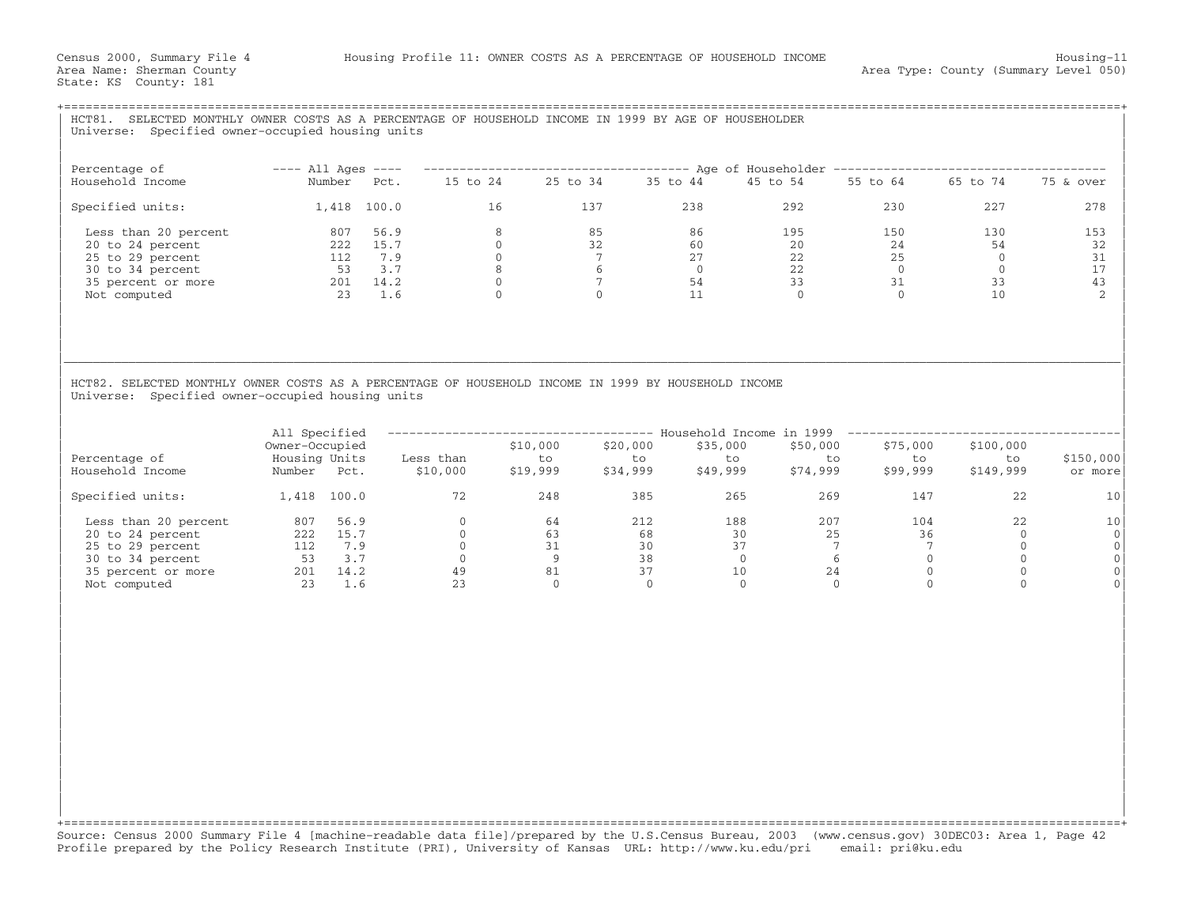Census 2000, Summary File 4 — Housing Profile 11: OWNER COSTS AS A PERCENTAGE OF HOUSEHOLD INCOME — Housing-11

Area Name: Sherman County — Area Type: County (Summary Level 050)

State: KS County: 181

## HCT81. SELECTED MONTHLY OWNER COSTS AS A PERCENTAGE OF HOUSEHOLD INCOME IN 1999 BY AGE OF HOUSEHOLDER

Universe: Specified owner-occupied housing units

| Percentage of Household Income | All Ages Number | All Ages Pct. | 15 to 24 | 25 to 34 | 35 to 44 | 45 to 54 | 55 to 64 | 65 to 74 | 75 & over |
|---|---|---|---|---|---|---|---|---|---|
| Specified units: | 1,418 | 100.0 | 16 | 137 | 238 | 292 | 230 | 227 | 278 |
| Less than 20 percent | 807 | 56.9 | 8 | 85 | 86 | 195 | 150 | 130 | 153 |
| 20 to 24 percent | 222 | 15.7 | 0 | 32 | 60 | 20 | 24 | 54 | 32 |
| 25 to 29 percent | 112 | 7.9 | 0 | 7 | 27 | 22 | 25 | 0 | 31 |
| 30 to 34 percent | 53 | 3.7 | 8 | 6 | 0 | 22 | 0 | 0 | 17 |
| 35 percent or more | 201 | 14.2 | 0 | 7 | 54 | 33 | 31 | 33 | 43 |
| Not computed | 23 | 1.6 | 0 | 0 | 11 | 0 | 0 | 10 | 2 |

## HCT82. SELECTED MONTHLY OWNER COSTS AS A PERCENTAGE OF HOUSEHOLD INCOME IN 1999 BY HOUSEHOLD INCOME

Universe: Specified owner-occupied housing units

| Percentage of Household Income | All Specified Owner-Occupied Housing Units Number | Pct. | Less than $10,000 | $10,000 to $19,999 | $20,000 to $34,999 | $35,000 to $49,999 | $50,000 to $74,999 | $75,000 to $99,999 | $100,000 to $149,999 | $150,000 or more |
|---|---|---|---|---|---|---|---|---|---|---|
| Specified units: | 1,418 | 100.0 | 72 | 248 | 385 | 265 | 269 | 147 | 22 | 10 |
| Less than 20 percent | 807 | 56.9 | 0 | 64 | 212 | 188 | 207 | 104 | 22 | 10 |
| 20 to 24 percent | 222 | 15.7 | 0 | 63 | 68 | 30 | 25 | 36 | 0 | 0 |
| 25 to 29 percent | 112 | 7.9 | 0 | 31 | 30 | 37 | 7 | 7 | 0 | 0 |
| 30 to 34 percent | 53 | 3.7 | 0 | 9 | 38 | 0 | 6 | 0 | 0 | 0 |
| 35 percent or more | 201 | 14.2 | 49 | 81 | 37 | 10 | 24 | 0 | 0 | 0 |
| Not computed | 23 | 1.6 | 23 | 0 | 0 | 0 | 0 | 0 | 0 | 0 |

Source: Census 2000 Summary File 4 [machine-readable data file]/prepared by the U.S.Census Bureau, 2003 (www.census.gov) 30DEC03: Area 1, Page 42
Profile prepared by the Policy Research Institute (PRI), University of Kansas URL: http://www.ku.edu/pri email: pri@ku.edu